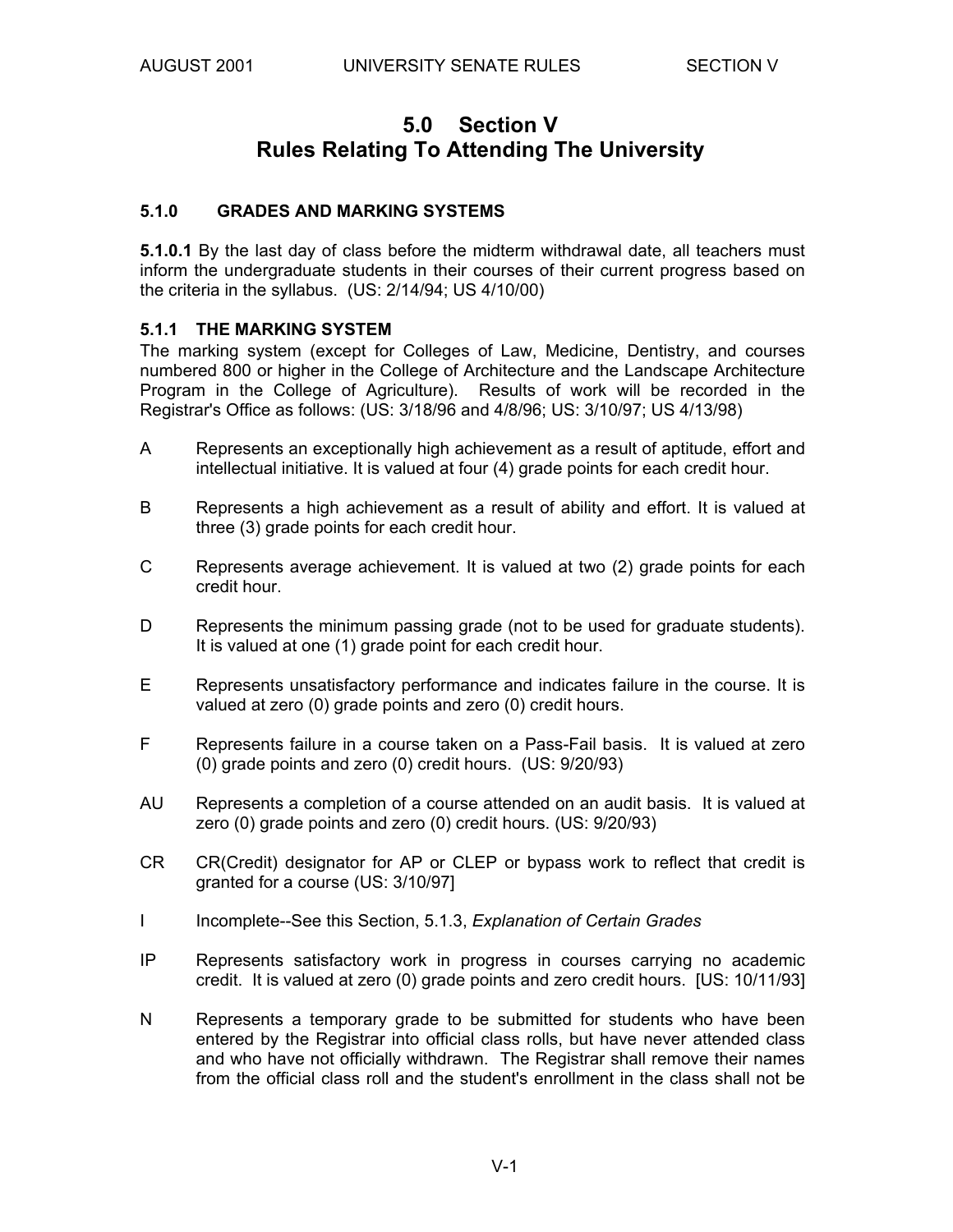# 5.0 Section V
# Rules Relating To Attending The University

### 5.1.0 GRADES AND MARKING SYSTEMS

**5.1.0.1** By the last day of class before the midterm withdrawal date, all teachers must inform the undergraduate students in their courses of their current progress based on the criteria in the syllabus. (US: 2/14/94; US 4/10/00)

### 5.1.1 THE MARKING SYSTEM

The marking system (except for Colleges of Law, Medicine, Dentistry, and courses numbered 800 or higher in the College of Architecture and the Landscape Architecture Program in the College of Agriculture). Results of work will be recorded in the Registrar's Office as follows: (US: 3/18/96 and 4/8/96; US: 3/10/97; US 4/13/98)

A Represents an exceptionally high achievement as a result of aptitude, effort and intellectual initiative. It is valued at four (4) grade points for each credit hour.

B Represents a high achievement as a result of ability and effort. It is valued at three (3) grade points for each credit hour.

C Represents average achievement. It is valued at two (2) grade points for each credit hour.

D Represents the minimum passing grade (not to be used for graduate students). It is valued at one (1) grade point for each credit hour.

E Represents unsatisfactory performance and indicates failure in the course. It is valued at zero (0) grade points and zero (0) credit hours.

F Represents failure in a course taken on a Pass-Fail basis. It is valued at zero (0) grade points and zero (0) credit hours. (US: 9/20/93)

AU Represents a completion of a course attended on an audit basis. It is valued at zero (0) grade points and zero (0) credit hours. (US: 9/20/93)

CR CR(Credit) designator for AP or CLEP or bypass work to reflect that credit is granted for a course (US: 3/10/97]

I Incomplete--See this Section, 5.1.3, *Explanation of Certain Grades*

IP Represents satisfactory work in progress in courses carrying no academic credit. It is valued at zero (0) grade points and zero credit hours. [US: 10/11/93]

N Represents a temporary grade to be submitted for students who have been entered by the Registrar into official class rolls, but have never attended class and who have not officially withdrawn. The Registrar shall remove their names from the official class roll and the student's enrollment in the class shall not be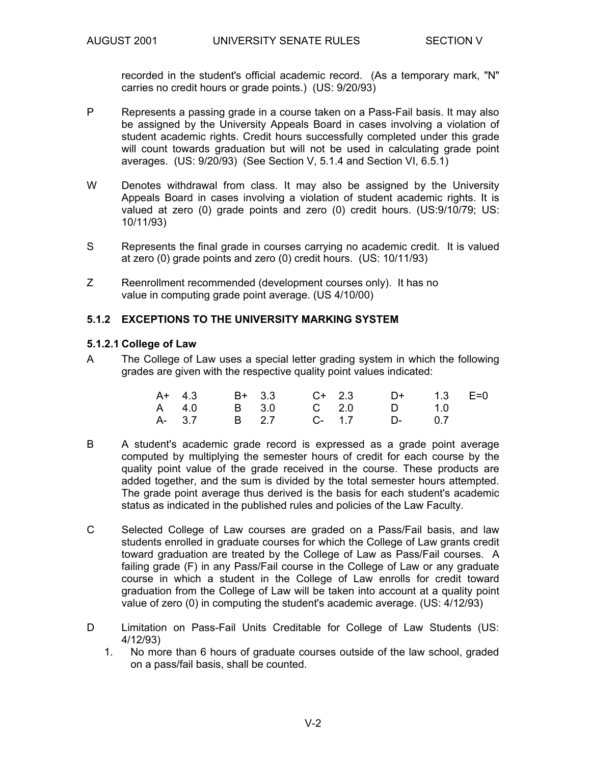recorded in the student's official academic record. (As a temporary mark, "N" carries no credit hours or grade points.) (US: 9/20/93)

P Represents a passing grade in a course taken on a Pass-Fail basis. It may also be assigned by the University Appeals Board in cases involving a violation of student academic rights. Credit hours successfully completed under this grade will count towards graduation but will not be used in calculating grade point averages. (US: 9/20/93) (See Section V, 5.1.4 and Section VI, 6.5.1)

W Denotes withdrawal from class. It may also be assigned by the University Appeals Board in cases involving a violation of student academic rights. It is valued at zero (0) grade points and zero (0) credit hours. (US:9/10/79; US: 10/11/93)

S Represents the final grade in courses carrying no academic credit. It is valued at zero (0) grade points and zero (0) credit hours. (US: 10/11/93)

Z Reenrollment recommended (development courses only). It has no value in computing grade point average. (US 4/10/00)

### 5.1.2 EXCEPTIONS TO THE UNIVERSITY MARKING SYSTEM

#### 5.1.2.1 College of Law

A The College of Law uses a special letter grading system in which the following grades are given with the respective quality point values indicated:

| | | | | | | | | |
|---|---|---|---|---|---|---|---|---|
| A+ | 4.3 | B+ | 3.3 | C+ | 2.3 | D+ | 1.3 | E=0 |
| A | 4.0 | B | 3.0 | C | 2.0 | D | 1.0 | |
| A- | 3.7 | B | 2.7 | C- | 1.7 | D- | 0.7 | |

B A student's academic grade record is expressed as a grade point average computed by multiplying the semester hours of credit for each course by the quality point value of the grade received in the course. These products are added together, and the sum is divided by the total semester hours attempted. The grade point average thus derived is the basis for each student's academic status as indicated in the published rules and policies of the Law Faculty.

C Selected College of Law courses are graded on a Pass/Fail basis, and law students enrolled in graduate courses for which the College of Law grants credit toward graduation are treated by the College of Law as Pass/Fail courses. A failing grade (F) in any Pass/Fail course in the College of Law or any graduate course in which a student in the College of Law enrolls for credit toward graduation from the College of Law will be taken into account at a quality point value of zero (0) in computing the student's academic average. (US: 4/12/93)

D Limitation on Pass-Fail Units Creditable for College of Law Students (US: 4/12/93)

1. No more than 6 hours of graduate courses outside of the law school, graded on a pass/fail basis, shall be counted.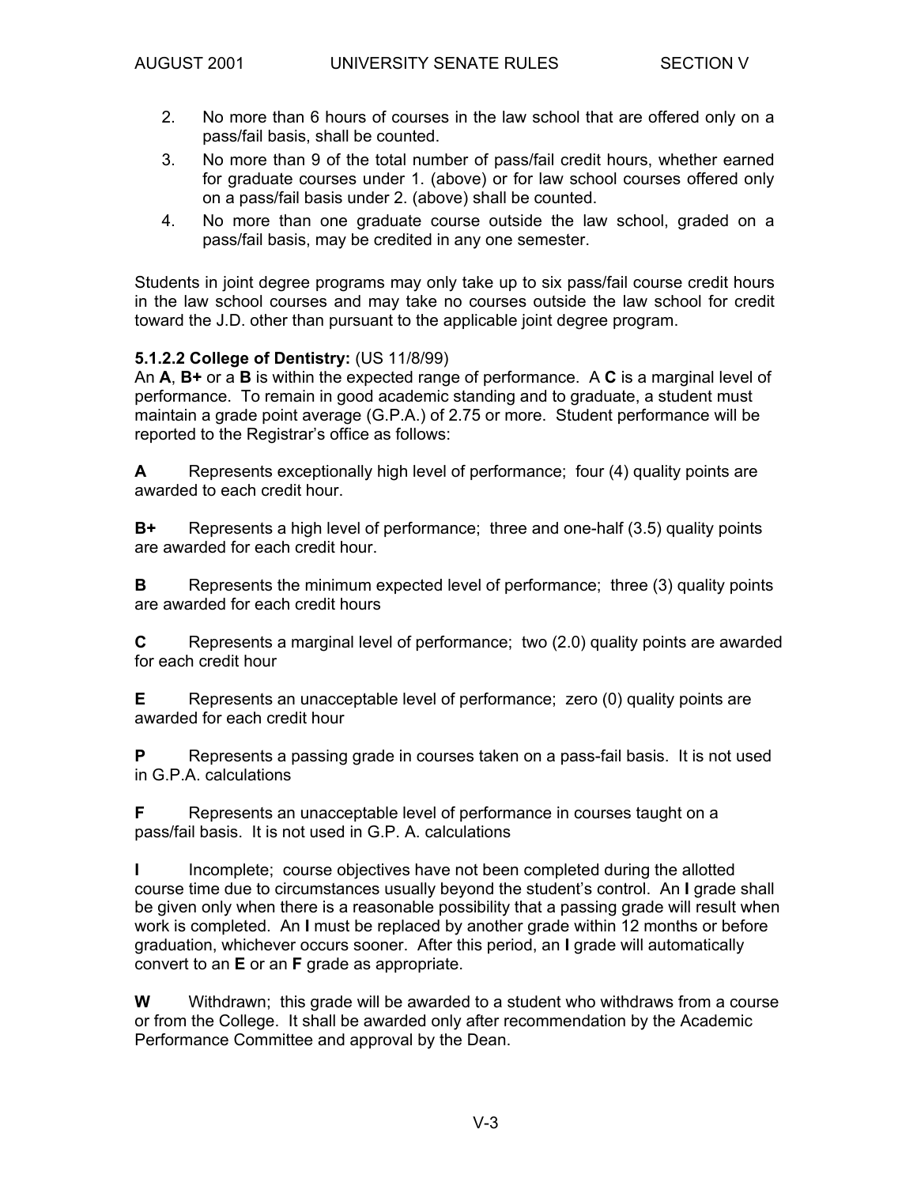2. No more than 6 hours of courses in the law school that are offered only on a pass/fail basis, shall be counted.
3. No more than 9 of the total number of pass/fail credit hours, whether earned for graduate courses under 1. (above) or for law school courses offered only on a pass/fail basis under 2. (above) shall be counted.
4. No more than one graduate course outside the law school, graded on a pass/fail basis, may be credited in any one semester.

Students in joint degree programs may only take up to six pass/fail course credit hours in the law school courses and may take no courses outside the law school for credit toward the J.D. other than pursuant to the applicable joint degree program.

**5.1.2.2 College of Dentistry:** (US 11/8/99)
An **A**, **B+** or a **B** is within the expected range of performance. A **C** is a marginal level of performance. To remain in good academic standing and to graduate, a student must maintain a grade point average (G.P.A.) of 2.75 or more. Student performance will be reported to the Registrar's office as follows:

**A** Represents exceptionally high level of performance; four (4) quality points are awarded to each credit hour.

**B+** Represents a high level of performance; three and one-half (3.5) quality points are awarded for each credit hour.

**B** Represents the minimum expected level of performance; three (3) quality points are awarded for each credit hours

**C** Represents a marginal level of performance; two (2.0) quality points are awarded for each credit hour

**E** Represents an unacceptable level of performance; zero (0) quality points are awarded for each credit hour

**P** Represents a passing grade in courses taken on a pass-fail basis. It is not used in G.P.A. calculations

**F** Represents an unacceptable level of performance in courses taught on a pass/fail basis. It is not used in G.P. A. calculations

**I** Incomplete; course objectives have not been completed during the allotted course time due to circumstances usually beyond the student's control. An **I** grade shall be given only when there is a reasonable possibility that a passing grade will result when work is completed. An **I** must be replaced by another grade within 12 months or before graduation, whichever occurs sooner. After this period, an **I** grade will automatically convert to an **E** or an **F** grade as appropriate.

**W** Withdrawn; this grade will be awarded to a student who withdraws from a course or from the College. It shall be awarded only after recommendation by the Academic Performance Committee and approval by the Dean.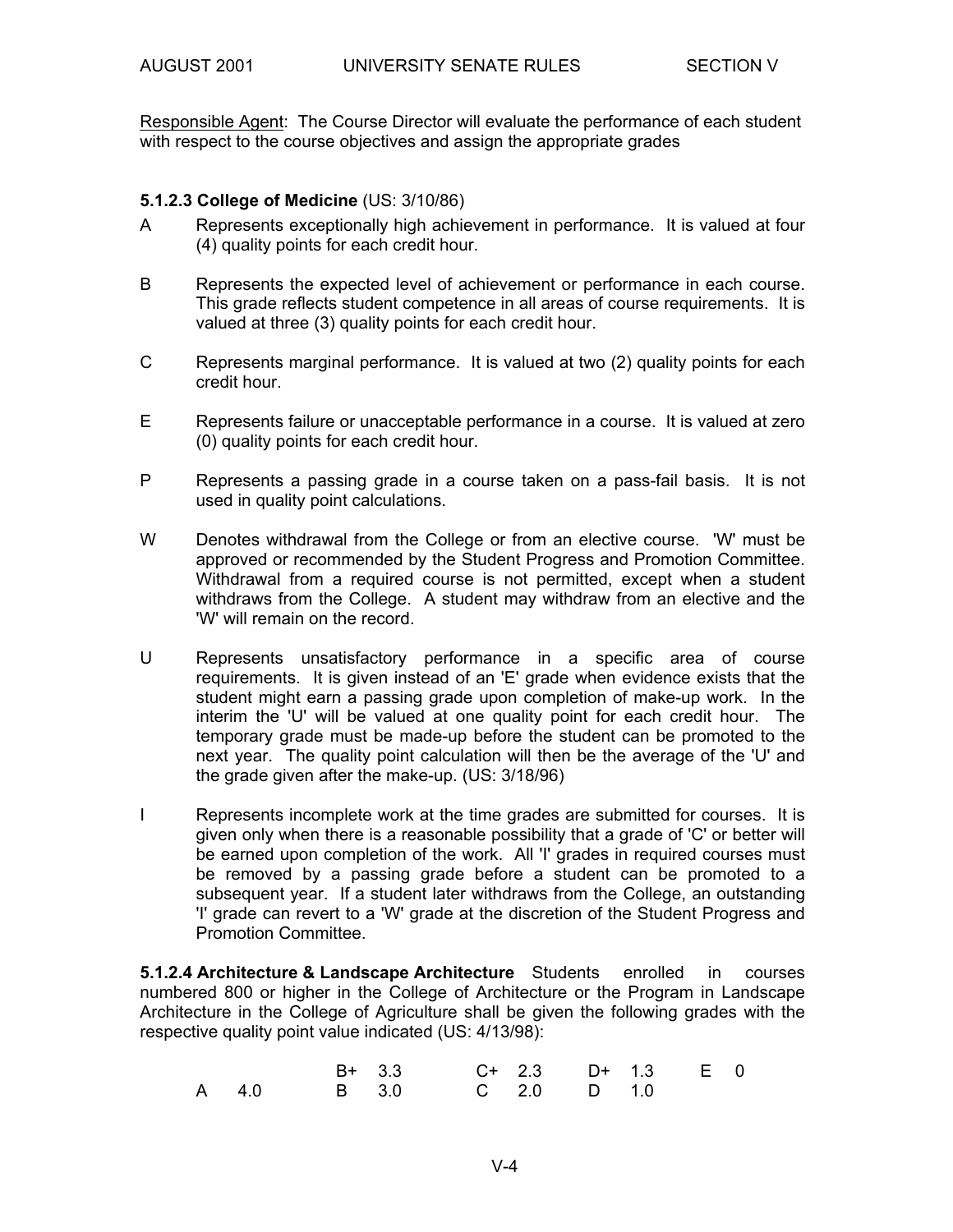Responsible Agent: The Course Director will evaluate the performance of each student with respect to the course objectives and assign the appropriate grades

**5.1.2.3 College of Medicine** (US: 3/10/86)

A Represents exceptionally high achievement in performance. It is valued at four (4) quality points for each credit hour.

B Represents the expected level of achievement or performance in each course. This grade reflects student competence in all areas of course requirements. It is valued at three (3) quality points for each credit hour.

C Represents marginal performance. It is valued at two (2) quality points for each credit hour.

E Represents failure or unacceptable performance in a course. It is valued at zero (0) quality points for each credit hour.

P Represents a passing grade in a course taken on a pass-fail basis. It is not used in quality point calculations.

W Denotes withdrawal from the College or from an elective course. 'W' must be approved or recommended by the Student Progress and Promotion Committee. Withdrawal from a required course is not permitted, except when a student withdraws from the College. A student may withdraw from an elective and the 'W' will remain on the record.

U Represents unsatisfactory performance in a specific area of course requirements. It is given instead of an 'E' grade when evidence exists that the student might earn a passing grade upon completion of make-up work. In the interim the 'U' will be valued at one quality point for each credit hour. The temporary grade must be made-up before the student can be promoted to the next year. The quality point calculation will then be the average of the 'U' and the grade given after the make-up. (US: 3/18/96)

I Represents incomplete work at the time grades are submitted for courses. It is given only when there is a reasonable possibility that a grade of 'C' or better will be earned upon completion of the work. All 'I' grades in required courses must be removed by a passing grade before a student can be promoted to a subsequent year. If a student later withdraws from the College, an outstanding 'I' grade can revert to a 'W' grade at the discretion of the Student Progress and Promotion Committee.

**5.1.2.4 Architecture & Landscape Architecture** Students enrolled in courses numbered 800 or higher in the College of Architecture or the Program in Landscape Architecture in the College of Agriculture shall be given the following grades with the respective quality point value indicated (US: 4/13/98):

| | | | | |
|---|---|---|---|---|
| | B+ 3.3 | C+ 2.3 | D+ 1.3 | E 0 |
| A 4.0 | B 3.0 | C 2.0 | D 1.0 | |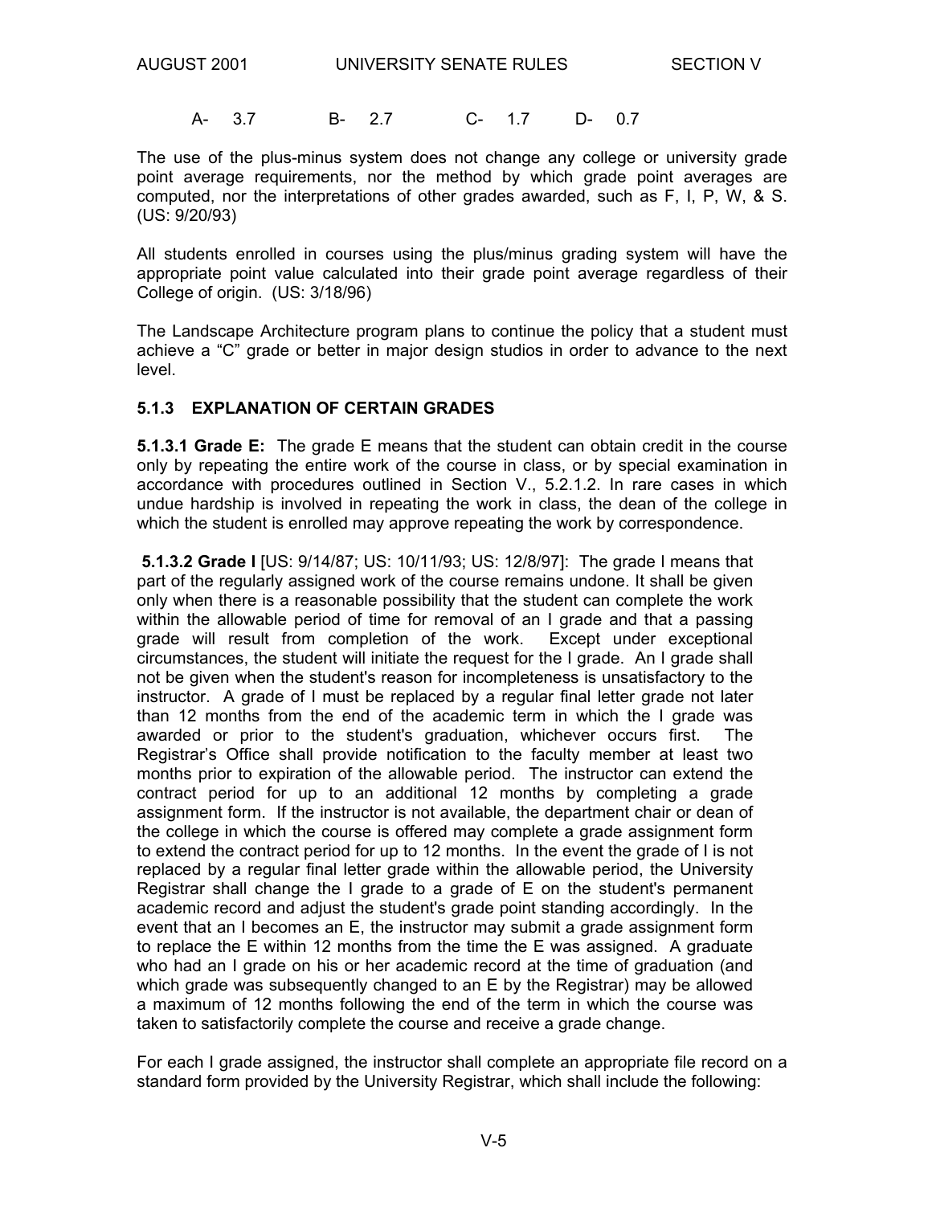| A- | 3.7 | B- | 2.7 | C- | 1.7 | D- | 0.7 |
|---|---|---|---|---|---|---|---|

The use of the plus-minus system does not change any college or university grade point average requirements, nor the method by which grade point averages are computed, nor the interpretations of other grades awarded, such as F, I, P, W, & S. (US: 9/20/93)

All students enrolled in courses using the plus/minus grading system will have the appropriate point value calculated into their grade point average regardless of their College of origin. (US: 3/18/96)

The Landscape Architecture program plans to continue the policy that a student must achieve a "C" grade or better in major design studios in order to advance to the next level.

### 5.1.3 EXPLANATION OF CERTAIN GRADES

**5.1.3.1 Grade E:** The grade E means that the student can obtain credit in the course only by repeating the entire work of the course in class, or by special examination in accordance with procedures outlined in Section V., 5.2.1.2. In rare cases in which undue hardship is involved in repeating the work in class, the dean of the college in which the student is enrolled may approve repeating the work by correspondence.

**5.1.3.2 Grade I** [US: 9/14/87; US: 10/11/93; US: 12/8/97]: The grade I means that part of the regularly assigned work of the course remains undone. It shall be given only when there is a reasonable possibility that the student can complete the work within the allowable period of time for removal of an I grade and that a passing grade will result from completion of the work. Except under exceptional circumstances, the student will initiate the request for the I grade. An I grade shall not be given when the student's reason for incompleteness is unsatisfactory to the instructor. A grade of I must be replaced by a regular final letter grade not later than 12 months from the end of the academic term in which the I grade was awarded or prior to the student's graduation, whichever occurs first. The Registrar's Office shall provide notification to the faculty member at least two months prior to expiration of the allowable period. The instructor can extend the contract period for up to an additional 12 months by completing a grade assignment form. If the instructor is not available, the department chair or dean of the college in which the course is offered may complete a grade assignment form to extend the contract period for up to 12 months. In the event the grade of I is not replaced by a regular final letter grade within the allowable period, the University Registrar shall change the I grade to a grade of E on the student's permanent academic record and adjust the student's grade point standing accordingly. In the event that an I becomes an E, the instructor may submit a grade assignment form to replace the E within 12 months from the time the E was assigned. A graduate who had an I grade on his or her academic record at the time of graduation (and which grade was subsequently changed to an E by the Registrar) may be allowed a maximum of 12 months following the end of the term in which the course was taken to satisfactorily complete the course and receive a grade change.

For each I grade assigned, the instructor shall complete an appropriate file record on a standard form provided by the University Registrar, which shall include the following: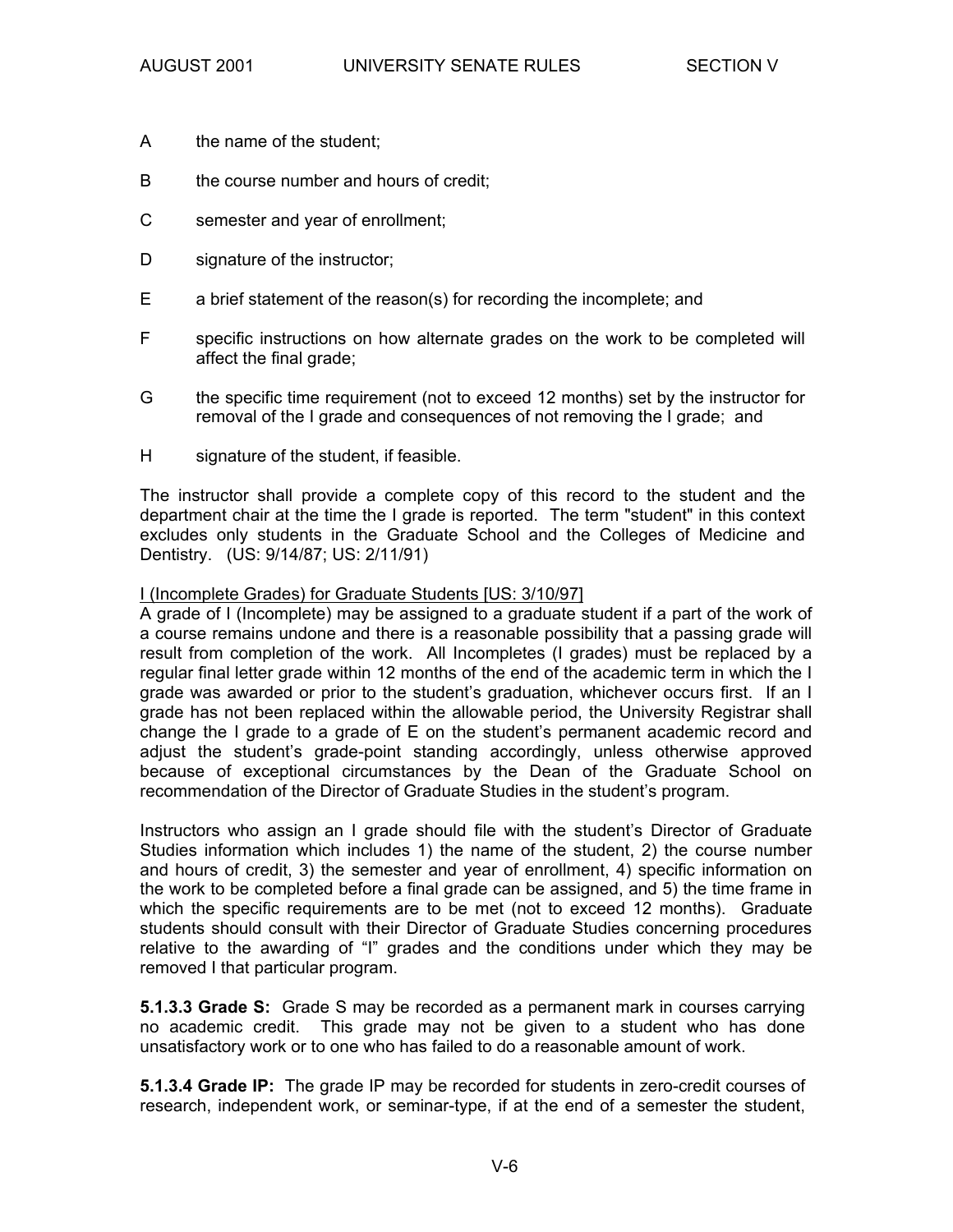A	the name of the student;

B	the course number and hours of credit;

C	semester and year of enrollment;

D	signature of the instructor;

E	a brief statement of the reason(s) for recording the incomplete; and

F	specific instructions on how alternate grades on the work to be completed will affect the final grade;

G	the specific time requirement (not to exceed 12 months) set by the instructor for removal of the I grade and consequences of not removing the I grade; and

H	signature of the student, if feasible.

The instructor shall provide a complete copy of this record to the student and the department chair at the time the I grade is reported. The term "student" in this context excludes only students in the Graduate School and the Colleges of Medicine and Dentistry. (US: 9/14/87; US: 2/11/91)

<u>I (Incomplete Grades) for Graduate Students [US: 3/10/97]</u>

A grade of I (Incomplete) may be assigned to a graduate student if a part of the work of a course remains undone and there is a reasonable possibility that a passing grade will result from completion of the work. All Incompletes (I grades) must be replaced by a regular final letter grade within 12 months of the end of the academic term in which the I grade was awarded or prior to the student's graduation, whichever occurs first. If an I grade has not been replaced within the allowable period, the University Registrar shall change the I grade to a grade of E on the student's permanent academic record and adjust the student's grade-point standing accordingly, unless otherwise approved because of exceptional circumstances by the Dean of the Graduate School on recommendation of the Director of Graduate Studies in the student's program.

Instructors who assign an I grade should file with the student's Director of Graduate Studies information which includes 1) the name of the student, 2) the course number and hours of credit, 3) the semester and year of enrollment, 4) specific information on the work to be completed before a final grade can be assigned, and 5) the time frame in which the specific requirements are to be met (not to exceed 12 months). Graduate students should consult with their Director of Graduate Studies concerning procedures relative to the awarding of "I" grades and the conditions under which they may be removed I that particular program.

**5.1.3.3 Grade S:** Grade S may be recorded as a permanent mark in courses carrying no academic credit. This grade may not be given to a student who has done unsatisfactory work or to one who has failed to do a reasonable amount of work.

**5.1.3.4 Grade IP:** The grade IP may be recorded for students in zero-credit courses of research, independent work, or seminar-type, if at the end of a semester the student,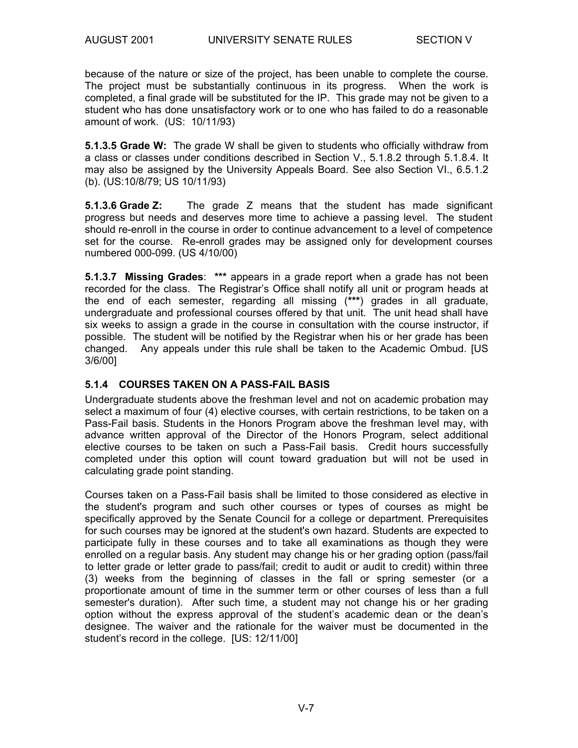because of the nature or size of the project, has been unable to complete the course. The project must be substantially continuous in its progress. When the work is completed, a final grade will be substituted for the IP. This grade may not be given to a student who has done unsatisfactory work or to one who has failed to do a reasonable amount of work. (US: 10/11/93)

**5.1.3.5 Grade W:** The grade W shall be given to students who officially withdraw from a class or classes under conditions described in Section V., 5.1.8.2 through 5.1.8.4. It may also be assigned by the University Appeals Board. See also Section VI., 6.5.1.2 (b). (US:10/8/79; US 10/11/93)

**5.1.3.6 Grade Z:** The grade Z means that the student has made significant progress but needs and deserves more time to achieve a passing level. The student should re-enroll in the course in order to continue advancement to a level of competence set for the course. Re-enroll grades may be assigned only for development courses numbered 000-099. (US 4/10/00)

**5.1.3.7 Missing Grades**: **\*\*\*** appears in a grade report when a grade has not been recorded for the class. The Registrar's Office shall notify all unit or program heads at the end of each semester, regarding all missing (**\*\*\***) grades in all graduate, undergraduate and professional courses offered by that unit. The unit head shall have six weeks to assign a grade in the course in consultation with the course instructor, if possible. The student will be notified by the Registrar when his or her grade has been changed. Any appeals under this rule shall be taken to the Academic Ombud. [US 3/6/00]

### 5.1.4 COURSES TAKEN ON A PASS-FAIL BASIS

Undergraduate students above the freshman level and not on academic probation may select a maximum of four (4) elective courses, with certain restrictions, to be taken on a Pass-Fail basis. Students in the Honors Program above the freshman level may, with advance written approval of the Director of the Honors Program, select additional elective courses to be taken on such a Pass-Fail basis. Credit hours successfully completed under this option will count toward graduation but will not be used in calculating grade point standing.

Courses taken on a Pass-Fail basis shall be limited to those considered as elective in the student's program and such other courses or types of courses as might be specifically approved by the Senate Council for a college or department. Prerequisites for such courses may be ignored at the student's own hazard. Students are expected to participate fully in these courses and to take all examinations as though they were enrolled on a regular basis. Any student may change his or her grading option (pass/fail to letter grade or letter grade to pass/fail; credit to audit or audit to credit) within three (3) weeks from the beginning of classes in the fall or spring semester (or a proportionate amount of time in the summer term or other courses of less than a full semester's duration). After such time, a student may not change his or her grading option without the express approval of the student's academic dean or the dean's designee. The waiver and the rationale for the waiver must be documented in the student's record in the college. [US: 12/11/00]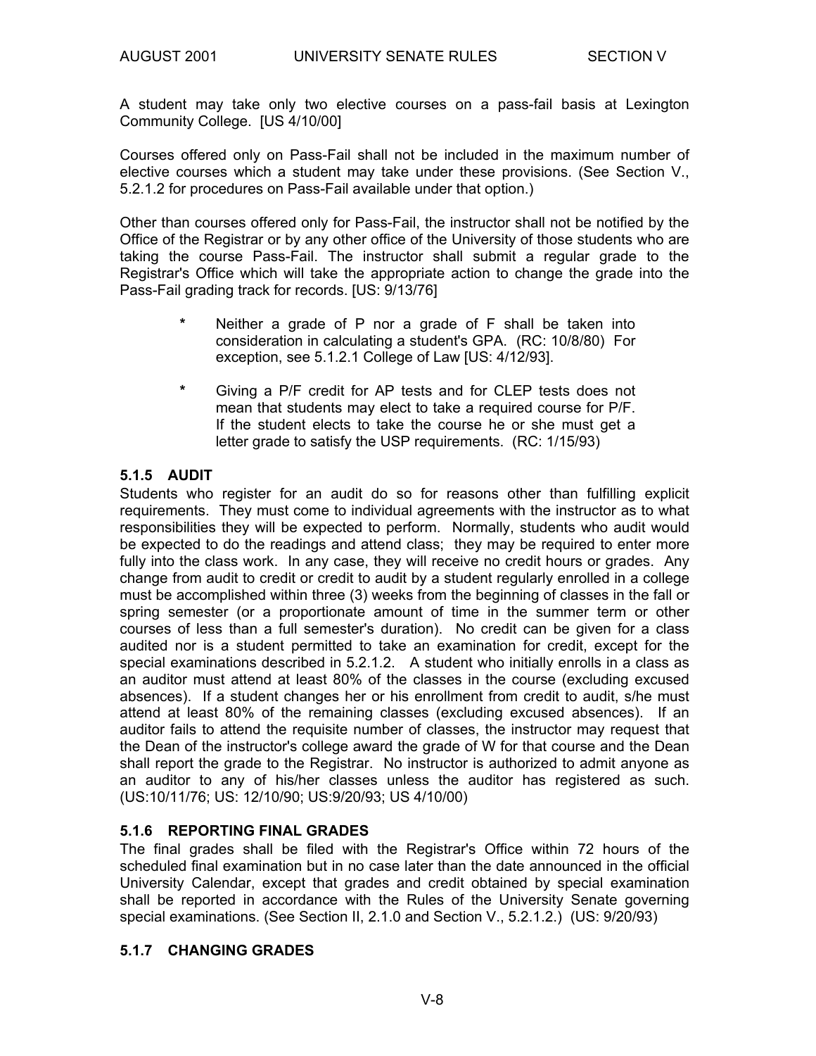A student may take only two elective courses on a pass-fail basis at Lexington Community College. [US 4/10/00]

Courses offered only on Pass-Fail shall not be included in the maximum number of elective courses which a student may take under these provisions. (See Section V., 5.2.1.2 for procedures on Pass-Fail available under that option.)

Other than courses offered only for Pass-Fail, the instructor shall not be notified by the Office of the Registrar or by any other office of the University of those students who are taking the course Pass-Fail. The instructor shall submit a regular grade to the Registrar's Office which will take the appropriate action to change the grade into the Pass-Fail grading track for records. [US: 9/13/76]

- Neither a grade of P nor a grade of F shall be taken into consideration in calculating a student's GPA. (RC: 10/8/80) For exception, see 5.1.2.1 College of Law [US: 4/12/93].
- Giving a P/F credit for AP tests and for CLEP tests does not mean that students may elect to take a required course for P/F. If the student elects to take the course he or she must get a letter grade to satisfy the USP requirements. (RC: 1/15/93)

### 5.1.5 AUDIT

Students who register for an audit do so for reasons other than fulfilling explicit requirements. They must come to individual agreements with the instructor as to what responsibilities they will be expected to perform. Normally, students who audit would be expected to do the readings and attend class; they may be required to enter more fully into the class work. In any case, they will receive no credit hours or grades. Any change from audit to credit or credit to audit by a student regularly enrolled in a college must be accomplished within three (3) weeks from the beginning of classes in the fall or spring semester (or a proportionate amount of time in the summer term or other courses of less than a full semester's duration). No credit can be given for a class audited nor is a student permitted to take an examination for credit, except for the special examinations described in 5.2.1.2. A student who initially enrolls in a class as an auditor must attend at least 80% of the classes in the course (excluding excused absences). If a student changes her or his enrollment from credit to audit, s/he must attend at least 80% of the remaining classes (excluding excused absences). If an auditor fails to attend the requisite number of classes, the instructor may request that the Dean of the instructor's college award the grade of W for that course and the Dean shall report the grade to the Registrar. No instructor is authorized to admit anyone as an auditor to any of his/her classes unless the auditor has registered as such. (US:10/11/76; US: 12/10/90; US:9/20/93; US 4/10/00)

### 5.1.6 REPORTING FINAL GRADES

The final grades shall be filed with the Registrar's Office within 72 hours of the scheduled final examination but in no case later than the date announced in the official University Calendar, except that grades and credit obtained by special examination shall be reported in accordance with the Rules of the University Senate governing special examinations. (See Section II, 2.1.0 and Section V., 5.2.1.2.) (US: 9/20/93)

### 5.1.7 CHANGING GRADES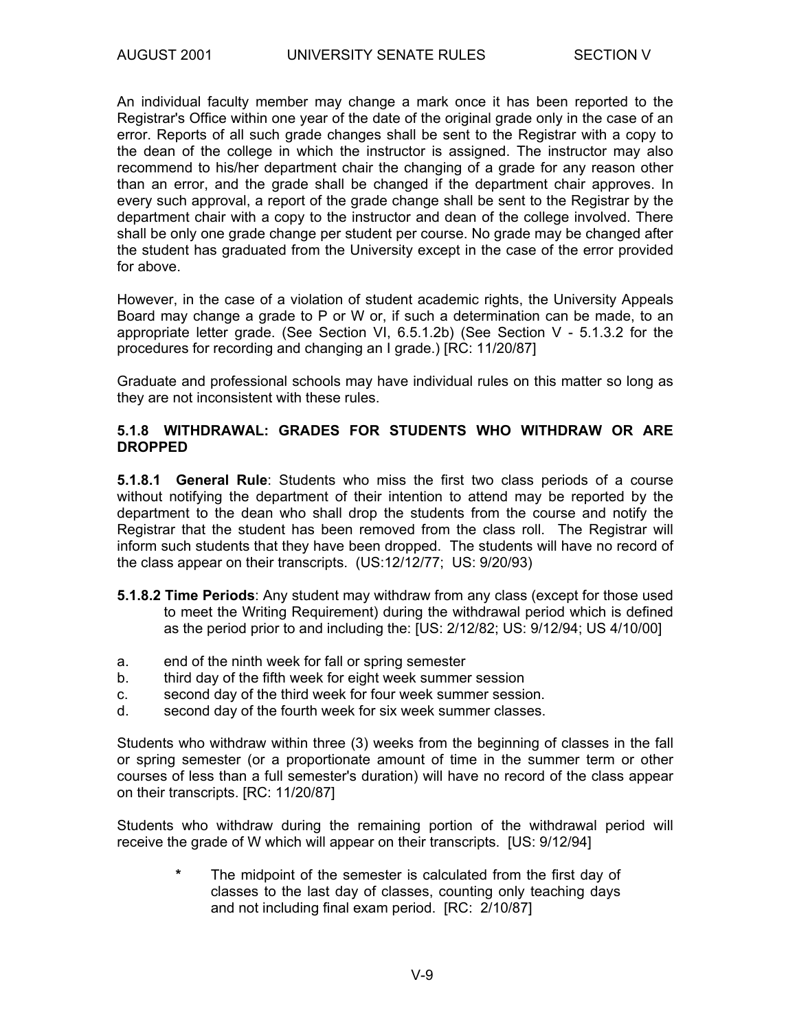An individual faculty member may change a mark once it has been reported to the Registrar's Office within one year of the date of the original grade only in the case of an error. Reports of all such grade changes shall be sent to the Registrar with a copy to the dean of the college in which the instructor is assigned. The instructor may also recommend to his/her department chair the changing of a grade for any reason other than an error, and the grade shall be changed if the department chair approves. In every such approval, a report of the grade change shall be sent to the Registrar by the department chair with a copy to the instructor and dean of the college involved. There shall be only one grade change per student per course. No grade may be changed after the student has graduated from the University except in the case of the error provided for above.

However, in the case of a violation of student academic rights, the University Appeals Board may change a grade to P or W or, if such a determination can be made, to an appropriate letter grade. (See Section VI, 6.5.1.2b) (See Section V - 5.1.3.2 for the procedures for recording and changing an I grade.) [RC: 11/20/87]

Graduate and professional schools may have individual rules on this matter so long as they are not inconsistent with these rules.

### 5.1.8 WITHDRAWAL: GRADES FOR STUDENTS WHO WITHDRAW OR ARE DROPPED

**5.1.8.1 General Rule**: Students who miss the first two class periods of a course without notifying the department of their intention to attend may be reported by the department to the dean who shall drop the students from the course and notify the Registrar that the student has been removed from the class roll. The Registrar will inform such students that they have been dropped. The students will have no record of the class appear on their transcripts. (US:12/12/77; US: 9/20/93)

**5.1.8.2 Time Periods**: Any student may withdraw from any class (except for those used to meet the Writing Requirement) during the withdrawal period which is defined as the period prior to and including the: [US: 2/12/82; US: 9/12/94; US 4/10/00]

a. end of the ninth week for fall or spring semester
b. third day of the fifth week for eight week summer session
c. second day of the third week for four week summer session.
d. second day of the fourth week for six week summer classes.

Students who withdraw within three (3) weeks from the beginning of classes in the fall or spring semester (or a proportionate amount of time in the summer term or other courses of less than a full semester's duration) will have no record of the class appear on their transcripts. [RC: 11/20/87]

Students who withdraw during the remaining portion of the withdrawal period will receive the grade of W which will appear on their transcripts. [US: 9/12/94]

\* The midpoint of the semester is calculated from the first day of classes to the last day of classes, counting only teaching days and not including final exam period. [RC: 2/10/87]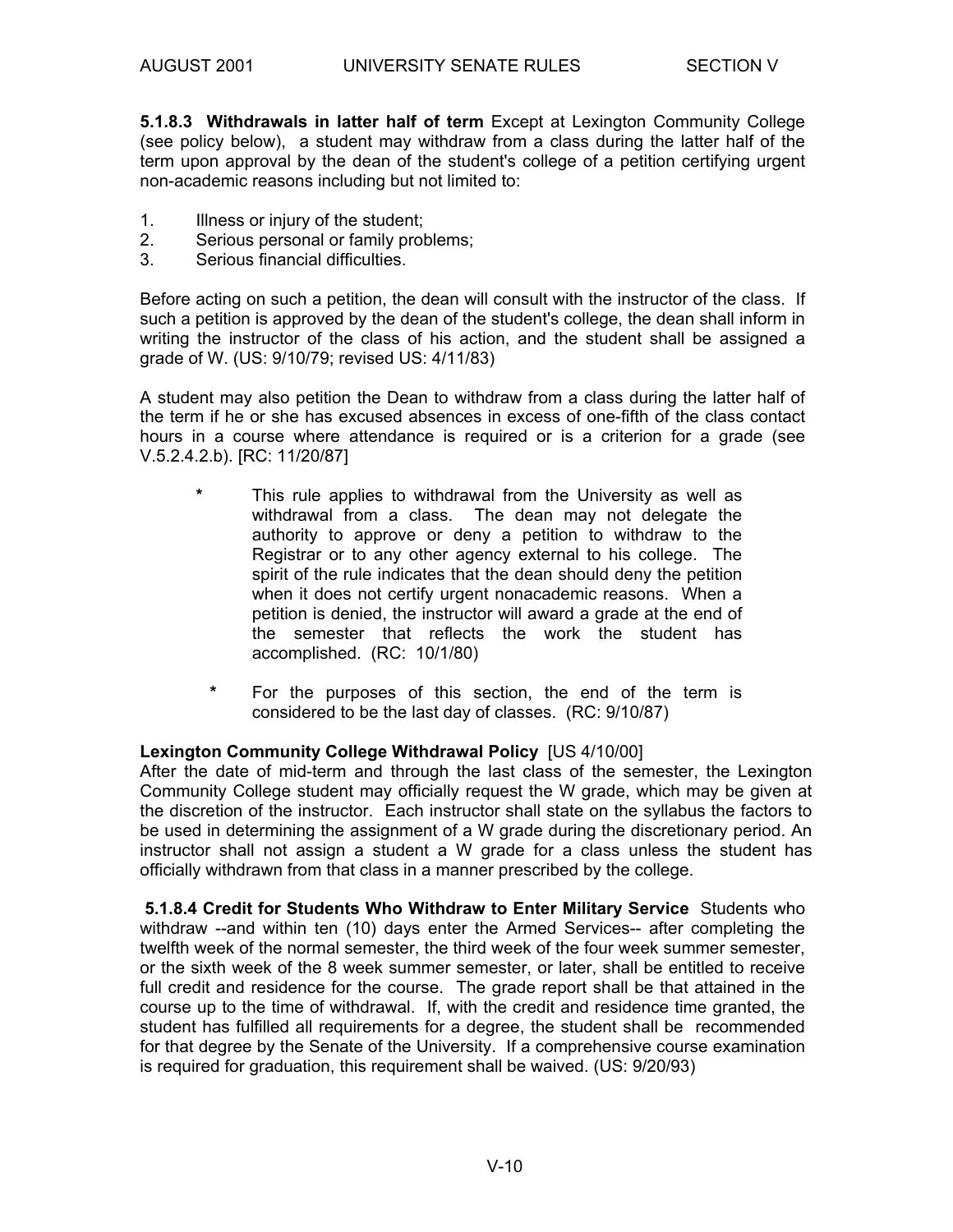**5.1.8.3 Withdrawals in latter half of term** Except at Lexington Community College (see policy below), a student may withdraw from a class during the latter half of the term upon approval by the dean of the student's college of a petition certifying urgent non-academic reasons including but not limited to:

1. Illness or injury of the student;
2. Serious personal or family problems;
3. Serious financial difficulties.

Before acting on such a petition, the dean will consult with the instructor of the class. If such a petition is approved by the dean of the student's college, the dean shall inform in writing the instructor of the class of his action, and the student shall be assigned a grade of W. (US: 9/10/79; revised US: 4/11/83)

A student may also petition the Dean to withdraw from a class during the latter half of the term if he or she has excused absences in excess of one-fifth of the class contact hours in a course where attendance is required or is a criterion for a grade (see V.5.2.4.2.b). [RC: 11/20/87]

> \* This rule applies to withdrawal from the University as well as withdrawal from a class. The dean may not delegate the authority to approve or deny a petition to withdraw to the Registrar or to any other agency external to his college. The spirit of the rule indicates that the dean should deny the petition when it does not certify urgent nonacademic reasons. When a petition is denied, the instructor will award a grade at the end of the semester that reflects the work the student has accomplished. (RC: 10/1/80)
>
> \* For the purposes of this section, the end of the term is considered to be the last day of classes. (RC: 9/10/87)

**Lexington Community College Withdrawal Policy** [US 4/10/00]
After the date of mid-term and through the last class of the semester, the Lexington Community College student may officially request the W grade, which may be given at the discretion of the instructor. Each instructor shall state on the syllabus the factors to be used in determining the assignment of a W grade during the discretionary period. An instructor shall not assign a student a W grade for a class unless the student has officially withdrawn from that class in a manner prescribed by the college.

**5.1.8.4 Credit for Students Who Withdraw to Enter Military Service** Students who withdraw --and within ten (10) days enter the Armed Services-- after completing the twelfth week of the normal semester, the third week of the four week summer semester, or the sixth week of the 8 week summer semester, or later, shall be entitled to receive full credit and residence for the course. The grade report shall be that attained in the course up to the time of withdrawal. If, with the credit and residence time granted, the student has fulfilled all requirements for a degree, the student shall be recommended for that degree by the Senate of the University. If a comprehensive course examination is required for graduation, this requirement shall be waived. (US: 9/20/93)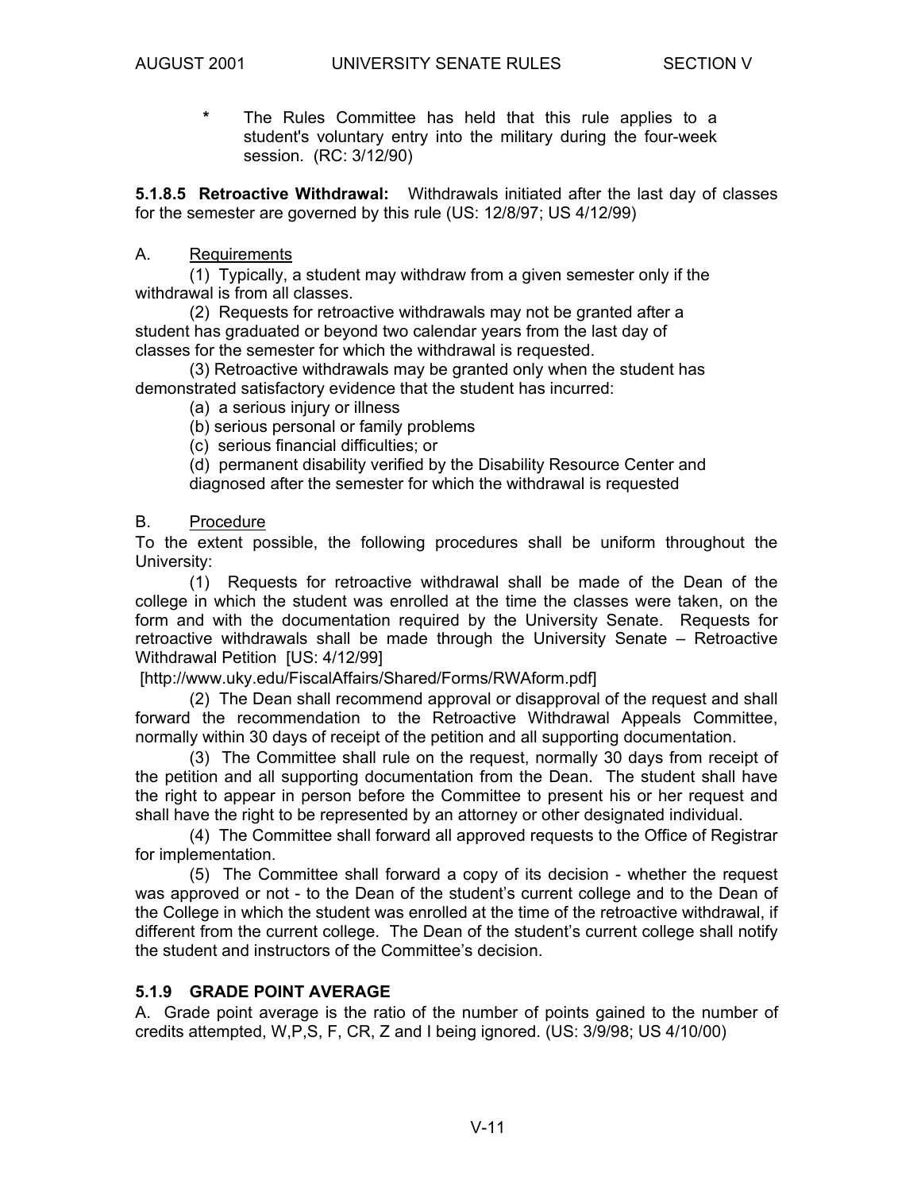\* The Rules Committee has held that this rule applies to a student's voluntary entry into the military during the four-week session. (RC: 3/12/90)

**5.1.8.5 Retroactive Withdrawal:** Withdrawals initiated after the last day of classes for the semester are governed by this rule (US: 12/8/97; US 4/12/99)

A. Requirements

(1) Typically, a student may withdraw from a given semester only if the withdrawal is from all classes.

(2) Requests for retroactive withdrawals may not be granted after a student has graduated or beyond two calendar years from the last day of classes for the semester for which the withdrawal is requested.

(3) Retroactive withdrawals may be granted only when the student has demonstrated satisfactory evidence that the student has incurred:

(a) a serious injury or illness

(b) serious personal or family problems

(c) serious financial difficulties; or

(d) permanent disability verified by the Disability Resource Center and diagnosed after the semester for which the withdrawal is requested

B. Procedure

To the extent possible, the following procedures shall be uniform throughout the University:

(1) Requests for retroactive withdrawal shall be made of the Dean of the college in which the student was enrolled at the time the classes were taken, on the form and with the documentation required by the University Senate. Requests for retroactive withdrawals shall be made through the University Senate – Retroactive Withdrawal Petition [US: 4/12/99]

[http://www.uky.edu/FiscalAffairs/Shared/Forms/RWAform.pdf]

(2) The Dean shall recommend approval or disapproval of the request and shall forward the recommendation to the Retroactive Withdrawal Appeals Committee, normally within 30 days of receipt of the petition and all supporting documentation.

(3) The Committee shall rule on the request, normally 30 days from receipt of the petition and all supporting documentation from the Dean. The student shall have the right to appear in person before the Committee to present his or her request and shall have the right to be represented by an attorney or other designated individual.

(4) The Committee shall forward all approved requests to the Office of Registrar for implementation.

(5) The Committee shall forward a copy of its decision - whether the request was approved or not - to the Dean of the student's current college and to the Dean of the College in which the student was enrolled at the time of the retroactive withdrawal, if different from the current college. The Dean of the student's current college shall notify the student and instructors of the Committee's decision.

### 5.1.9 GRADE POINT AVERAGE

A. Grade point average is the ratio of the number of points gained to the number of credits attempted, W,P,S, F, CR, Z and I being ignored. (US: 3/9/98; US 4/10/00)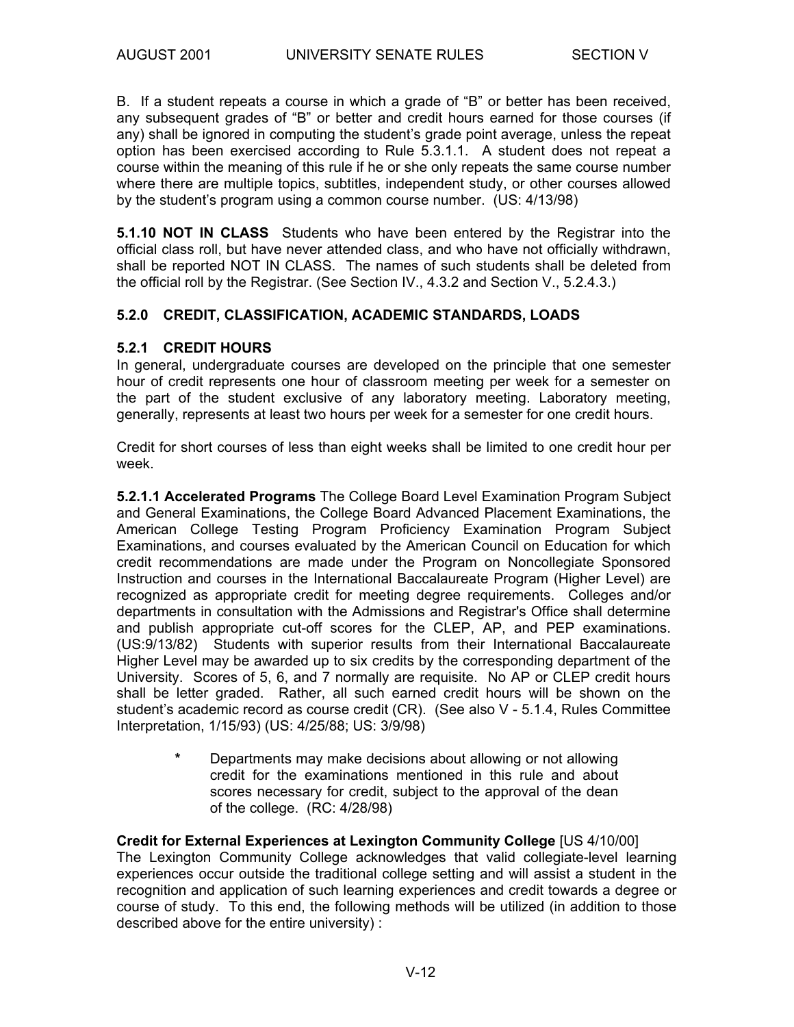B. If a student repeats a course in which a grade of "B" or better has been received, any subsequent grades of "B" or better and credit hours earned for those courses (if any) shall be ignored in computing the student's grade point average, unless the repeat option has been exercised according to Rule 5.3.1.1. A student does not repeat a course within the meaning of this rule if he or she only repeats the same course number where there are multiple topics, subtitles, independent study, or other courses allowed by the student's program using a common course number. (US: 4/13/98)

**5.1.10 NOT IN CLASS** Students who have been entered by the Registrar into the official class roll, but have never attended class, and who have not officially withdrawn, shall be reported NOT IN CLASS. The names of such students shall be deleted from the official roll by the Registrar. (See Section IV., 4.3.2 and Section V., 5.2.4.3.)

### 5.2.0 CREDIT, CLASSIFICATION, ACADEMIC STANDARDS, LOADS

### 5.2.1 CREDIT HOURS

In general, undergraduate courses are developed on the principle that one semester hour of credit represents one hour of classroom meeting per week for a semester on the part of the student exclusive of any laboratory meeting. Laboratory meeting, generally, represents at least two hours per week for a semester for one credit hours.

Credit for short courses of less than eight weeks shall be limited to one credit hour per week.

**5.2.1.1 Accelerated Programs** The College Board Level Examination Program Subject and General Examinations, the College Board Advanced Placement Examinations, the American College Testing Program Proficiency Examination Program Subject Examinations, and courses evaluated by the American Council on Education for which credit recommendations are made under the Program on Noncollegiate Sponsored Instruction and courses in the International Baccalaureate Program (Higher Level) are recognized as appropriate credit for meeting degree requirements. Colleges and/or departments in consultation with the Admissions and Registrar's Office shall determine and publish appropriate cut-off scores for the CLEP, AP, and PEP examinations. (US:9/13/82) Students with superior results from their International Baccalaureate Higher Level may be awarded up to six credits by the corresponding department of the University. Scores of 5, 6, and 7 normally are requisite. No AP or CLEP credit hours shall be letter graded. Rather, all such earned credit hours will be shown on the student's academic record as course credit (CR). (See also V - 5.1.4, Rules Committee Interpretation, 1/15/93) (US: 4/25/88; US: 3/9/98)

> \* Departments may make decisions about allowing or not allowing credit for the examinations mentioned in this rule and about scores necessary for credit, subject to the approval of the dean of the college. (RC: 4/28/98)

**Credit for External Experiences at Lexington Community College** [US 4/10/00]
The Lexington Community College acknowledges that valid collegiate-level learning experiences occur outside the traditional college setting and will assist a student in the recognition and application of such learning experiences and credit towards a degree or course of study. To this end, the following methods will be utilized (in addition to those described above for the entire university) :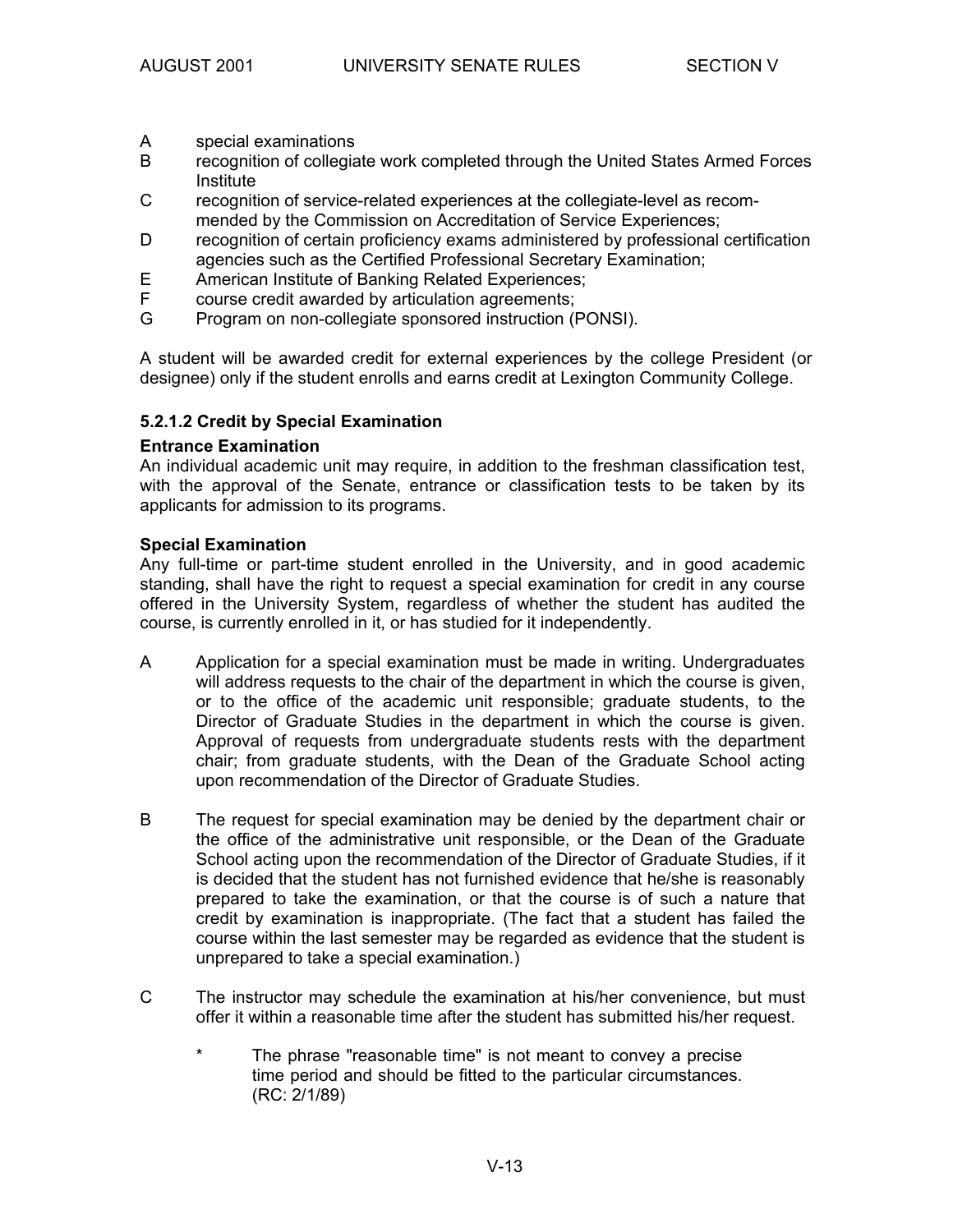A special examinations

B recognition of collegiate work completed through the United States Armed Forces Institute

C recognition of service-related experiences at the collegiate-level as recommended by the Commission on Accreditation of Service Experiences;

D recognition of certain proficiency exams administered by professional certification agencies such as the Certified Professional Secretary Examination;

E American Institute of Banking Related Experiences;

F course credit awarded by articulation agreements;

G Program on non-collegiate sponsored instruction (PONSI).

A student will be awarded credit for external experiences by the college President (or designee) only if the student enrolls and earns credit at Lexington Community College.

#### 5.2.1.2 Credit by Special Examination

**Entrance Examination**

An individual academic unit may require, in addition to the freshman classification test, with the approval of the Senate, entrance or classification tests to be taken by its applicants for admission to its programs.

**Special Examination**

Any full-time or part-time student enrolled in the University, and in good academic standing, shall have the right to request a special examination for credit in any course offered in the University System, regardless of whether the student has audited the course, is currently enrolled in it, or has studied for it independently.

A Application for a special examination must be made in writing. Undergraduates will address requests to the chair of the department in which the course is given, or to the office of the academic unit responsible; graduate students, to the Director of Graduate Studies in the department in which the course is given. Approval of requests from undergraduate students rests with the department chair; from graduate students, with the Dean of the Graduate School acting upon recommendation of the Director of Graduate Studies.

B The request for special examination may be denied by the department chair or the office of the administrative unit responsible, or the Dean of the Graduate School acting upon the recommendation of the Director of Graduate Studies, if it is decided that the student has not furnished evidence that he/she is reasonably prepared to take the examination, or that the course is of such a nature that credit by examination is inappropriate. (The fact that a student has failed the course within the last semester may be regarded as evidence that the student is unprepared to take a special examination.)

C The instructor may schedule the examination at his/her convenience, but must offer it within a reasonable time after the student has submitted his/her request.

   * The phrase "reasonable time" is not meant to convey a precise time period and should be fitted to the particular circumstances. (RC: 2/1/89)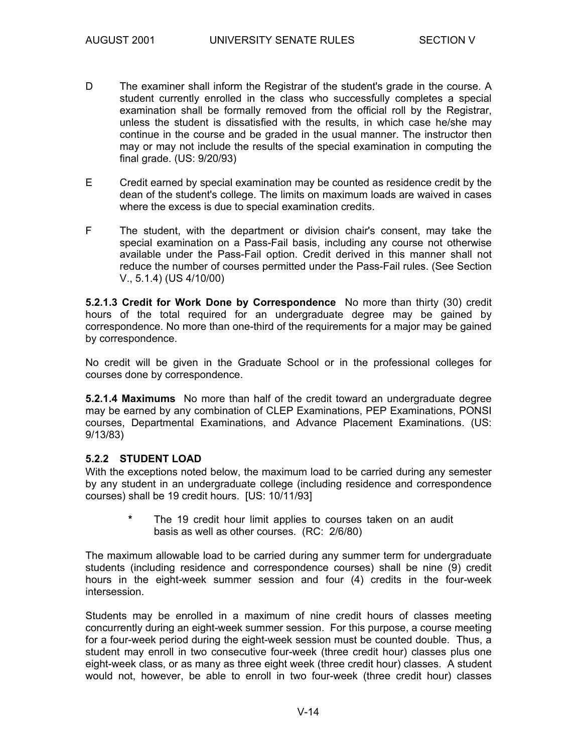D The examiner shall inform the Registrar of the student's grade in the course. A student currently enrolled in the class who successfully completes a special examination shall be formally removed from the official roll by the Registrar, unless the student is dissatisfied with the results, in which case he/she may continue in the course and be graded in the usual manner. The instructor then may or may not include the results of the special examination in computing the final grade. (US: 9/20/93)

E Credit earned by special examination may be counted as residence credit by the dean of the student's college. The limits on maximum loads are waived in cases where the excess is due to special examination credits.

F The student, with the department or division chair's consent, may take the special examination on a Pass-Fail basis, including any course not otherwise available under the Pass-Fail option. Credit derived in this manner shall not reduce the number of courses permitted under the Pass-Fail rules. (See Section V., 5.1.4) (US 4/10/00)

**5.2.1.3 Credit for Work Done by Correspondence** No more than thirty (30) credit hours of the total required for an undergraduate degree may be gained by correspondence. No more than one-third of the requirements for a major may be gained by correspondence.

No credit will be given in the Graduate School or in the professional colleges for courses done by correspondence.

**5.2.1.4 Maximums** No more than half of the credit toward an undergraduate degree may be earned by any combination of CLEP Examinations, PEP Examinations, PONSI courses, Departmental Examinations, and Advance Placement Examinations. (US: 9/13/83)

### 5.2.2 STUDENT LOAD

With the exceptions noted below, the maximum load to be carried during any semester by any student in an undergraduate college (including residence and correspondence courses) shall be 19 credit hours. [US: 10/11/93]

> * The 19 credit hour limit applies to courses taken on an audit basis as well as other courses. (RC: 2/6/80)

The maximum allowable load to be carried during any summer term for undergraduate students (including residence and correspondence courses) shall be nine (9) credit hours in the eight-week summer session and four (4) credits in the four-week intersession.

Students may be enrolled in a maximum of nine credit hours of classes meeting concurrently during an eight-week summer session. For this purpose, a course meeting for a four-week period during the eight-week session must be counted double. Thus, a student may enroll in two consecutive four-week (three credit hour) classes plus one eight-week class, or as many as three eight week (three credit hour) classes. A student would not, however, be able to enroll in two four-week (three credit hour) classes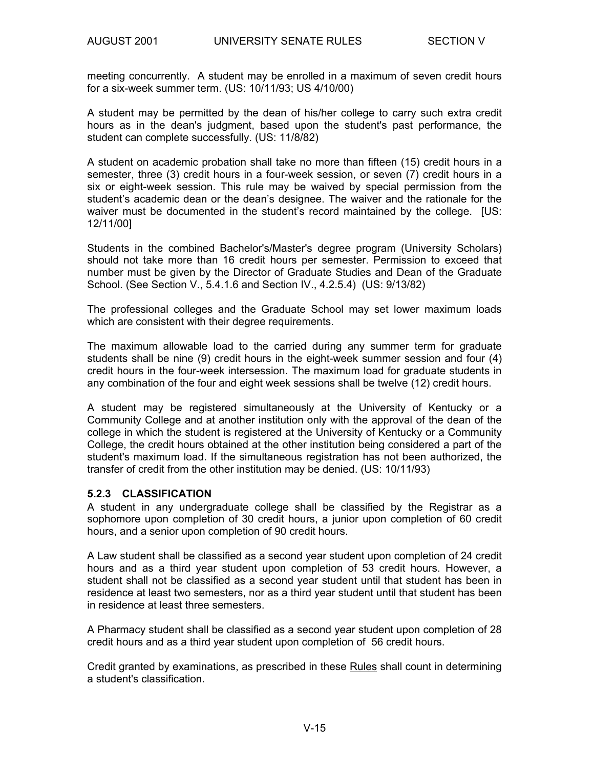meeting concurrently. A student may be enrolled in a maximum of seven credit hours for a six-week summer term. (US: 10/11/93; US 4/10/00)

A student may be permitted by the dean of his/her college to carry such extra credit hours as in the dean's judgment, based upon the student's past performance, the student can complete successfully. (US: 11/8/82)

A student on academic probation shall take no more than fifteen (15) credit hours in a semester, three (3) credit hours in a four-week session, or seven (7) credit hours in a six or eight-week session. This rule may be waived by special permission from the student's academic dean or the dean's designee. The waiver and the rationale for the waiver must be documented in the student's record maintained by the college. [US: 12/11/00]

Students in the combined Bachelor's/Master's degree program (University Scholars) should not take more than 16 credit hours per semester. Permission to exceed that number must be given by the Director of Graduate Studies and Dean of the Graduate School. (See Section V., 5.4.1.6 and Section IV., 4.2.5.4) (US: 9/13/82)

The professional colleges and the Graduate School may set lower maximum loads which are consistent with their degree requirements.

The maximum allowable load to the carried during any summer term for graduate students shall be nine (9) credit hours in the eight-week summer session and four (4) credit hours in the four-week intersession. The maximum load for graduate students in any combination of the four and eight week sessions shall be twelve (12) credit hours.

A student may be registered simultaneously at the University of Kentucky or a Community College and at another institution only with the approval of the dean of the college in which the student is registered at the University of Kentucky or a Community College, the credit hours obtained at the other institution being considered a part of the student's maximum load. If the simultaneous registration has not been authorized, the transfer of credit from the other institution may be denied. (US: 10/11/93)

### 5.2.3 CLASSIFICATION

A student in any undergraduate college shall be classified by the Registrar as a sophomore upon completion of 30 credit hours, a junior upon completion of 60 credit hours, and a senior upon completion of 90 credit hours.

A Law student shall be classified as a second year student upon completion of 24 credit hours and as a third year student upon completion of 53 credit hours. However, a student shall not be classified as a second year student until that student has been in residence at least two semesters, nor as a third year student until that student has been in residence at least three semesters.

A Pharmacy student shall be classified as a second year student upon completion of 28 credit hours and as a third year student upon completion of 56 credit hours.

Credit granted by examinations, as prescribed in these Rules shall count in determining a student's classification.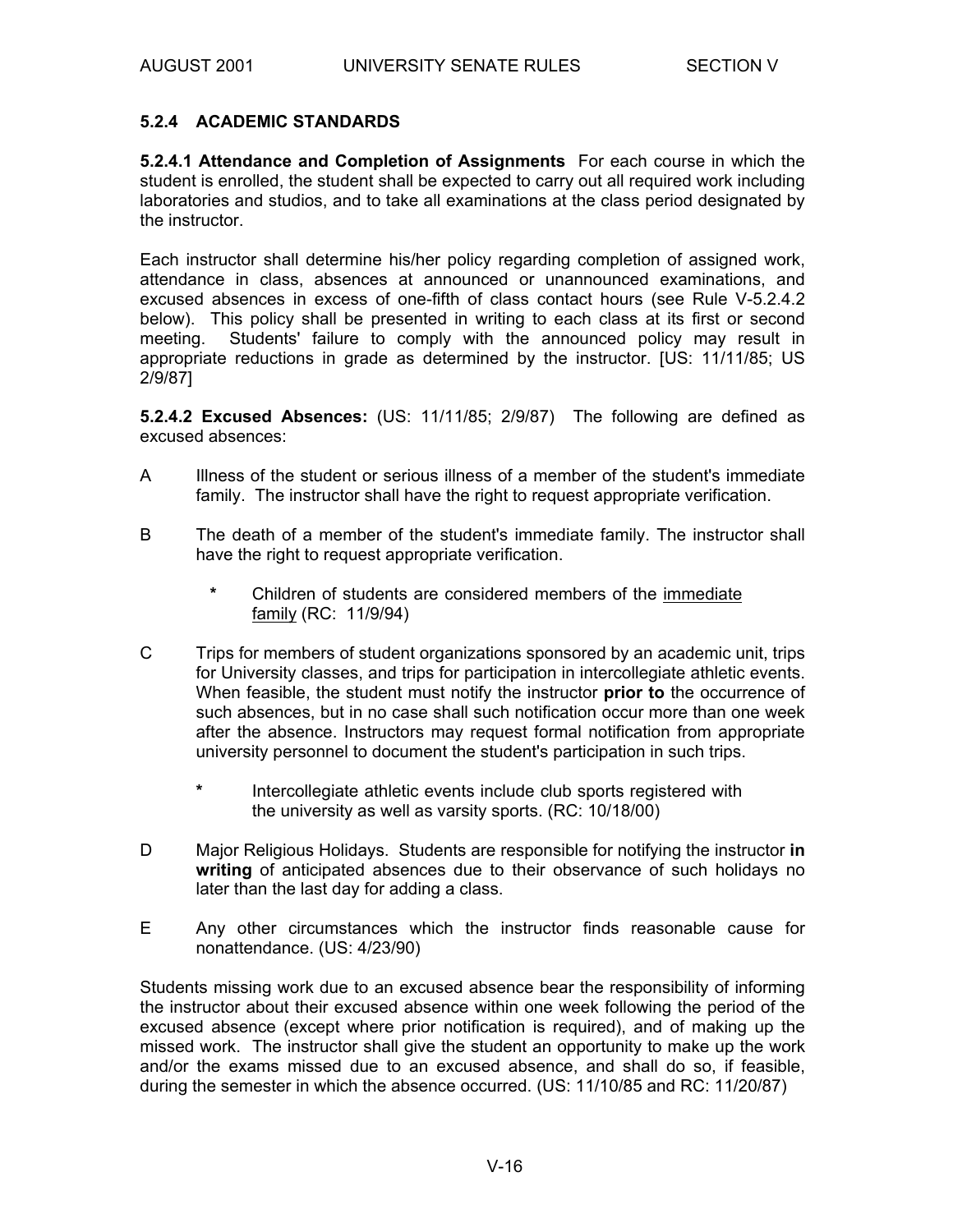### 5.2.4 ACADEMIC STANDARDS

**5.2.4.1 Attendance and Completion of Assignments** For each course in which the student is enrolled, the student shall be expected to carry out all required work including laboratories and studios, and to take all examinations at the class period designated by the instructor.

Each instructor shall determine his/her policy regarding completion of assigned work, attendance in class, absences at announced or unannounced examinations, and excused absences in excess of one-fifth of class contact hours (see Rule V-5.2.4.2 below). This policy shall be presented in writing to each class at its first or second meeting. Students' failure to comply with the announced policy may result in appropriate reductions in grade as determined by the instructor. [US: 11/11/85; US 2/9/87]

**5.2.4.2 Excused Absences:** (US: 11/11/85; 2/9/87) The following are defined as excused absences:

A Illness of the student or serious illness of a member of the student's immediate family. The instructor shall have the right to request appropriate verification.

B The death of a member of the student's immediate family. The instructor shall have the right to request appropriate verification.

   * Children of students are considered members of the <u>immediate family</u> (RC: 11/9/94)

C Trips for members of student organizations sponsored by an academic unit, trips for University classes, and trips for participation in intercollegiate athletic events. When feasible, the student must notify the instructor **prior to** the occurrence of such absences, but in no case shall such notification occur more than one week after the absence. Instructors may request formal notification from appropriate university personnel to document the student's participation in such trips.

   * Intercollegiate athletic events include club sports registered with the university as well as varsity sports. (RC: 10/18/00)

D Major Religious Holidays. Students are responsible for notifying the instructor **in writing** of anticipated absences due to their observance of such holidays no later than the last day for adding a class.

E Any other circumstances which the instructor finds reasonable cause for nonattendance. (US: 4/23/90)

Students missing work due to an excused absence bear the responsibility of informing the instructor about their excused absence within one week following the period of the excused absence (except where prior notification is required), and of making up the missed work. The instructor shall give the student an opportunity to make up the work and/or the exams missed due to an excused absence, and shall do so, if feasible, during the semester in which the absence occurred. (US: 11/10/85 and RC: 11/20/87)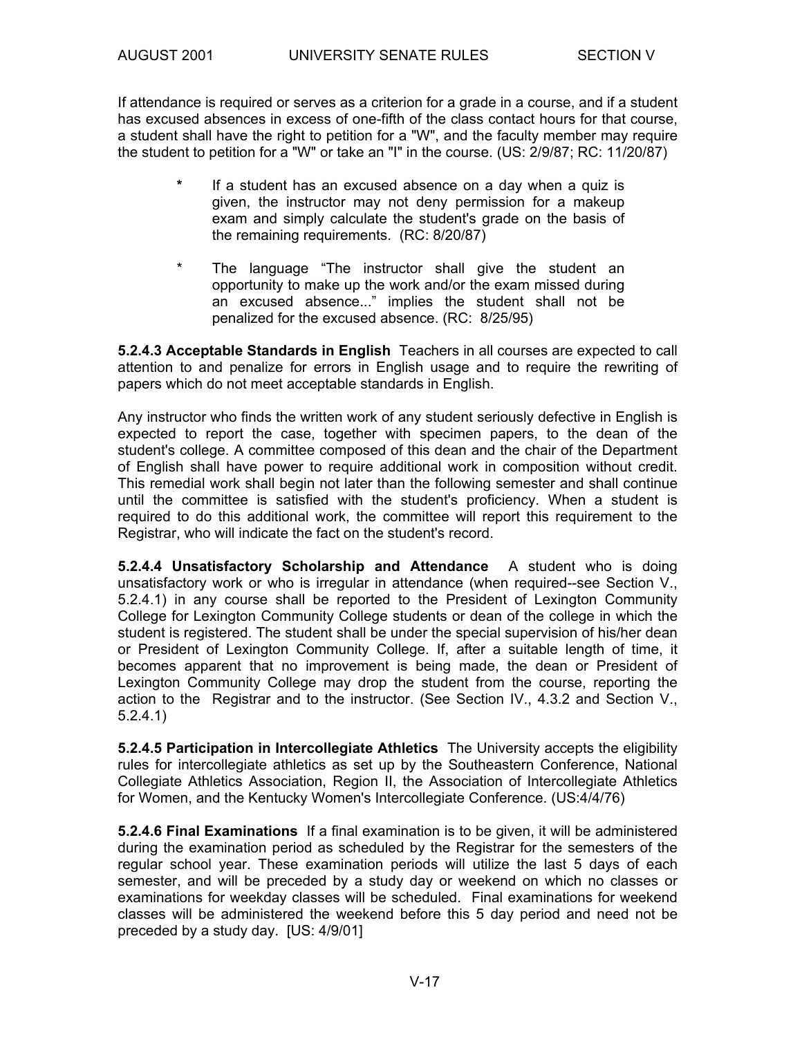If attendance is required or serves as a criterion for a grade in a course, and if a student has excused absences in excess of one-fifth of the class contact hours for that course, a student shall have the right to petition for a "W", and the faculty member may require the student to petition for a "W" or take an "I" in the course. (US: 2/9/87; RC: 11/20/87)

- If a student has an excused absence on a day when a quiz is given, the instructor may not deny permission for a makeup exam and simply calculate the student's grade on the basis of the remaining requirements. (RC: 8/20/87)

- The language "The instructor shall give the student an opportunity to make up the work and/or the exam missed during an excused absence..." implies the student shall not be penalized for the excused absence. (RC: 8/25/95)

**5.2.4.3 Acceptable Standards in English** Teachers in all courses are expected to call attention to and penalize for errors in English usage and to require the rewriting of papers which do not meet acceptable standards in English.

Any instructor who finds the written work of any student seriously defective in English is expected to report the case, together with specimen papers, to the dean of the student's college. A committee composed of this dean and the chair of the Department of English shall have power to require additional work in composition without credit. This remedial work shall begin not later than the following semester and shall continue until the committee is satisfied with the student's proficiency. When a student is required to do this additional work, the committee will report this requirement to the Registrar, who will indicate the fact on the student's record.

**5.2.4.4 Unsatisfactory Scholarship and Attendance** A student who is doing unsatisfactory work or who is irregular in attendance (when required--see Section V., 5.2.4.1) in any course shall be reported to the President of Lexington Community College for Lexington Community College students or dean of the college in which the student is registered. The student shall be under the special supervision of his/her dean or President of Lexington Community College. If, after a suitable length of time, it becomes apparent that no improvement is being made, the dean or President of Lexington Community College may drop the student from the course, reporting the action to the Registrar and to the instructor. (See Section IV., 4.3.2 and Section V., 5.2.4.1)

**5.2.4.5 Participation in Intercollegiate Athletics** The University accepts the eligibility rules for intercollegiate athletics as set up by the Southeastern Conference, National Collegiate Athletics Association, Region II, the Association of Intercollegiate Athletics for Women, and the Kentucky Women's Intercollegiate Conference. (US:4/4/76)

**5.2.4.6 Final Examinations** If a final examination is to be given, it will be administered during the examination period as scheduled by the Registrar for the semesters of the regular school year. These examination periods will utilize the last 5 days of each semester, and will be preceded by a study day or weekend on which no classes or examinations for weekday classes will be scheduled. Final examinations for weekend classes will be administered the weekend before this 5 day period and need not be preceded by a study day. [US: 4/9/01]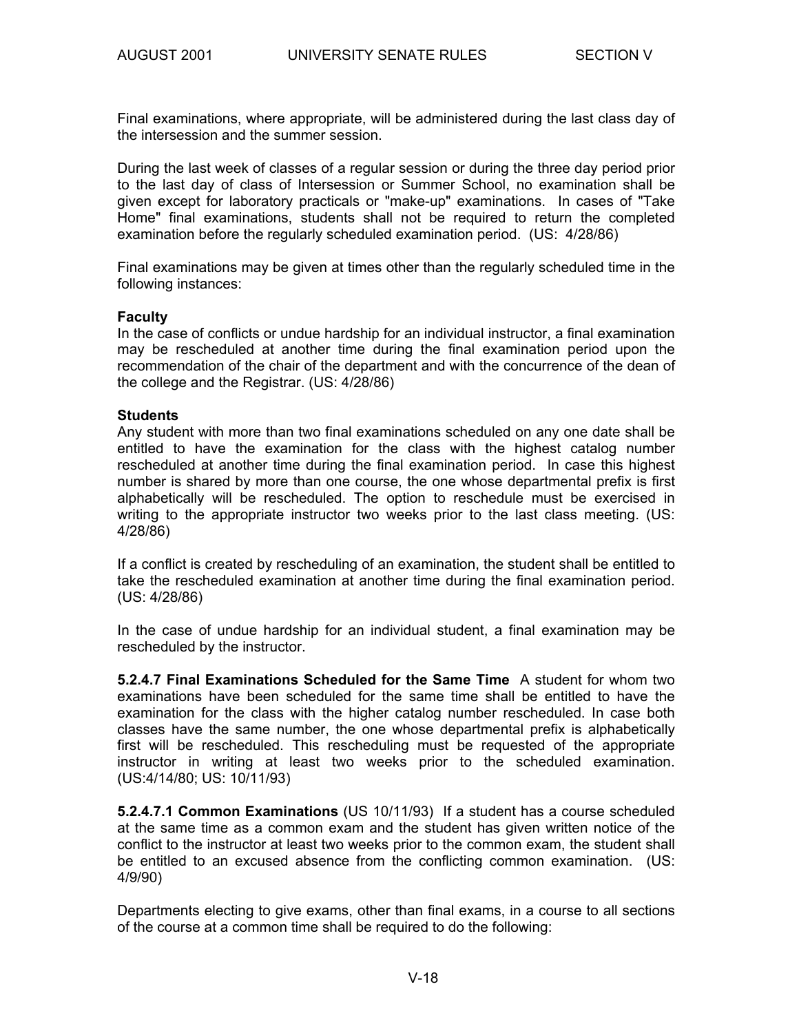Final examinations, where appropriate, will be administered during the last class day of the intersession and the summer session.

During the last week of classes of a regular session or during the three day period prior to the last day of class of Intersession or Summer School, no examination shall be given except for laboratory practicals or "make-up" examinations. In cases of "Take Home" final examinations, students shall not be required to return the completed examination before the regularly scheduled examination period. (US: 4/28/86)

Final examinations may be given at times other than the regularly scheduled time in the following instances:

**Faculty**
In the case of conflicts or undue hardship for an individual instructor, a final examination may be rescheduled at another time during the final examination period upon the recommendation of the chair of the department and with the concurrence of the dean of the college and the Registrar. (US: 4/28/86)

**Students**
Any student with more than two final examinations scheduled on any one date shall be entitled to have the examination for the class with the highest catalog number rescheduled at another time during the final examination period. In case this highest number is shared by more than one course, the one whose departmental prefix is first alphabetically will be rescheduled. The option to reschedule must be exercised in writing to the appropriate instructor two weeks prior to the last class meeting. (US: 4/28/86)

If a conflict is created by rescheduling of an examination, the student shall be entitled to take the rescheduled examination at another time during the final examination period. (US: 4/28/86)

In the case of undue hardship for an individual student, a final examination may be rescheduled by the instructor.

**5.2.4.7 Final Examinations Scheduled for the Same Time** A student for whom two examinations have been scheduled for the same time shall be entitled to have the examination for the class with the higher catalog number rescheduled. In case both classes have the same number, the one whose departmental prefix is alphabetically first will be rescheduled. This rescheduling must be requested of the appropriate instructor in writing at least two weeks prior to the scheduled examination. (US:4/14/80; US: 10/11/93)

**5.2.4.7.1 Common Examinations** (US 10/11/93) If a student has a course scheduled at the same time as a common exam and the student has given written notice of the conflict to the instructor at least two weeks prior to the common exam, the student shall be entitled to an excused absence from the conflicting common examination. (US: 4/9/90)

Departments electing to give exams, other than final exams, in a course to all sections of the course at a common time shall be required to do the following: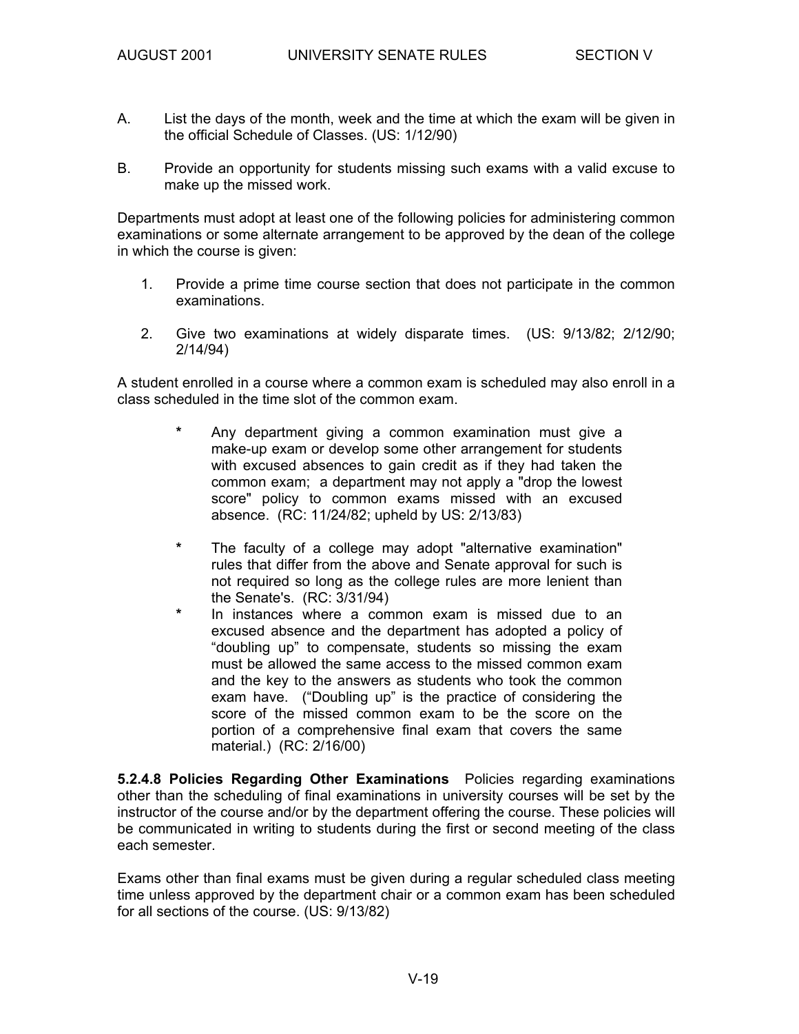A. List the days of the month, week and the time at which the exam will be given in the official Schedule of Classes. (US: 1/12/90)

B. Provide an opportunity for students missing such exams with a valid excuse to make up the missed work.

Departments must adopt at least one of the following policies for administering common examinations or some alternate arrangement to be approved by the dean of the college in which the course is given:

1. Provide a prime time course section that does not participate in the common examinations.

2. Give two examinations at widely disparate times. (US: 9/13/82; 2/12/90; 2/14/94)

A student enrolled in a course where a common exam is scheduled may also enroll in a class scheduled in the time slot of the common exam.

* Any department giving a common examination must give a make-up exam or develop some other arrangement for students with excused absences to gain credit as if they had taken the common exam; a department may not apply a "drop the lowest score" policy to common exams missed with an excused absence. (RC: 11/24/82; upheld by US: 2/13/83)

* The faculty of a college may adopt "alternative examination" rules that differ from the above and Senate approval for such is not required so long as the college rules are more lenient than the Senate's. (RC: 3/31/94)

* In instances where a common exam is missed due to an excused absence and the department has adopted a policy of "doubling up" to compensate, students so missing the exam must be allowed the same access to the missed common exam and the key to the answers as students who took the common exam have. ("Doubling up" is the practice of considering the score of the missed common exam to be the score on the portion of a comprehensive final exam that covers the same material.) (RC: 2/16/00)

**5.2.4.8 Policies Regarding Other Examinations** Policies regarding examinations other than the scheduling of final examinations in university courses will be set by the instructor of the course and/or by the department offering the course. These policies will be communicated in writing to students during the first or second meeting of the class each semester.

Exams other than final exams must be given during a regular scheduled class meeting time unless approved by the department chair or a common exam has been scheduled for all sections of the course. (US: 9/13/82)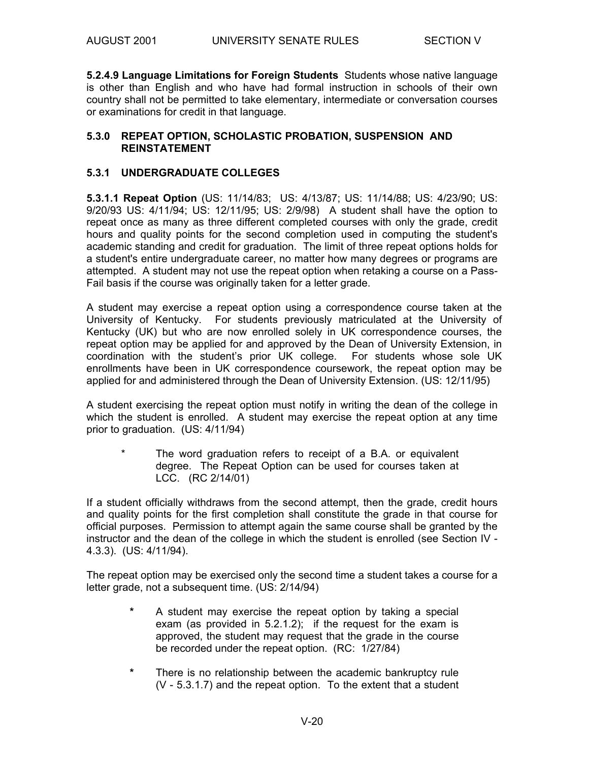**5.2.4.9 Language Limitations for Foreign Students** Students whose native language is other than English and who have had formal instruction in schools of their own country shall not be permitted to take elementary, intermediate or conversation courses or examinations for credit in that language.

## 5.3.0 REPEAT OPTION, SCHOLASTIC PROBATION, SUSPENSION AND REINSTATEMENT

### 5.3.1 UNDERGRADUATE COLLEGES

**5.3.1.1 Repeat Option** (US: 11/14/83; US: 4/13/87; US: 11/14/88; US: 4/23/90; US: 9/20/93 US: 4/11/94; US: 12/11/95; US: 2/9/98) A student shall have the option to repeat once as many as three different completed courses with only the grade, credit hours and quality points for the second completion used in computing the student's academic standing and credit for graduation. The limit of three repeat options holds for a student's entire undergraduate career, no matter how many degrees or programs are attempted. A student may not use the repeat option when retaking a course on a Pass-Fail basis if the course was originally taken for a letter grade.

A student may exercise a repeat option using a correspondence course taken at the University of Kentucky. For students previously matriculated at the University of Kentucky (UK) but who are now enrolled solely in UK correspondence courses, the repeat option may be applied for and approved by the Dean of University Extension, in coordination with the student's prior UK college. For students whose sole UK enrollments have been in UK correspondence coursework, the repeat option may be applied for and administered through the Dean of University Extension. (US: 12/11/95)

A student exercising the repeat option must notify in writing the dean of the college in which the student is enrolled. A student may exercise the repeat option at any time prior to graduation. (US: 4/11/94)

- * The word graduation refers to receipt of a B.A. or equivalent degree. The Repeat Option can be used for courses taken at LCC. (RC 2/14/01)

If a student officially withdraws from the second attempt, then the grade, credit hours and quality points for the first completion shall constitute the grade in that course for official purposes. Permission to attempt again the same course shall be granted by the instructor and the dean of the college in which the student is enrolled (see Section IV - 4.3.3). (US: 4/11/94).

The repeat option may be exercised only the second time a student takes a course for a letter grade, not a subsequent time. (US: 2/14/94)

- * A student may exercise the repeat option by taking a special exam (as provided in 5.2.1.2); if the request for the exam is approved, the student may request that the grade in the course be recorded under the repeat option. (RC: 1/27/84)

- * There is no relationship between the academic bankruptcy rule (V - 5.3.1.7) and the repeat option. To the extent that a student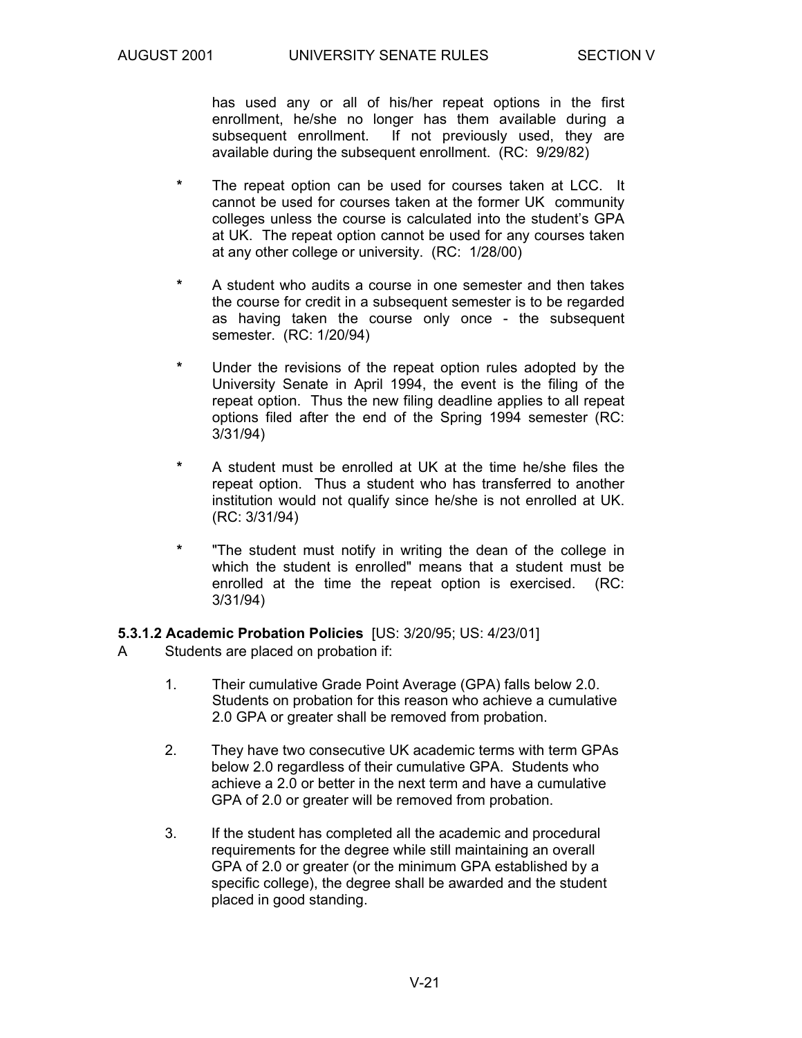has used any or all of his/her repeat options in the first enrollment, he/she no longer has them available during a subsequent enrollment. If not previously used, they are available during the subsequent enrollment. (RC: 9/29/82)

* The repeat option can be used for courses taken at LCC. It cannot be used for courses taken at the former UK community colleges unless the course is calculated into the student's GPA at UK. The repeat option cannot be used for any courses taken at any other college or university. (RC: 1/28/00)

* A student who audits a course in one semester and then takes the course for credit in a subsequent semester is to be regarded as having taken the course only once - the subsequent semester. (RC: 1/20/94)

* Under the revisions of the repeat option rules adopted by the University Senate in April 1994, the event is the filing of the repeat option. Thus the new filing deadline applies to all repeat options filed after the end of the Spring 1994 semester (RC: 3/31/94)

* A student must be enrolled at UK at the time he/she files the repeat option. Thus a student who has transferred to another institution would not qualify since he/she is not enrolled at UK. (RC: 3/31/94)

* "The student must notify in writing the dean of the college in which the student is enrolled" means that a student must be enrolled at the time the repeat option is exercised. (RC: 3/31/94)

**5.3.1.2 Academic Probation Policies** [US: 3/20/95; US: 4/23/01]

A Students are placed on probation if:

1. Their cumulative Grade Point Average (GPA) falls below 2.0. Students on probation for this reason who achieve a cumulative 2.0 GPA or greater shall be removed from probation.

2. They have two consecutive UK academic terms with term GPAs below 2.0 regardless of their cumulative GPA. Students who achieve a 2.0 or better in the next term and have a cumulative GPA of 2.0 or greater will be removed from probation.

3. If the student has completed all the academic and procedural requirements for the degree while still maintaining an overall GPA of 2.0 or greater (or the minimum GPA established by a specific college), the degree shall be awarded and the student placed in good standing.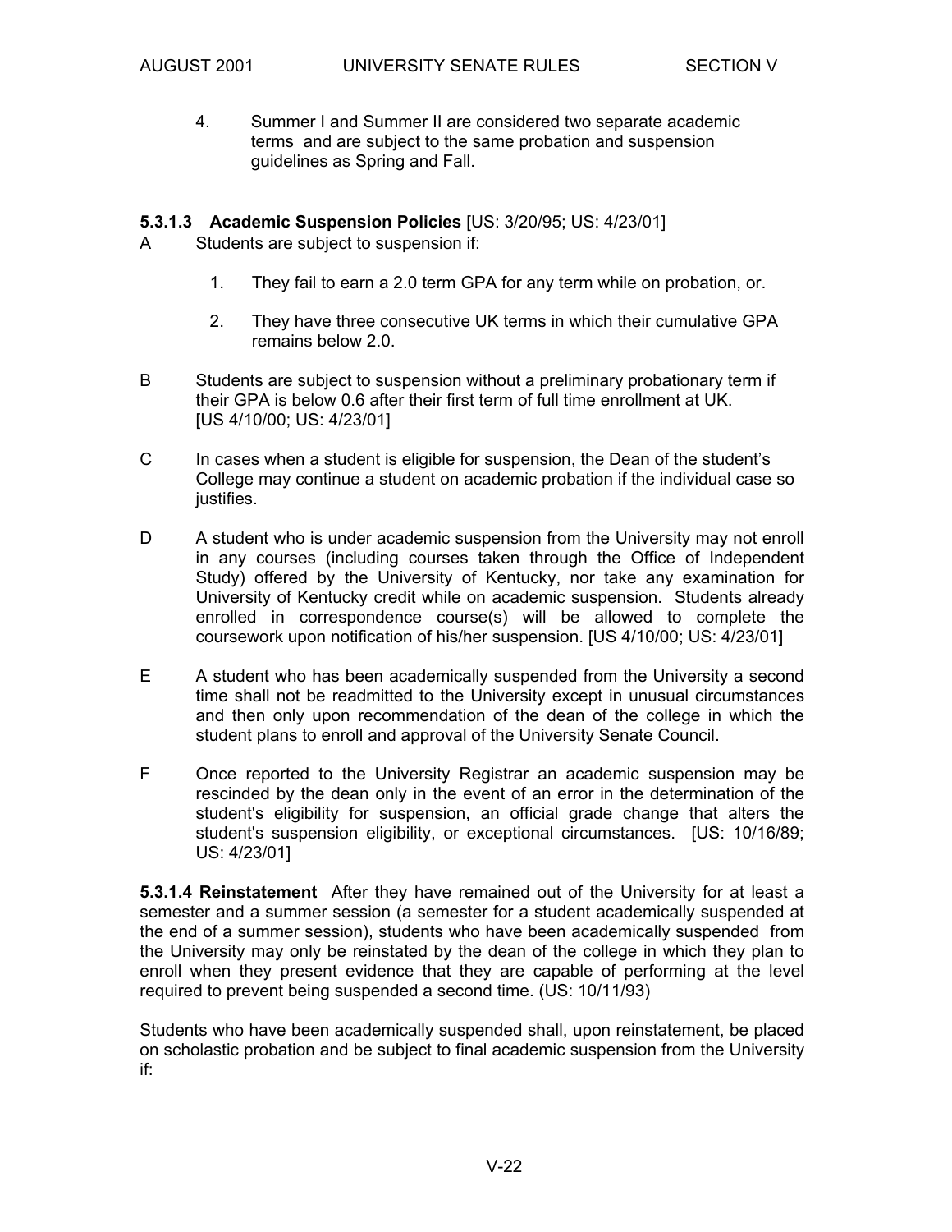4. Summer I and Summer II are considered two separate academic terms and are subject to the same probation and suspension guidelines as Spring and Fall.

**5.3.1.3 Academic Suspension Policies** [US: 3/20/95; US: 4/23/01]

A Students are subject to suspension if:

1. They fail to earn a 2.0 term GPA for any term while on probation, or.

2. They have three consecutive UK terms in which their cumulative GPA remains below 2.0.

B Students are subject to suspension without a preliminary probationary term if their GPA is below 0.6 after their first term of full time enrollment at UK. [US 4/10/00; US: 4/23/01]

C In cases when a student is eligible for suspension, the Dean of the student's College may continue a student on academic probation if the individual case so justifies.

D A student who is under academic suspension from the University may not enroll in any courses (including courses taken through the Office of Independent Study) offered by the University of Kentucky, nor take any examination for University of Kentucky credit while on academic suspension. Students already enrolled in correspondence course(s) will be allowed to complete the coursework upon notification of his/her suspension. [US 4/10/00; US: 4/23/01]

E A student who has been academically suspended from the University a second time shall not be readmitted to the University except in unusual circumstances and then only upon recommendation of the dean of the college in which the student plans to enroll and approval of the University Senate Council.

F Once reported to the University Registrar an academic suspension may be rescinded by the dean only in the event of an error in the determination of the student's eligibility for suspension, an official grade change that alters the student's suspension eligibility, or exceptional circumstances. [US: 10/16/89; US: 4/23/01]

**5.3.1.4 Reinstatement** After they have remained out of the University for at least a semester and a summer session (a semester for a student academically suspended at the end of a summer session), students who have been academically suspended from the University may only be reinstated by the dean of the college in which they plan to enroll when they present evidence that they are capable of performing at the level required to prevent being suspended a second time. (US: 10/11/93)

Students who have been academically suspended shall, upon reinstatement, be placed on scholastic probation and be subject to final academic suspension from the University if: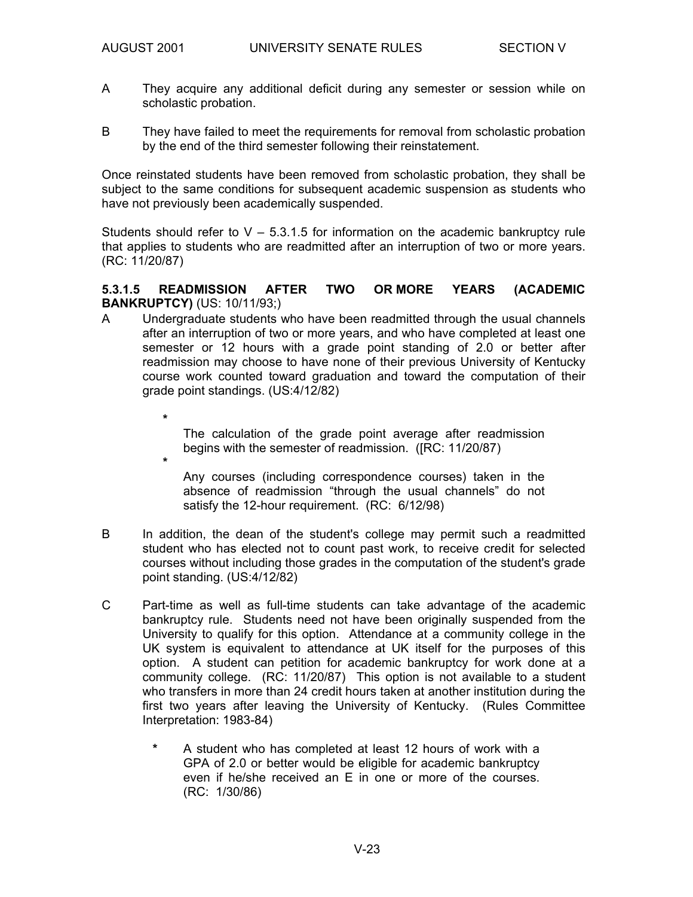A They acquire any additional deficit during any semester or session while on scholastic probation.

B They have failed to meet the requirements for removal from scholastic probation by the end of the third semester following their reinstatement.

Once reinstated students have been removed from scholastic probation, they shall be subject to the same conditions for subsequent academic suspension as students who have not previously been academically suspended.

Students should refer to V – 5.3.1.5 for information on the academic bankruptcy rule that applies to students who are readmitted after an interruption of two or more years. (RC: 11/20/87)

**5.3.1.5 READMISSION AFTER TWO OR MORE YEARS (ACADEMIC BANKRUPTCY)** (US: 10/11/93;)

A Undergraduate students who have been readmitted through the usual channels after an interruption of two or more years, and who have completed at least one semester or 12 hours with a grade point standing of 2.0 or better after readmission may choose to have none of their previous University of Kentucky course work counted toward graduation and toward the computation of their grade point standings. (US:4/12/82)

- The calculation of the grade point average after readmission begins with the semester of readmission. ([RC: 11/20/87)
- Any courses (including correspondence courses) taken in the absence of readmission "through the usual channels" do not satisfy the 12-hour requirement. (RC: 6/12/98)

B In addition, the dean of the student's college may permit such a readmitted student who has elected not to count past work, to receive credit for selected courses without including those grades in the computation of the student's grade point standing. (US:4/12/82)

C Part-time as well as full-time students can take advantage of the academic bankruptcy rule. Students need not have been originally suspended from the University to qualify for this option. Attendance at a community college in the UK system is equivalent to attendance at UK itself for the purposes of this option. A student can petition for academic bankruptcy for work done at a community college. (RC: 11/20/87) This option is not available to a student who transfers in more than 24 credit hours taken at another institution during the first two years after leaving the University of Kentucky. (Rules Committee Interpretation: 1983-84)

- A student who has completed at least 12 hours of work with a GPA of 2.0 or better would be eligible for academic bankruptcy even if he/she received an E in one or more of the courses. (RC: 1/30/86)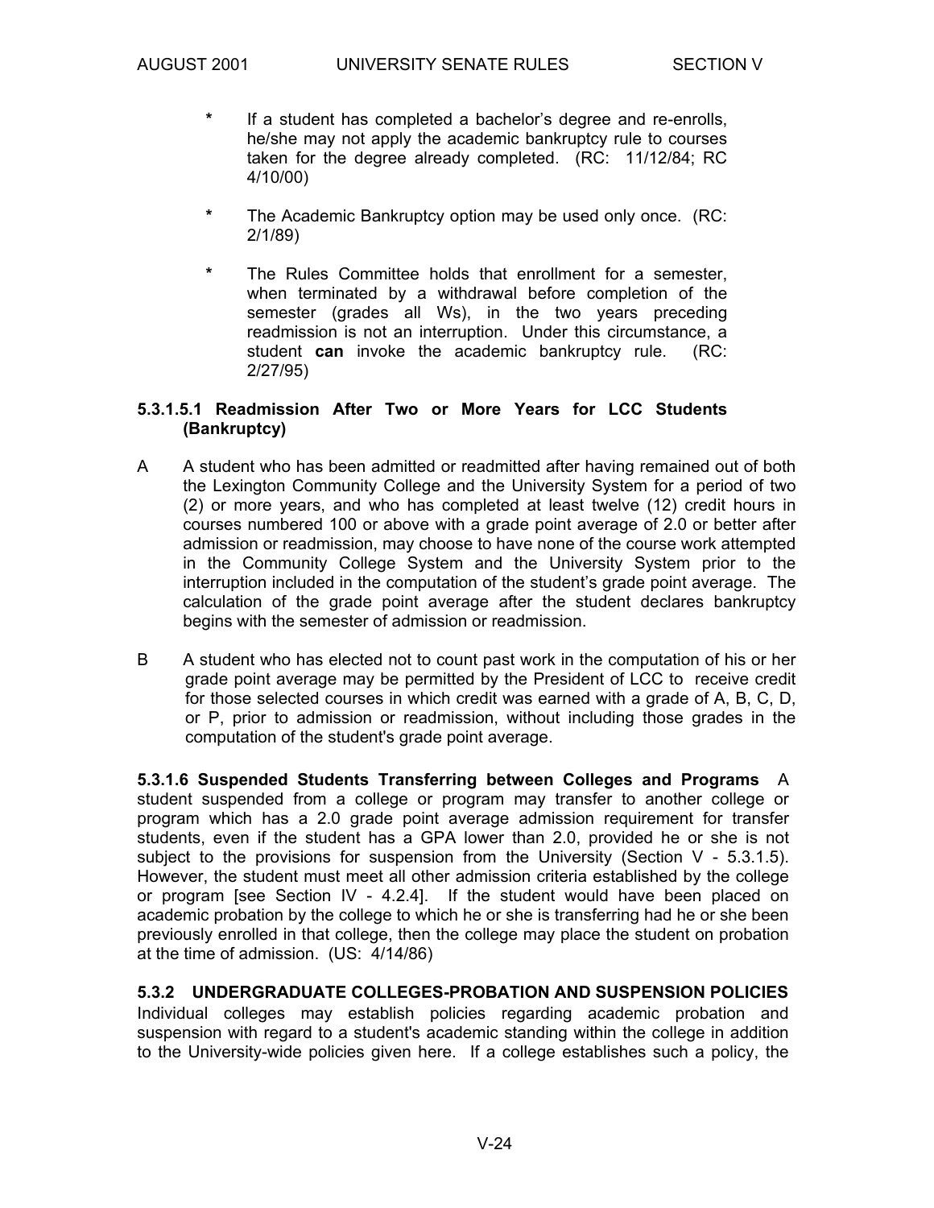- * If a student has completed a bachelor's degree and re-enrolls, he/she may not apply the academic bankruptcy rule to courses taken for the degree already completed. (RC: 11/12/84; RC 4/10/00)

- * The Academic Bankruptcy option may be used only once. (RC: 2/1/89)

- * The Rules Committee holds that enrollment for a semester, when terminated by a withdrawal before completion of the semester (grades all Ws), in the two years preceding readmission is not an interruption. Under this circumstance, a student **can** invoke the academic bankruptcy rule. (RC: 2/27/95)

**5.3.1.5.1 Readmission After Two or More Years for LCC Students (Bankruptcy)**

A A student who has been admitted or readmitted after having remained out of both the Lexington Community College and the University System for a period of two (2) or more years, and who has completed at least twelve (12) credit hours in courses numbered 100 or above with a grade point average of 2.0 or better after admission or readmission, may choose to have none of the course work attempted in the Community College System and the University System prior to the interruption included in the computation of the student's grade point average. The calculation of the grade point average after the student declares bankruptcy begins with the semester of admission or readmission.

B A student who has elected not to count past work in the computation of his or her grade point average may be permitted by the President of LCC to receive credit for those selected courses in which credit was earned with a grade of A, B, C, D, or P, prior to admission or readmission, without including those grades in the computation of the student's grade point average.

**5.3.1.6 Suspended Students Transferring between Colleges and Programs** A student suspended from a college or program may transfer to another college or program which has a 2.0 grade point average admission requirement for transfer students, even if the student has a GPA lower than 2.0, provided he or she is not subject to the provisions for suspension from the University (Section V - 5.3.1.5). However, the student must meet all other admission criteria established by the college or program [see Section IV - 4.2.4]. If the student would have been placed on academic probation by the college to which he or she is transferring had he or she been previously enrolled in that college, then the college may place the student on probation at the time of admission. (US: 4/14/86)

**5.3.2 UNDERGRADUATE COLLEGES-PROBATION AND SUSPENSION POLICIES** Individual colleges may establish policies regarding academic probation and suspension with regard to a student's academic standing within the college in addition to the University-wide policies given here. If a college establishes such a policy, the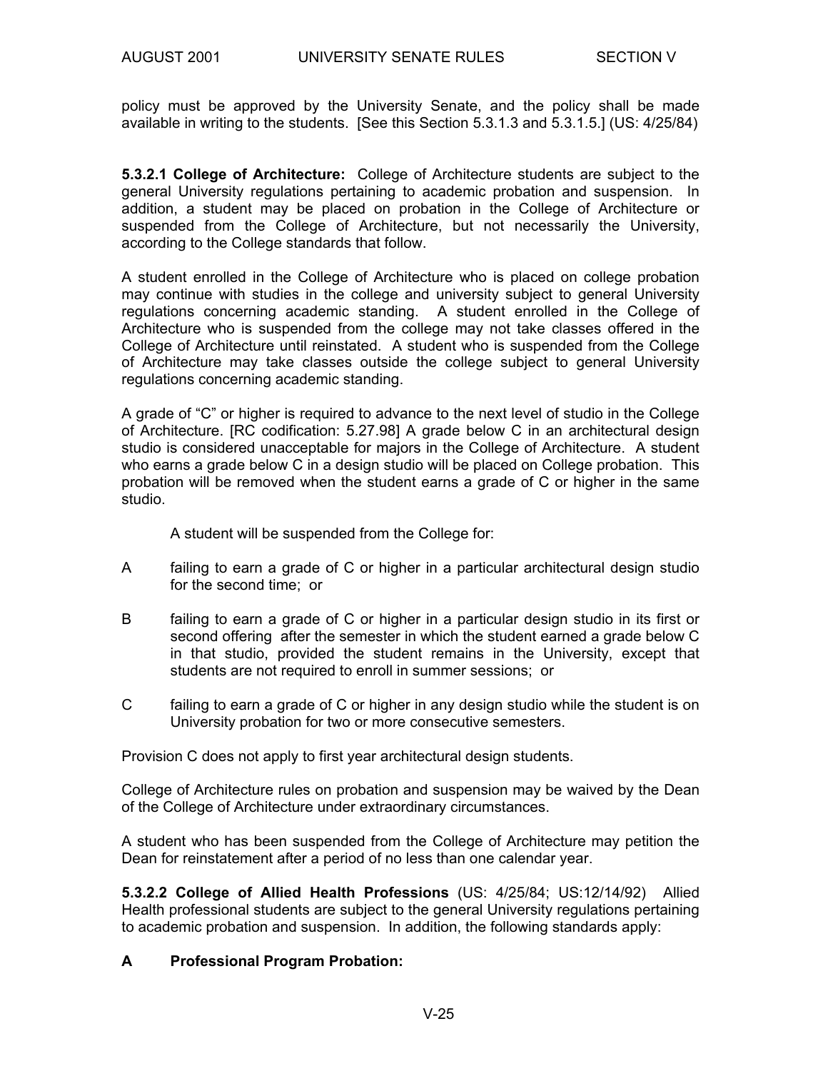policy must be approved by the University Senate, and the policy shall be made available in writing to the students. [See this Section 5.3.1.3 and 5.3.1.5.] (US: 4/25/84)

**5.3.2.1 College of Architecture:** College of Architecture students are subject to the general University regulations pertaining to academic probation and suspension. In addition, a student may be placed on probation in the College of Architecture or suspended from the College of Architecture, but not necessarily the University, according to the College standards that follow.

A student enrolled in the College of Architecture who is placed on college probation may continue with studies in the college and university subject to general University regulations concerning academic standing. A student enrolled in the College of Architecture who is suspended from the college may not take classes offered in the College of Architecture until reinstated. A student who is suspended from the College of Architecture may take classes outside the college subject to general University regulations concerning academic standing.

A grade of "C" or higher is required to advance to the next level of studio in the College of Architecture. [RC codification: 5.27.98] A grade below C in an architectural design studio is considered unacceptable for majors in the College of Architecture. A student who earns a grade below C in a design studio will be placed on College probation. This probation will be removed when the student earns a grade of C or higher in the same studio.

A student will be suspended from the College for:

A failing to earn a grade of C or higher in a particular architectural design studio for the second time; or

B failing to earn a grade of C or higher in a particular design studio in its first or second offering after the semester in which the student earned a grade below C in that studio, provided the student remains in the University, except that students are not required to enroll in summer sessions; or

C failing to earn a grade of C or higher in any design studio while the student is on University probation for two or more consecutive semesters.

Provision C does not apply to first year architectural design students.

College of Architecture rules on probation and suspension may be waived by the Dean of the College of Architecture under extraordinary circumstances.

A student who has been suspended from the College of Architecture may petition the Dean for reinstatement after a period of no less than one calendar year.

**5.3.2.2 College of Allied Health Professions** (US: 4/25/84; US:12/14/92) Allied Health professional students are subject to the general University regulations pertaining to academic probation and suspension. In addition, the following standards apply:

**A Professional Program Probation:**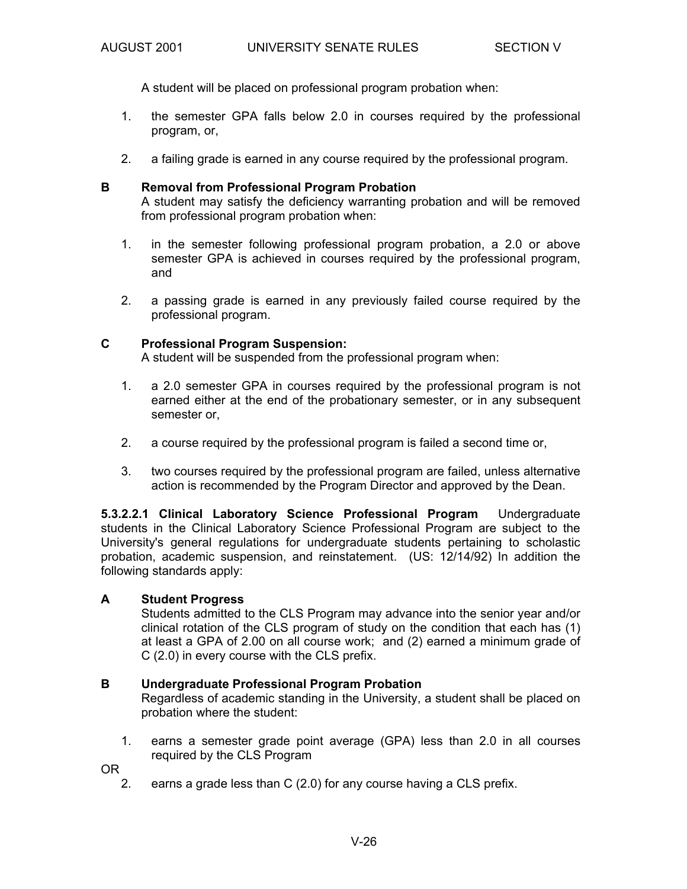A student will be placed on professional program probation when:

1. the semester GPA falls below 2.0 in courses required by the professional program, or,

2. a failing grade is earned in any course required by the professional program.

**B Removal from Professional Program Probation**

A student may satisfy the deficiency warranting probation and will be removed from professional program probation when:

1. in the semester following professional program probation, a 2.0 or above semester GPA is achieved in courses required by the professional program, and

2. a passing grade is earned in any previously failed course required by the professional program.

**C Professional Program Suspension:**

A student will be suspended from the professional program when:

1. a 2.0 semester GPA in courses required by the professional program is not earned either at the end of the probationary semester, or in any subsequent semester or,

2. a course required by the professional program is failed a second time or,

3. two courses required by the professional program are failed, unless alternative action is recommended by the Program Director and approved by the Dean.

**5.3.2.2.1 Clinical Laboratory Science Professional Program** Undergraduate students in the Clinical Laboratory Science Professional Program are subject to the University's general regulations for undergraduate students pertaining to scholastic probation, academic suspension, and reinstatement. (US: 12/14/92) In addition the following standards apply:

**A Student Progress**

Students admitted to the CLS Program may advance into the senior year and/or clinical rotation of the CLS program of study on the condition that each has (1) at least a GPA of 2.00 on all course work; and (2) earned a minimum grade of C (2.0) in every course with the CLS prefix.

**B Undergraduate Professional Program Probation**

Regardless of academic standing in the University, a student shall be placed on probation where the student:

1. earns a semester grade point average (GPA) less than 2.0 in all courses required by the CLS Program

OR

2. earns a grade less than C (2.0) for any course having a CLS prefix.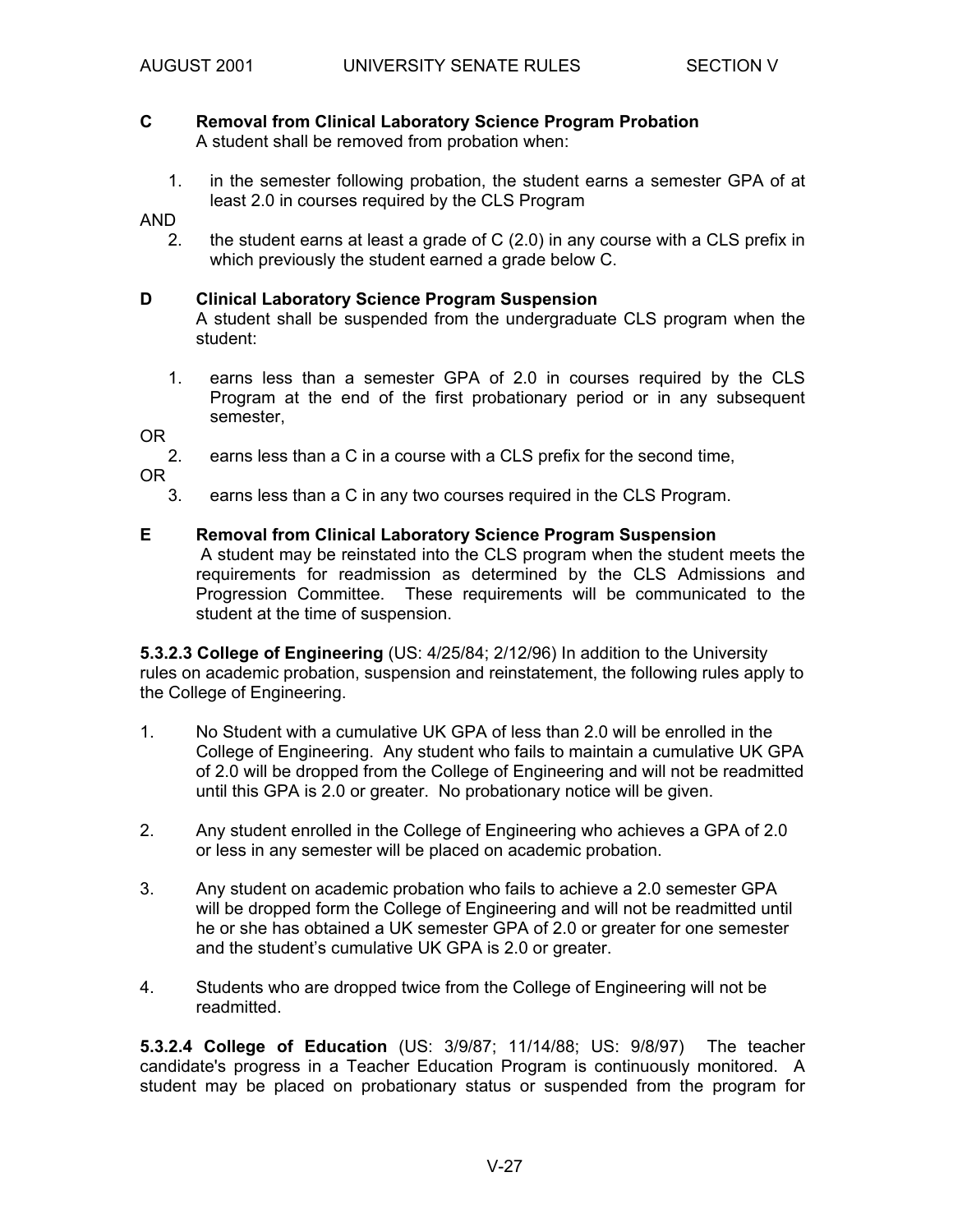**C Removal from Clinical Laboratory Science Program Probation**

A student shall be removed from probation when:

1. in the semester following probation, the student earns a semester GPA of at least 2.0 in courses required by the CLS Program

AND

2. the student earns at least a grade of C (2.0) in any course with a CLS prefix in which previously the student earned a grade below C.

**D Clinical Laboratory Science Program Suspension**

A student shall be suspended from the undergraduate CLS program when the student:

1. earns less than a semester GPA of 2.0 in courses required by the CLS Program at the end of the first probationary period or in any subsequent semester,

OR

2. earns less than a C in a course with a CLS prefix for the second time,

OR

3. earns less than a C in any two courses required in the CLS Program.

**E Removal from Clinical Laboratory Science Program Suspension**

A student may be reinstated into the CLS program when the student meets the requirements for readmission as determined by the CLS Admissions and Progression Committee. These requirements will be communicated to the student at the time of suspension.

**5.3.2.3 College of Engineering** (US: 4/25/84; 2/12/96) In addition to the University rules on academic probation, suspension and reinstatement, the following rules apply to the College of Engineering.

1. No Student with a cumulative UK GPA of less than 2.0 will be enrolled in the College of Engineering. Any student who fails to maintain a cumulative UK GPA of 2.0 will be dropped from the College of Engineering and will not be readmitted until this GPA is 2.0 or greater. No probationary notice will be given.

2. Any student enrolled in the College of Engineering who achieves a GPA of 2.0 or less in any semester will be placed on academic probation.

3. Any student on academic probation who fails to achieve a 2.0 semester GPA will be dropped form the College of Engineering and will not be readmitted until he or she has obtained a UK semester GPA of 2.0 or greater for one semester and the student's cumulative UK GPA is 2.0 or greater.

4. Students who are dropped twice from the College of Engineering will not be readmitted.

**5.3.2.4 College of Education** (US: 3/9/87; 11/14/88; US: 9/8/97) The teacher candidate's progress in a Teacher Education Program is continuously monitored. A student may be placed on probationary status or suspended from the program for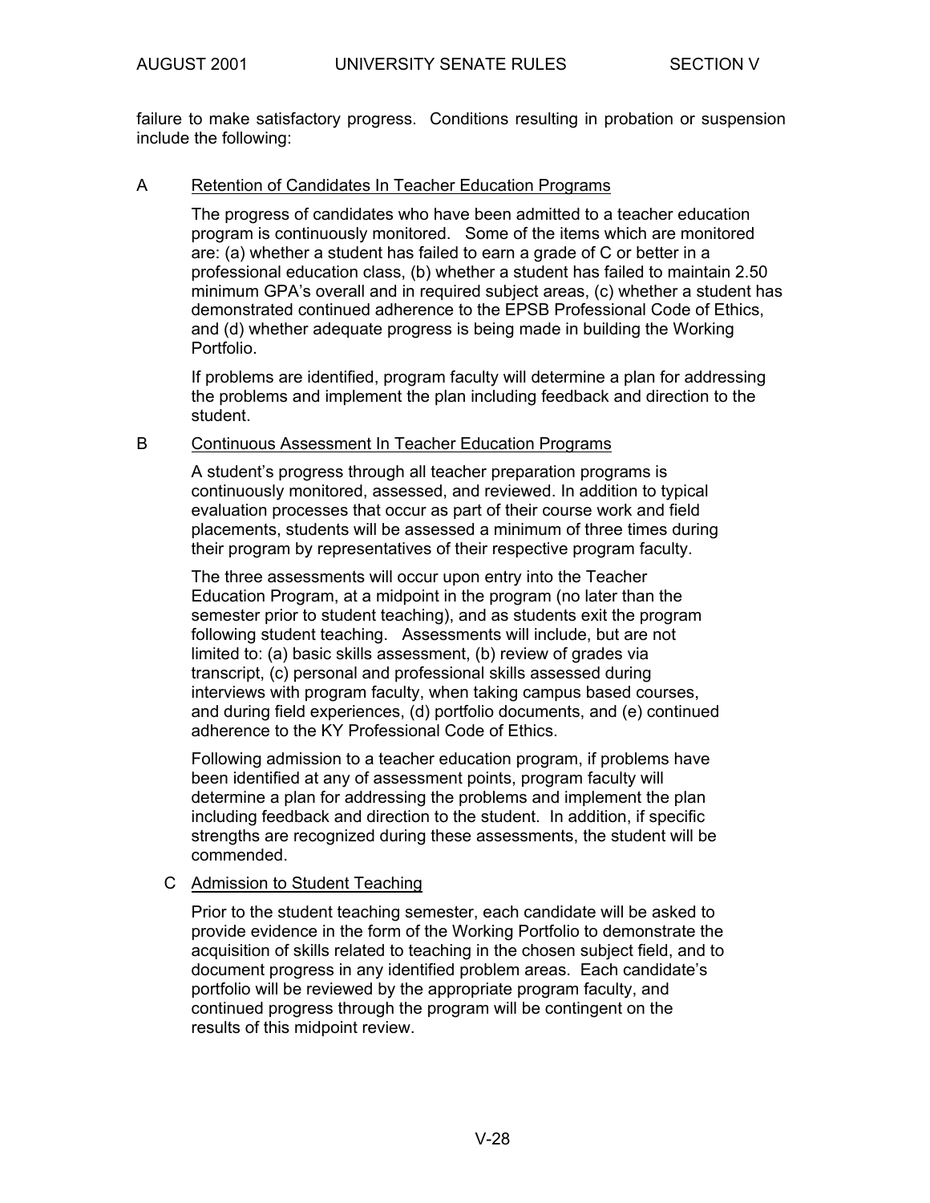failure to make satisfactory progress. Conditions resulting in probation or suspension include the following:

A Retention of Candidates In Teacher Education Programs

The progress of candidates who have been admitted to a teacher education program is continuously monitored. Some of the items which are monitored are: (a) whether a student has failed to earn a grade of C or better in a professional education class, (b) whether a student has failed to maintain 2.50 minimum GPA's overall and in required subject areas, (c) whether a student has demonstrated continued adherence to the EPSB Professional Code of Ethics, and (d) whether adequate progress is being made in building the Working Portfolio.

If problems are identified, program faculty will determine a plan for addressing the problems and implement the plan including feedback and direction to the student.

B Continuous Assessment In Teacher Education Programs

A student's progress through all teacher preparation programs is continuously monitored, assessed, and reviewed. In addition to typical evaluation processes that occur as part of their course work and field placements, students will be assessed a minimum of three times during their program by representatives of their respective program faculty.

The three assessments will occur upon entry into the Teacher Education Program, at a midpoint in the program (no later than the semester prior to student teaching), and as students exit the program following student teaching. Assessments will include, but are not limited to: (a) basic skills assessment, (b) review of grades via transcript, (c) personal and professional skills assessed during interviews with program faculty, when taking campus based courses, and during field experiences, (d) portfolio documents, and (e) continued adherence to the KY Professional Code of Ethics.

Following admission to a teacher education program, if problems have been identified at any of assessment points, program faculty will determine a plan for addressing the problems and implement the plan including feedback and direction to the student. In addition, if specific strengths are recognized during these assessments, the student will be commended.

C Admission to Student Teaching

Prior to the student teaching semester, each candidate will be asked to provide evidence in the form of the Working Portfolio to demonstrate the acquisition of skills related to teaching in the chosen subject field, and to document progress in any identified problem areas. Each candidate's portfolio will be reviewed by the appropriate program faculty, and continued progress through the program will be contingent on the results of this midpoint review.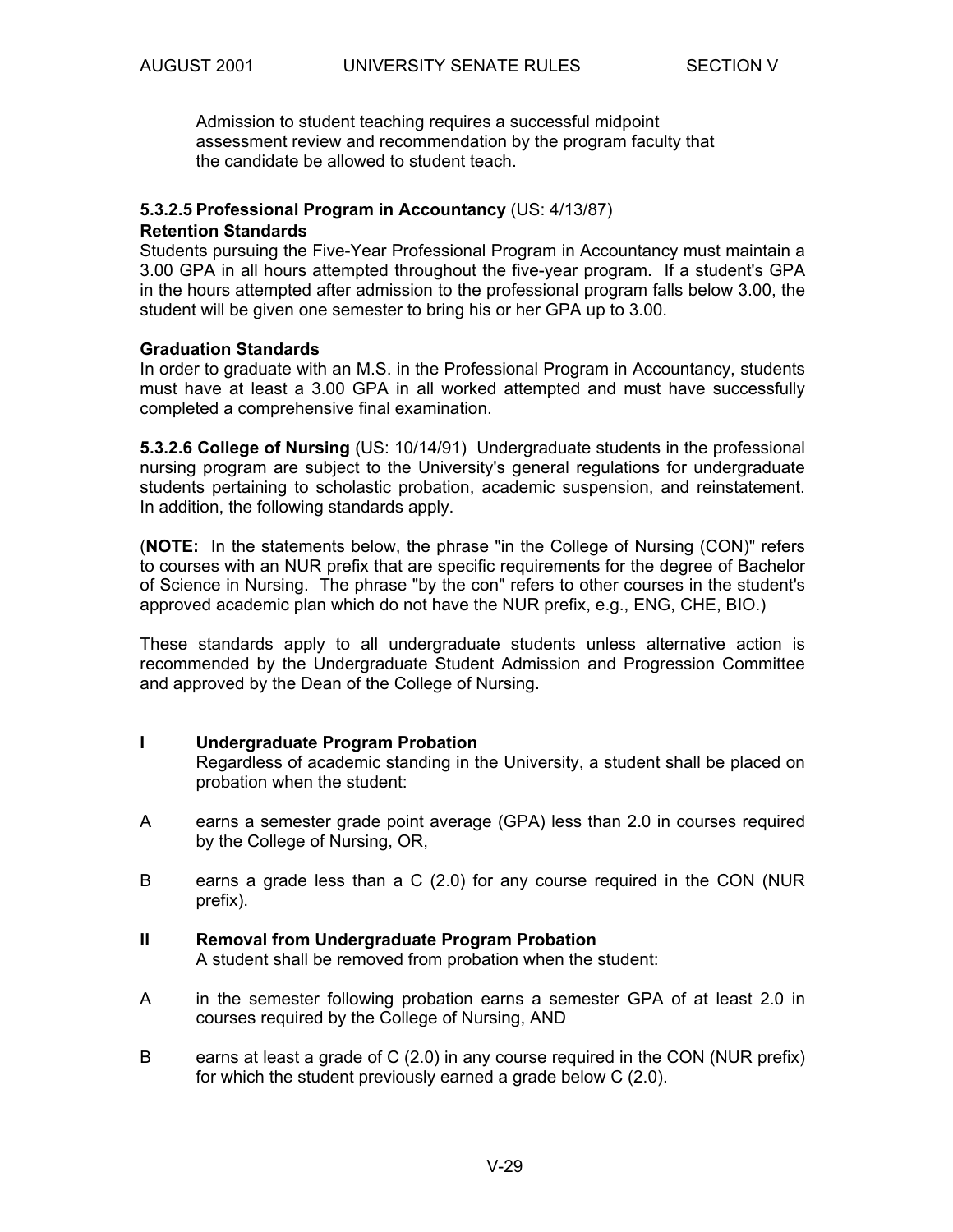Admission to student teaching requires a successful midpoint assessment review and recommendation by the program faculty that the candidate be allowed to student teach.

**5.3.2.5 Professional Program in Accountancy** (US: 4/13/87)

**Retention Standards**

Students pursuing the Five-Year Professional Program in Accountancy must maintain a 3.00 GPA in all hours attempted throughout the five-year program. If a student's GPA in the hours attempted after admission to the professional program falls below 3.00, the student will be given one semester to bring his or her GPA up to 3.00.

**Graduation Standards**

In order to graduate with an M.S. in the Professional Program in Accountancy, students must have at least a 3.00 GPA in all worked attempted and must have successfully completed a comprehensive final examination.

**5.3.2.6 College of Nursing** (US: 10/14/91) Undergraduate students in the professional nursing program are subject to the University's general regulations for undergraduate students pertaining to scholastic probation, academic suspension, and reinstatement. In addition, the following standards apply.

(**NOTE:** In the statements below, the phrase "in the College of Nursing (CON)" refers to courses with an NUR prefix that are specific requirements for the degree of Bachelor of Science in Nursing. The phrase "by the con" refers to other courses in the student's approved academic plan which do not have the NUR prefix, e.g., ENG, CHE, BIO.)

These standards apply to all undergraduate students unless alternative action is recommended by the Undergraduate Student Admission and Progression Committee and approved by the Dean of the College of Nursing.

**I Undergraduate Program Probation**

Regardless of academic standing in the University, a student shall be placed on probation when the student:

A earns a semester grade point average (GPA) less than 2.0 in courses required by the College of Nursing, OR,

B earns a grade less than a C (2.0) for any course required in the CON (NUR prefix).

**II Removal from Undergraduate Program Probation**

A student shall be removed from probation when the student:

A in the semester following probation earns a semester GPA of at least 2.0 in courses required by the College of Nursing, AND

B earns at least a grade of C (2.0) in any course required in the CON (NUR prefix) for which the student previously earned a grade below C (2.0).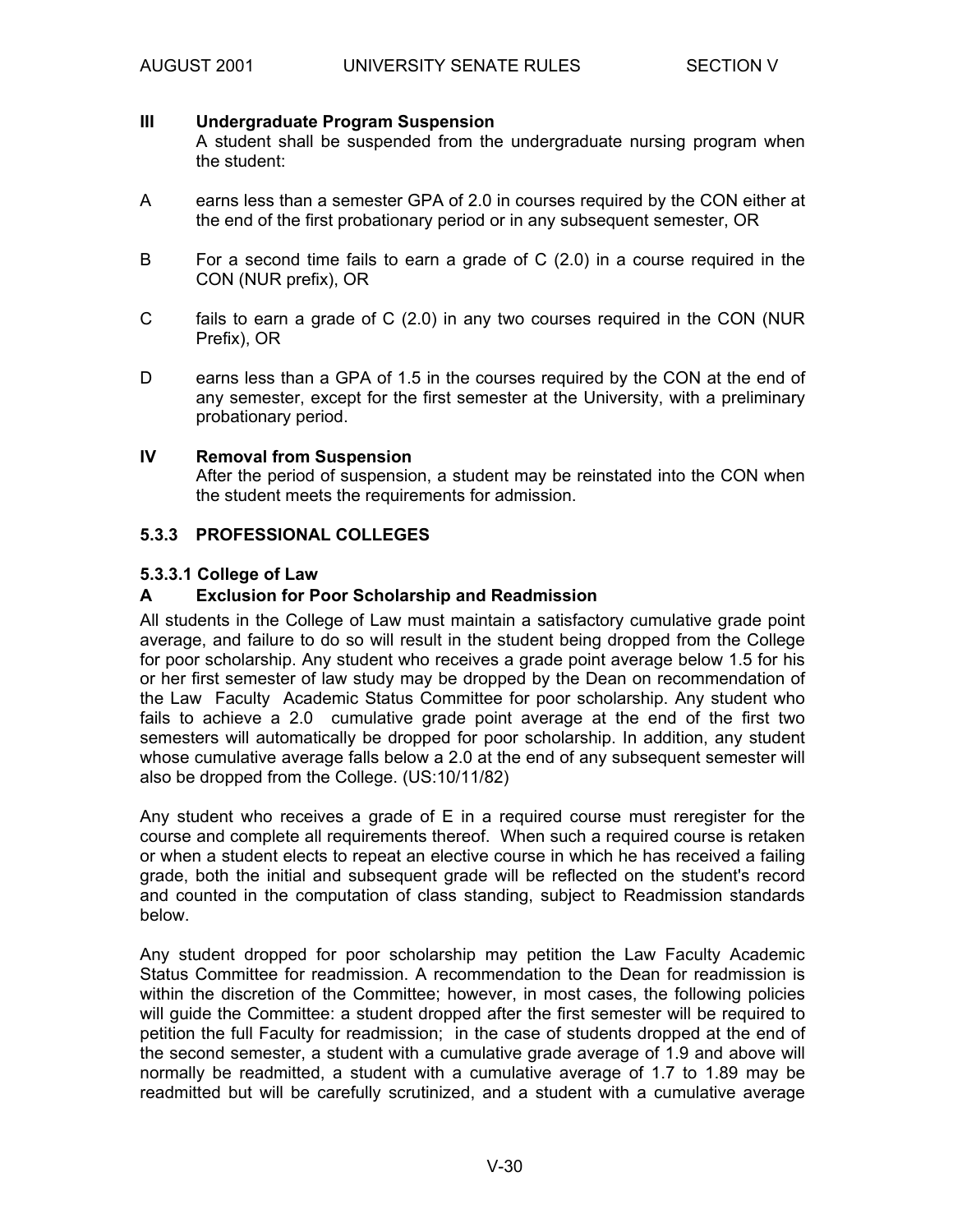**III Undergraduate Program Suspension**

A student shall be suspended from the undergraduate nursing program when the student:

A earns less than a semester GPA of 2.0 in courses required by the CON either at the end of the first probationary period or in any subsequent semester, OR

B For a second time fails to earn a grade of C (2.0) in a course required in the CON (NUR prefix), OR

C fails to earn a grade of C (2.0) in any two courses required in the CON (NUR Prefix), OR

D earns less than a GPA of 1.5 in the courses required by the CON at the end of any semester, except for the first semester at the University, with a preliminary probationary period.

**IV Removal from Suspension**

After the period of suspension, a student may be reinstated into the CON when the student meets the requirements for admission.

### 5.3.3 PROFESSIONAL COLLEGES

#### 5.3.3.1 College of Law

**A Exclusion for Poor Scholarship and Readmission**

All students in the College of Law must maintain a satisfactory cumulative grade point average, and failure to do so will result in the student being dropped from the College for poor scholarship. Any student who receives a grade point average below 1.5 for his or her first semester of law study may be dropped by the Dean on recommendation of the Law Faculty Academic Status Committee for poor scholarship. Any student who fails to achieve a 2.0 cumulative grade point average at the end of the first two semesters will automatically be dropped for poor scholarship. In addition, any student whose cumulative average falls below a 2.0 at the end of any subsequent semester will also be dropped from the College. (US:10/11/82)

Any student who receives a grade of E in a required course must reregister for the course and complete all requirements thereof. When such a required course is retaken or when a student elects to repeat an elective course in which he has received a failing grade, both the initial and subsequent grade will be reflected on the student's record and counted in the computation of class standing, subject to Readmission standards below.

Any student dropped for poor scholarship may petition the Law Faculty Academic Status Committee for readmission. A recommendation to the Dean for readmission is within the discretion of the Committee; however, in most cases, the following policies will guide the Committee: a student dropped after the first semester will be required to petition the full Faculty for readmission; in the case of students dropped at the end of the second semester, a student with a cumulative grade average of 1.9 and above will normally be readmitted, a student with a cumulative average of 1.7 to 1.89 may be readmitted but will be carefully scrutinized, and a student with a cumulative average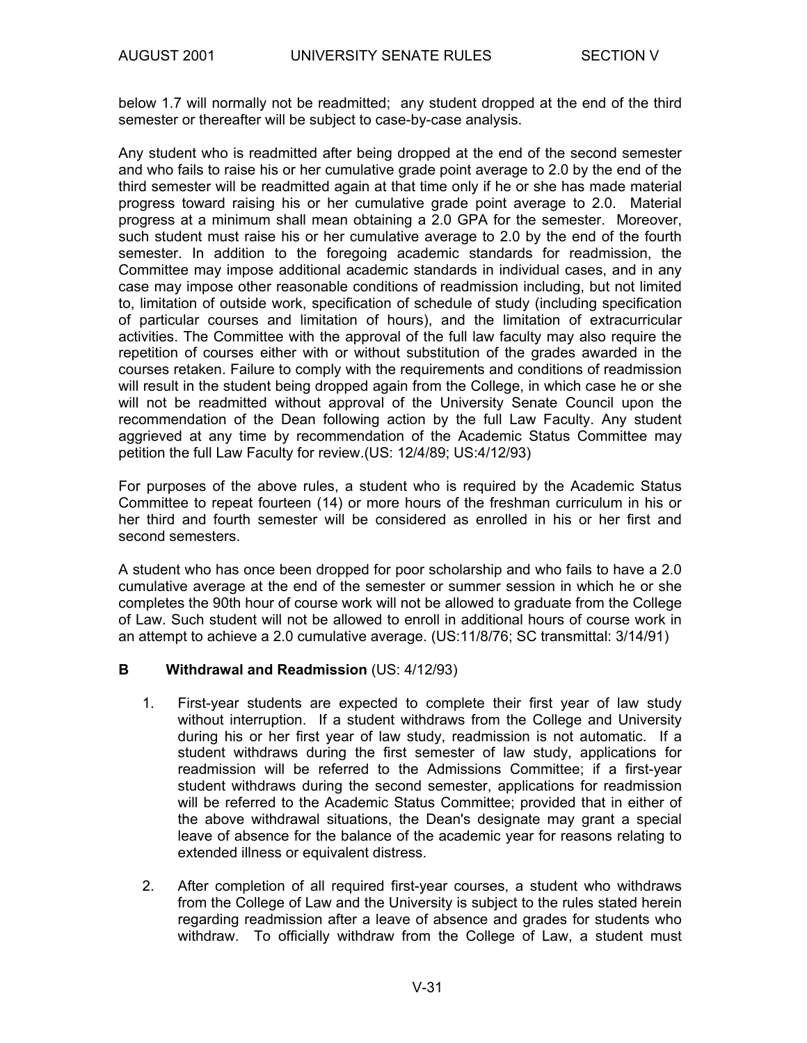below 1.7 will normally not be readmitted; any student dropped at the end of the third semester or thereafter will be subject to case-by-case analysis.

Any student who is readmitted after being dropped at the end of the second semester and who fails to raise his or her cumulative grade point average to 2.0 by the end of the third semester will be readmitted again at that time only if he or she has made material progress toward raising his or her cumulative grade point average to 2.0. Material progress at a minimum shall mean obtaining a 2.0 GPA for the semester. Moreover, such student must raise his or her cumulative average to 2.0 by the end of the fourth semester. In addition to the foregoing academic standards for readmission, the Committee may impose additional academic standards in individual cases, and in any case may impose other reasonable conditions of readmission including, but not limited to, limitation of outside work, specification of schedule of study (including specification of particular courses and limitation of hours), and the limitation of extracurricular activities. The Committee with the approval of the full law faculty may also require the repetition of courses either with or without substitution of the grades awarded in the courses retaken. Failure to comply with the requirements and conditions of readmission will result in the student being dropped again from the College, in which case he or she will not be readmitted without approval of the University Senate Council upon the recommendation of the Dean following action by the full Law Faculty. Any student aggrieved at any time by recommendation of the Academic Status Committee may petition the full Law Faculty for review.(US: 12/4/89; US:4/12/93)

For purposes of the above rules, a student who is required by the Academic Status Committee to repeat fourteen (14) or more hours of the freshman curriculum in his or her third and fourth semester will be considered as enrolled in his or her first and second semesters.

A student who has once been dropped for poor scholarship and who fails to have a 2.0 cumulative average at the end of the semester or summer session in which he or she completes the 90th hour of course work will not be allowed to graduate from the College of Law. Such student will not be allowed to enroll in additional hours of course work in an attempt to achieve a 2.0 cumulative average. (US:11/8/76; SC transmittal: 3/14/91)

### B Withdrawal and Readmission (US: 4/12/93)

1. First-year students are expected to complete their first year of law study without interruption. If a student withdraws from the College and University during his or her first year of law study, readmission is not automatic. If a student withdraws during the first semester of law study, applications for readmission will be referred to the Admissions Committee; if a first-year student withdraws during the second semester, applications for readmission will be referred to the Academic Status Committee; provided that in either of the above withdrawal situations, the Dean's designate may grant a special leave of absence for the balance of the academic year for reasons relating to extended illness or equivalent distress.

2. After completion of all required first-year courses, a student who withdraws from the College of Law and the University is subject to the rules stated herein regarding readmission after a leave of absence and grades for students who withdraw. To officially withdraw from the College of Law, a student must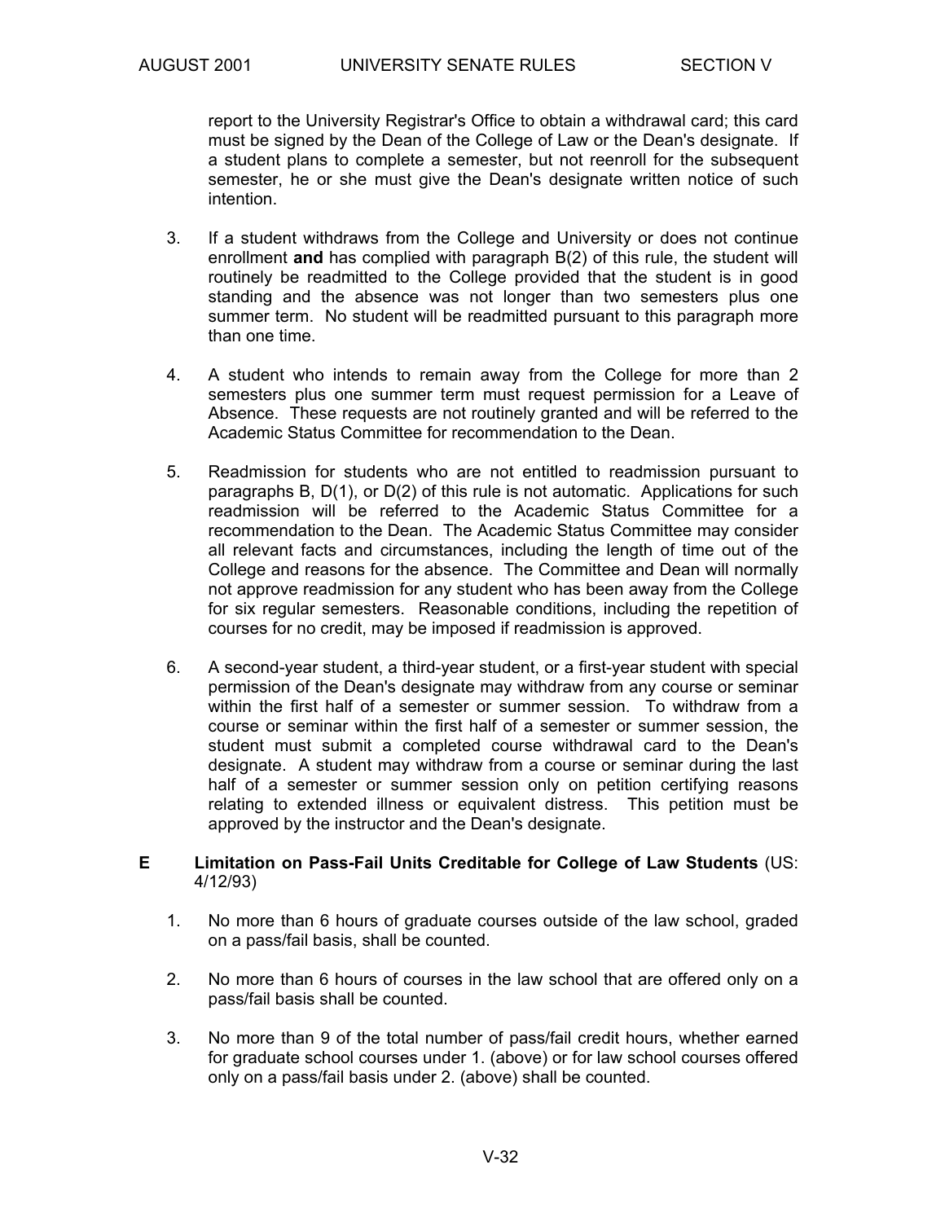report to the University Registrar's Office to obtain a withdrawal card; this card must be signed by the Dean of the College of Law or the Dean's designate. If a student plans to complete a semester, but not reenroll for the subsequent semester, he or she must give the Dean's designate written notice of such intention.

3. If a student withdraws from the College and University or does not continue enrollment **and** has complied with paragraph B(2) of this rule, the student will routinely be readmitted to the College provided that the student is in good standing and the absence was not longer than two semesters plus one summer term. No student will be readmitted pursuant to this paragraph more than one time.

4. A student who intends to remain away from the College for more than 2 semesters plus one summer term must request permission for a Leave of Absence. These requests are not routinely granted and will be referred to the Academic Status Committee for recommendation to the Dean.

5. Readmission for students who are not entitled to readmission pursuant to paragraphs B, D(1), or D(2) of this rule is not automatic. Applications for such readmission will be referred to the Academic Status Committee for a recommendation to the Dean. The Academic Status Committee may consider all relevant facts and circumstances, including the length of time out of the College and reasons for the absence. The Committee and Dean will normally not approve readmission for any student who has been away from the College for six regular semesters. Reasonable conditions, including the repetition of courses for no credit, may be imposed if readmission is approved.

6. A second-year student, a third-year student, or a first-year student with special permission of the Dean's designate may withdraw from any course or seminar within the first half of a semester or summer session. To withdraw from a course or seminar within the first half of a semester or summer session, the student must submit a completed course withdrawal card to the Dean's designate. A student may withdraw from a course or seminar during the last half of a semester or summer session only on petition certifying reasons relating to extended illness or equivalent distress. This petition must be approved by the instructor and the Dean's designate.

**E Limitation on Pass-Fail Units Creditable for College of Law Students** (US: 4/12/93)

1. No more than 6 hours of graduate courses outside of the law school, graded on a pass/fail basis, shall be counted.

2. No more than 6 hours of courses in the law school that are offered only on a pass/fail basis shall be counted.

3. No more than 9 of the total number of pass/fail credit hours, whether earned for graduate school courses under 1. (above) or for law school courses offered only on a pass/fail basis under 2. (above) shall be counted.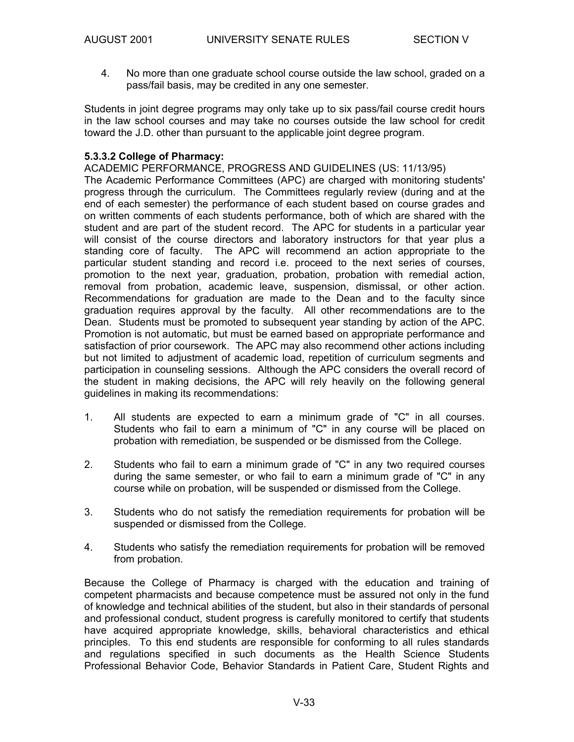4. No more than one graduate school course outside the law school, graded on a pass/fail basis, may be credited in any one semester.

Students in joint degree programs may only take up to six pass/fail course credit hours in the law school courses and may take no courses outside the law school for credit toward the J.D. other than pursuant to the applicable joint degree program.

**5.3.3.2 College of Pharmacy:**

ACADEMIC PERFORMANCE, PROGRESS AND GUIDELINES (US: 11/13/95)

The Academic Performance Committees (APC) are charged with monitoring students' progress through the curriculum. The Committees regularly review (during and at the end of each semester) the performance of each student based on course grades and on written comments of each students performance, both of which are shared with the student and are part of the student record. The APC for students in a particular year will consist of the course directors and laboratory instructors for that year plus a standing core of faculty. The APC will recommend an action appropriate to the particular student standing and record i.e. proceed to the next series of courses, promotion to the next year, graduation, probation, probation with remedial action, removal from probation, academic leave, suspension, dismissal, or other action. Recommendations for graduation are made to the Dean and to the faculty since graduation requires approval by the faculty. All other recommendations are to the Dean. Students must be promoted to subsequent year standing by action of the APC. Promotion is not automatic, but must be earned based on appropriate performance and satisfaction of prior coursework. The APC may also recommend other actions including but not limited to adjustment of academic load, repetition of curriculum segments and participation in counseling sessions. Although the APC considers the overall record of the student in making decisions, the APC will rely heavily on the following general guidelines in making its recommendations:

1. All students are expected to earn a minimum grade of "C" in all courses. Students who fail to earn a minimum of "C" in any course will be placed on probation with remediation, be suspended or be dismissed from the College.

2. Students who fail to earn a minimum grade of "C" in any two required courses during the same semester, or who fail to earn a minimum grade of "C" in any course while on probation, will be suspended or dismissed from the College.

3. Students who do not satisfy the remediation requirements for probation will be suspended or dismissed from the College.

4. Students who satisfy the remediation requirements for probation will be removed from probation.

Because the College of Pharmacy is charged with the education and training of competent pharmacists and because competence must be assured not only in the fund of knowledge and technical abilities of the student, but also in their standards of personal and professional conduct, student progress is carefully monitored to certify that students have acquired appropriate knowledge, skills, behavioral characteristics and ethical principles. To this end students are responsible for conforming to all rules standards and regulations specified in such documents as the Health Science Students Professional Behavior Code, Behavior Standards in Patient Care, Student Rights and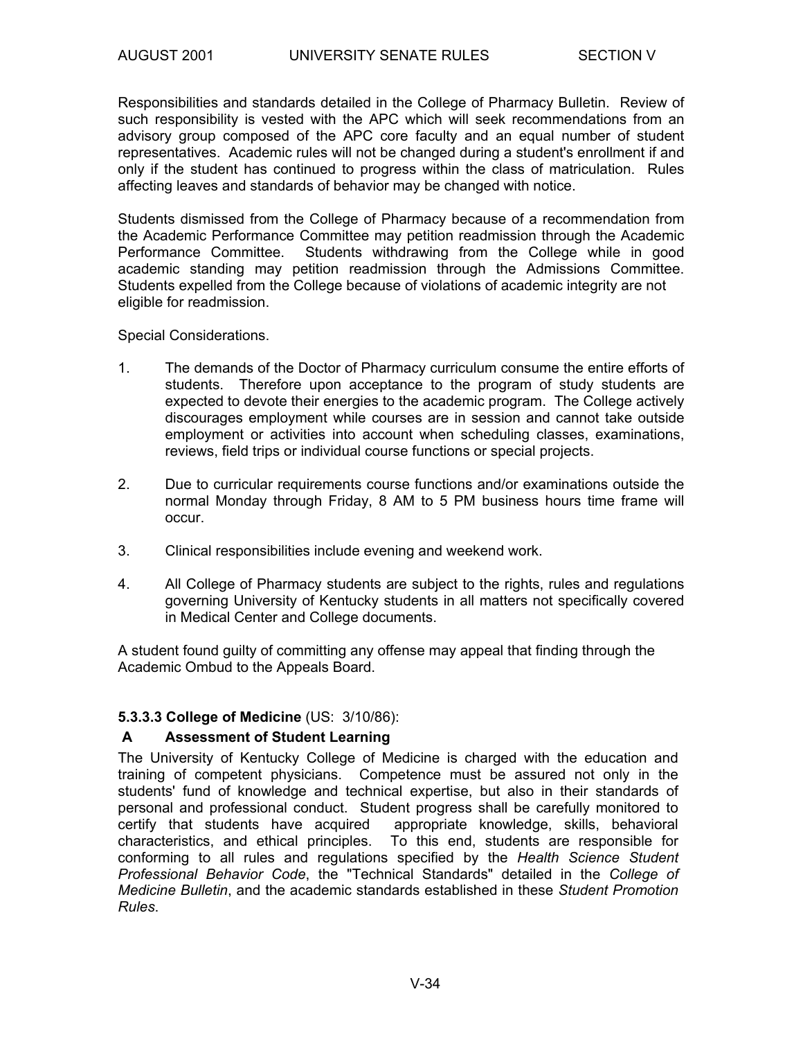Responsibilities and standards detailed in the College of Pharmacy Bulletin. Review of such responsibility is vested with the APC which will seek recommendations from an advisory group composed of the APC core faculty and an equal number of student representatives. Academic rules will not be changed during a student's enrollment if and only if the student has continued to progress within the class of matriculation. Rules affecting leaves and standards of behavior may be changed with notice.

Students dismissed from the College of Pharmacy because of a recommendation from the Academic Performance Committee may petition readmission through the Academic Performance Committee. Students withdrawing from the College while in good academic standing may petition readmission through the Admissions Committee. Students expelled from the College because of violations of academic integrity are not eligible for readmission.

Special Considerations.

1. The demands of the Doctor of Pharmacy curriculum consume the entire efforts of students. Therefore upon acceptance to the program of study students are expected to devote their energies to the academic program. The College actively discourages employment while courses are in session and cannot take outside employment or activities into account when scheduling classes, examinations, reviews, field trips or individual course functions or special projects.

2. Due to curricular requirements course functions and/or examinations outside the normal Monday through Friday, 8 AM to 5 PM business hours time frame will occur.

3. Clinical responsibilities include evening and weekend work.

4. All College of Pharmacy students are subject to the rights, rules and regulations governing University of Kentucky students in all matters not specifically covered in Medical Center and College documents.

A student found guilty of committing any offense may appeal that finding through the Academic Ombud to the Appeals Board.

**5.3.3.3 College of Medicine** (US: 3/10/86):

**A Assessment of Student Learning**

The University of Kentucky College of Medicine is charged with the education and training of competent physicians. Competence must be assured not only in the students' fund of knowledge and technical expertise, but also in their standards of personal and professional conduct. Student progress shall be carefully monitored to certify that students have acquired appropriate knowledge, skills, behavioral characteristics, and ethical principles. To this end, students are responsible for conforming to all rules and regulations specified by the *Health Science Student Professional Behavior Code*, the "Technical Standards" detailed in the *College of Medicine Bulletin*, and the academic standards established in these *Student Promotion Rules*.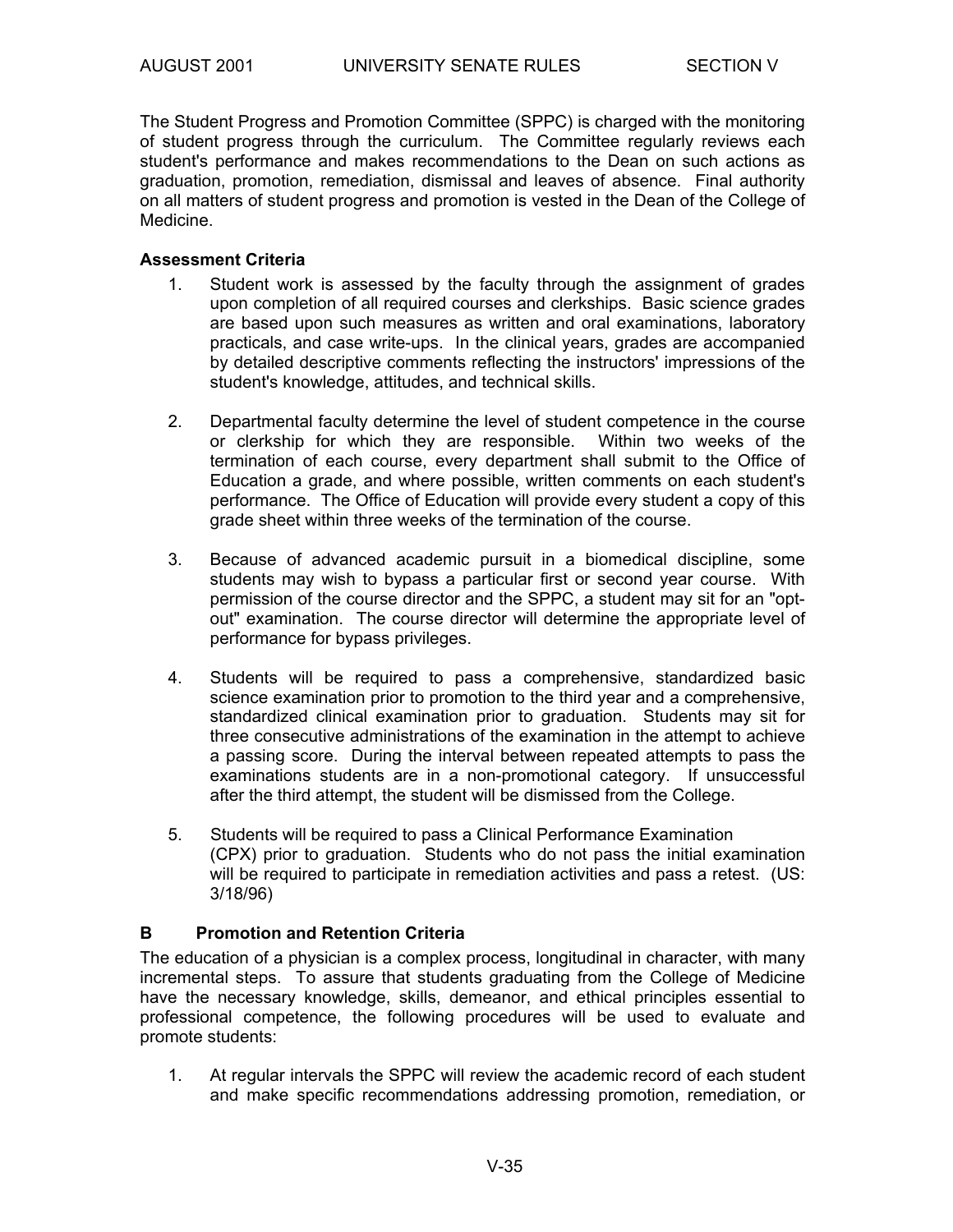The Student Progress and Promotion Committee (SPPC) is charged with the monitoring of student progress through the curriculum. The Committee regularly reviews each student's performance and makes recommendations to the Dean on such actions as graduation, promotion, remediation, dismissal and leaves of absence. Final authority on all matters of student progress and promotion is vested in the Dean of the College of Medicine.

**Assessment Criteria**

1. Student work is assessed by the faculty through the assignment of grades upon completion of all required courses and clerkships. Basic science grades are based upon such measures as written and oral examinations, laboratory practicals, and case write-ups. In the clinical years, grades are accompanied by detailed descriptive comments reflecting the instructors' impressions of the student's knowledge, attitudes, and technical skills.

2. Departmental faculty determine the level of student competence in the course or clerkship for which they are responsible. Within two weeks of the termination of each course, every department shall submit to the Office of Education a grade, and where possible, written comments on each student's performance. The Office of Education will provide every student a copy of this grade sheet within three weeks of the termination of the course.

3. Because of advanced academic pursuit in a biomedical discipline, some students may wish to bypass a particular first or second year course. With permission of the course director and the SPPC, a student may sit for an "opt-out" examination. The course director will determine the appropriate level of performance for bypass privileges.

4. Students will be required to pass a comprehensive, standardized basic science examination prior to promotion to the third year and a comprehensive, standardized clinical examination prior to graduation. Students may sit for three consecutive administrations of the examination in the attempt to achieve a passing score. During the interval between repeated attempts to pass the examinations students are in a non-promotional category. If unsuccessful after the third attempt, the student will be dismissed from the College.

5. Students will be required to pass a Clinical Performance Examination (CPX) prior to graduation. Students who do not pass the initial examination will be required to participate in remediation activities and pass a retest. (US: 3/18/96)

## B Promotion and Retention Criteria

The education of a physician is a complex process, longitudinal in character, with many incremental steps. To assure that students graduating from the College of Medicine have the necessary knowledge, skills, demeanor, and ethical principles essential to professional competence, the following procedures will be used to evaluate and promote students:

1. At regular intervals the SPPC will review the academic record of each student and make specific recommendations addressing promotion, remediation, or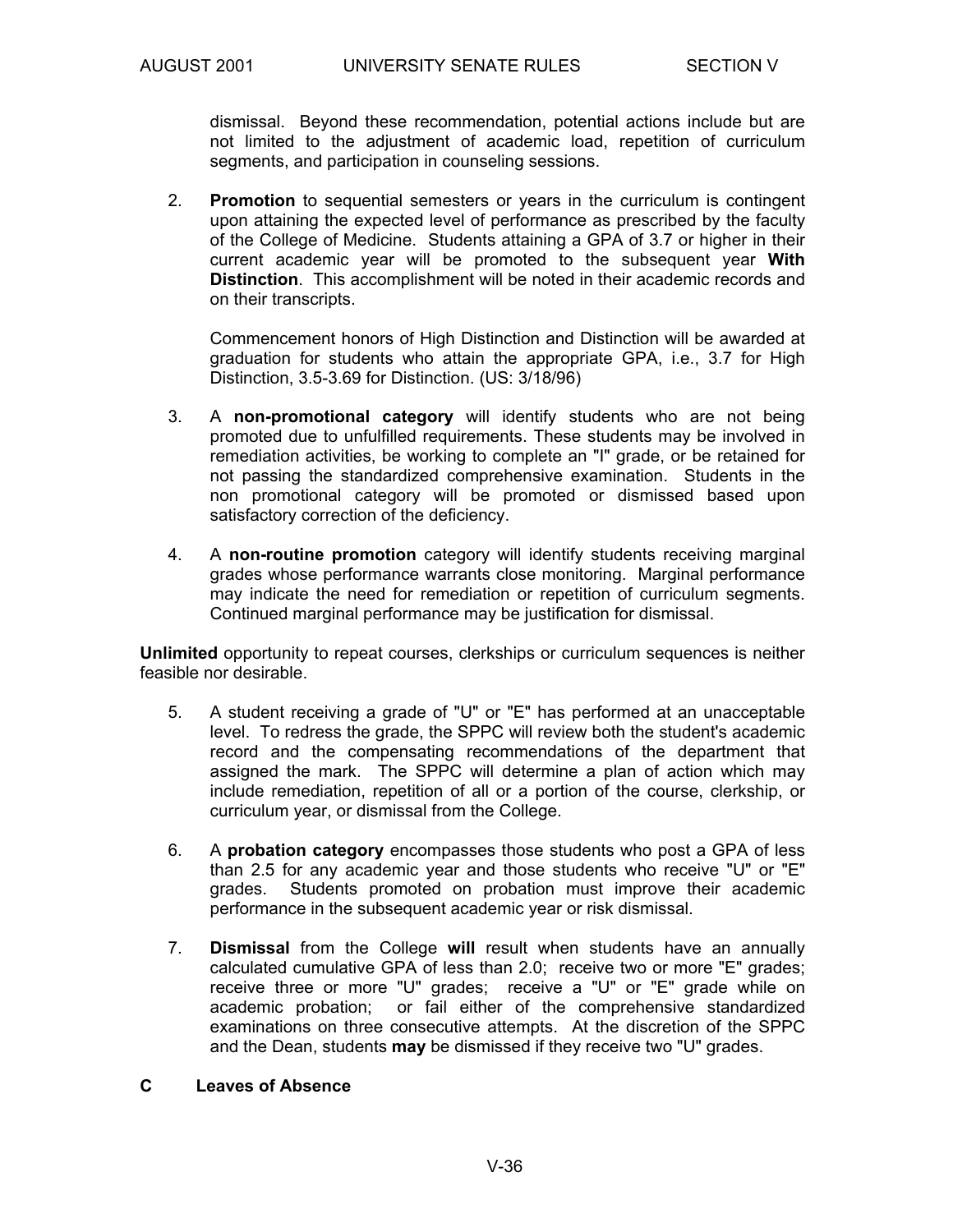dismissal. Beyond these recommendation, potential actions include but are not limited to the adjustment of academic load, repetition of curriculum segments, and participation in counseling sessions.

2. **Promotion** to sequential semesters or years in the curriculum is contingent upon attaining the expected level of performance as prescribed by the faculty of the College of Medicine. Students attaining a GPA of 3.7 or higher in their current academic year will be promoted to the subsequent year **With Distinction**. This accomplishment will be noted in their academic records and on their transcripts.

   Commencement honors of High Distinction and Distinction will be awarded at graduation for students who attain the appropriate GPA, i.e., 3.7 for High Distinction, 3.5-3.69 for Distinction. (US: 3/18/96)

3. A **non-promotional category** will identify students who are not being promoted due to unfulfilled requirements. These students may be involved in remediation activities, be working to complete an "I" grade, or be retained for not passing the standardized comprehensive examination. Students in the non promotional category will be promoted or dismissed based upon satisfactory correction of the deficiency.

4. A **non-routine promotion** category will identify students receiving marginal grades whose performance warrants close monitoring. Marginal performance may indicate the need for remediation or repetition of curriculum segments. Continued marginal performance may be justification for dismissal.

**Unlimited** opportunity to repeat courses, clerkships or curriculum sequences is neither feasible nor desirable.

5. A student receiving a grade of "U" or "E" has performed at an unacceptable level. To redress the grade, the SPPC will review both the student's academic record and the compensating recommendations of the department that assigned the mark. The SPPC will determine a plan of action which may include remediation, repetition of all or a portion of the course, clerkship, or curriculum year, or dismissal from the College.

6. A **probation category** encompasses those students who post a GPA of less than 2.5 for any academic year and those students who receive "U" or "E" grades. Students promoted on probation must improve their academic performance in the subsequent academic year or risk dismissal.

7. **Dismissal** from the College **will** result when students have an annually calculated cumulative GPA of less than 2.0; receive two or more "E" grades; receive three or more "U" grades; receive a "U" or "E" grade while on academic probation; or fail either of the comprehensive standardized examinations on three consecutive attempts. At the discretion of the SPPC and the Dean, students **may** be dismissed if they receive two "U" grades.

## C Leaves of Absence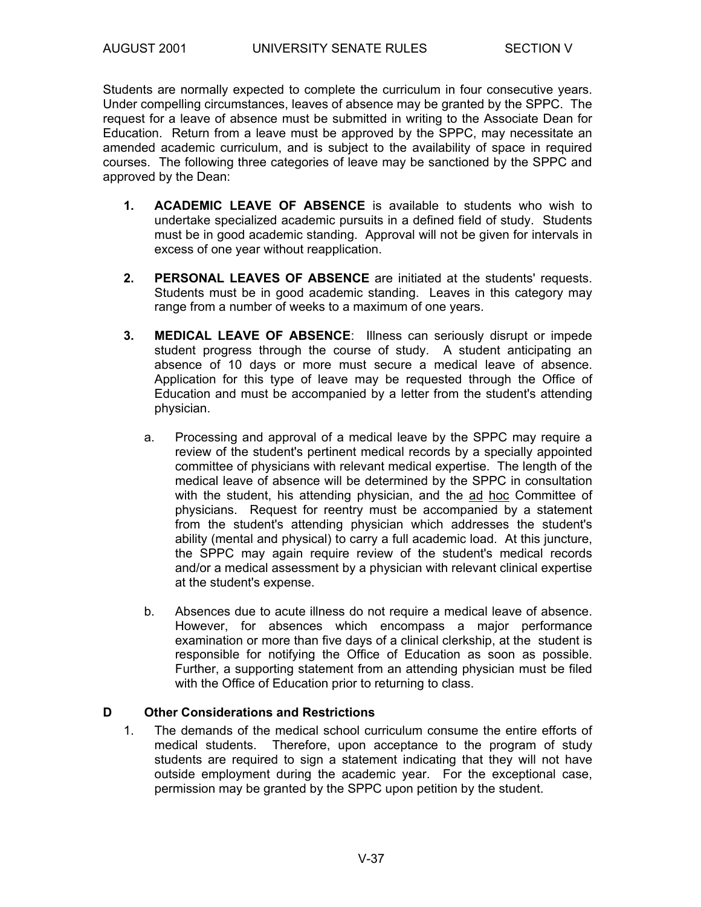Students are normally expected to complete the curriculum in four consecutive years. Under compelling circumstances, leaves of absence may be granted by the SPPC. The request for a leave of absence must be submitted in writing to the Associate Dean for Education. Return from a leave must be approved by the SPPC, may necessitate an amended academic curriculum, and is subject to the availability of space in required courses. The following three categories of leave may be sanctioned by the SPPC and approved by the Dean:

1. **ACADEMIC LEAVE OF ABSENCE** is available to students who wish to undertake specialized academic pursuits in a defined field of study. Students must be in good academic standing. Approval will not be given for intervals in excess of one year without reapplication.

2. **PERSONAL LEAVES OF ABSENCE** are initiated at the students' requests. Students must be in good academic standing. Leaves in this category may range from a number of weeks to a maximum of one years.

3. **MEDICAL LEAVE OF ABSENCE**: Illness can seriously disrupt or impede student progress through the course of study. A student anticipating an absence of 10 days or more must secure a medical leave of absence. Application for this type of leave may be requested through the Office of Education and must be accompanied by a letter from the student's attending physician.

   a. Processing and approval of a medical leave by the SPPC may require a review of the student's pertinent medical records by a specially appointed committee of physicians with relevant medical expertise. The length of the medical leave of absence will be determined by the SPPC in consultation with the student, his attending physician, and the ad hoc Committee of physicians. Request for reentry must be accompanied by a statement from the student's attending physician which addresses the student's ability (mental and physical) to carry a full academic load. At this juncture, the SPPC may again require review of the student's medical records and/or a medical assessment by a physician with relevant clinical expertise at the student's expense.

   b. Absences due to acute illness do not require a medical leave of absence. However, for absences which encompass a major performance examination or more than five days of a clinical clerkship, at the student is responsible for notifying the Office of Education as soon as possible. Further, a supporting statement from an attending physician must be filed with the Office of Education prior to returning to class.

### D Other Considerations and Restrictions

1. The demands of the medical school curriculum consume the entire efforts of medical students. Therefore, upon acceptance to the program of study students are required to sign a statement indicating that they will not have outside employment during the academic year. For the exceptional case, permission may be granted by the SPPC upon petition by the student.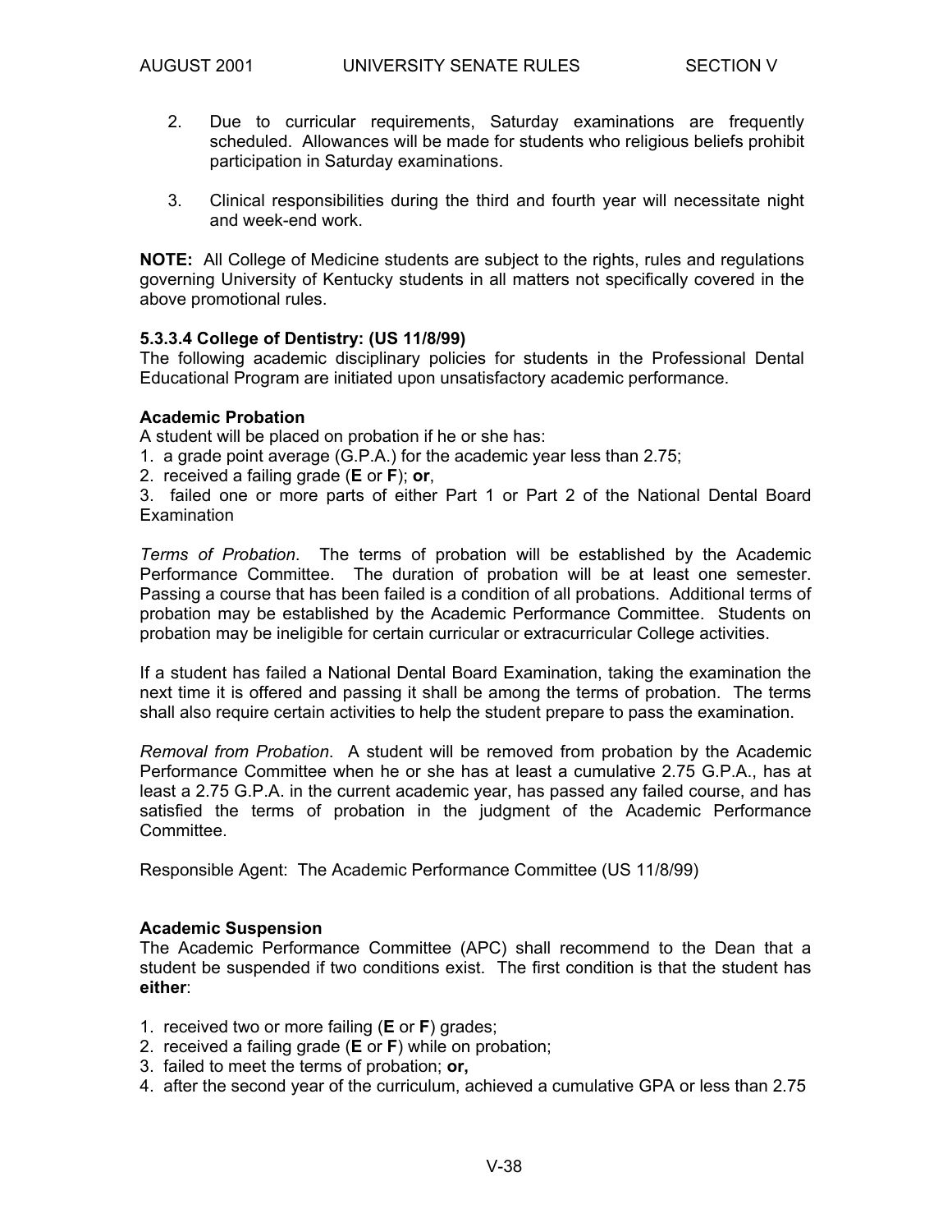2. Due to curricular requirements, Saturday examinations are frequently scheduled. Allowances will be made for students who religious beliefs prohibit participation in Saturday examinations.

3. Clinical responsibilities during the third and fourth year will necessitate night and week-end work.

**NOTE:** All College of Medicine students are subject to the rights, rules and regulations governing University of Kentucky students in all matters not specifically covered in the above promotional rules.

#### 5.3.3.4 College of Dentistry: (US 11/8/99)

The following academic disciplinary policies for students in the Professional Dental Educational Program are initiated upon unsatisfactory academic performance.

**Academic Probation**

A student will be placed on probation if he or she has:

1. a grade point average (G.P.A.) for the academic year less than 2.75;
2. received a failing grade (**E** or **F**); **or**,
3. failed one or more parts of either Part 1 or Part 2 of the National Dental Board Examination

*Terms of Probation*. The terms of probation will be established by the Academic Performance Committee. The duration of probation will be at least one semester. Passing a course that has been failed is a condition of all probations. Additional terms of probation may be established by the Academic Performance Committee. Students on probation may be ineligible for certain curricular or extracurricular College activities.

If a student has failed a National Dental Board Examination, taking the examination the next time it is offered and passing it shall be among the terms of probation. The terms shall also require certain activities to help the student prepare to pass the examination.

*Removal from Probation*. A student will be removed from probation by the Academic Performance Committee when he or she has at least a cumulative 2.75 G.P.A., has at least a 2.75 G.P.A. in the current academic year, has passed any failed course, and has satisfied the terms of probation in the judgment of the Academic Performance Committee.

Responsible Agent: The Academic Performance Committee (US 11/8/99)

**Academic Suspension**

The Academic Performance Committee (APC) shall recommend to the Dean that a student be suspended if two conditions exist. The first condition is that the student has **either**:

1. received two or more failing (**E** or **F**) grades;
2. received a failing grade (**E** or **F**) while on probation;
3. failed to meet the terms of probation; **or,**
4. after the second year of the curriculum, achieved a cumulative GPA or less than 2.75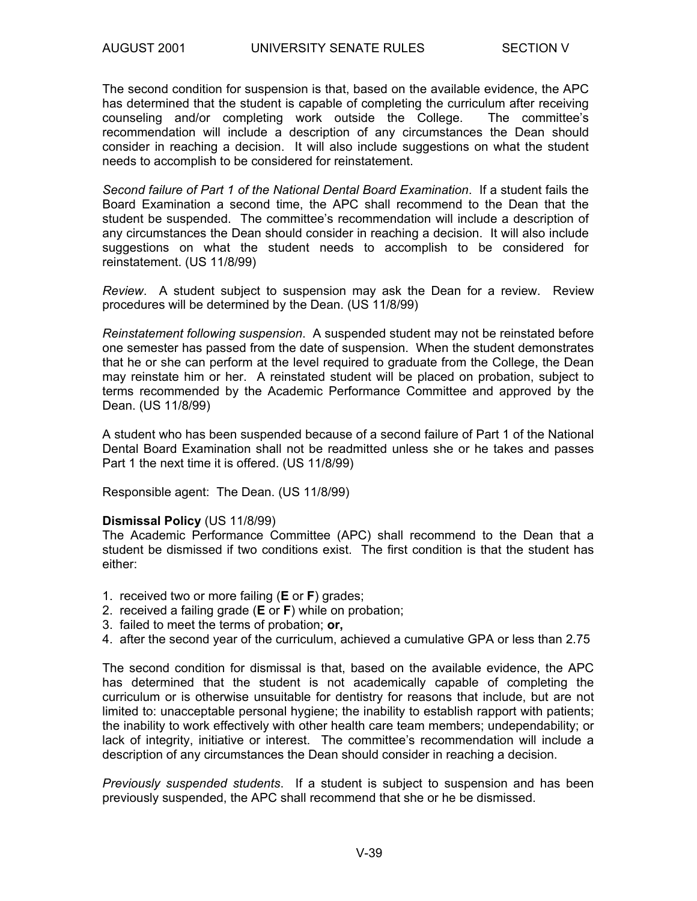The second condition for suspension is that, based on the available evidence, the APC has determined that the student is capable of completing the curriculum after receiving counseling and/or completing work outside the College. The committee's recommendation will include a description of any circumstances the Dean should consider in reaching a decision. It will also include suggestions on what the student needs to accomplish to be considered for reinstatement.

*Second failure of Part 1 of the National Dental Board Examination*. If a student fails the Board Examination a second time, the APC shall recommend to the Dean that the student be suspended. The committee's recommendation will include a description of any circumstances the Dean should consider in reaching a decision. It will also include suggestions on what the student needs to accomplish to be considered for reinstatement. (US 11/8/99)

*Review*. A student subject to suspension may ask the Dean for a review. Review procedures will be determined by the Dean. (US 11/8/99)

*Reinstatement following suspension*. A suspended student may not be reinstated before one semester has passed from the date of suspension. When the student demonstrates that he or she can perform at the level required to graduate from the College, the Dean may reinstate him or her. A reinstated student will be placed on probation, subject to terms recommended by the Academic Performance Committee and approved by the Dean. (US 11/8/99)

A student who has been suspended because of a second failure of Part 1 of the National Dental Board Examination shall not be readmitted unless she or he takes and passes Part 1 the next time it is offered. (US 11/8/99)

Responsible agent: The Dean. (US 11/8/99)

**Dismissal Policy** (US 11/8/99)
The Academic Performance Committee (APC) shall recommend to the Dean that a student be dismissed if two conditions exist. The first condition is that the student has either:

1. received two or more failing (**E** or **F**) grades;
2. received a failing grade (**E** or **F**) while on probation;
3. failed to meet the terms of probation; **or,**
4. after the second year of the curriculum, achieved a cumulative GPA or less than 2.75

The second condition for dismissal is that, based on the available evidence, the APC has determined that the student is not academically capable of completing the curriculum or is otherwise unsuitable for dentistry for reasons that include, but are not limited to: unacceptable personal hygiene; the inability to establish rapport with patients; the inability to work effectively with other health care team members; undependability; or lack of integrity, initiative or interest. The committee's recommendation will include a description of any circumstances the Dean should consider in reaching a decision.

*Previously suspended students*. If a student is subject to suspension and has been previously suspended, the APC shall recommend that she or he be dismissed.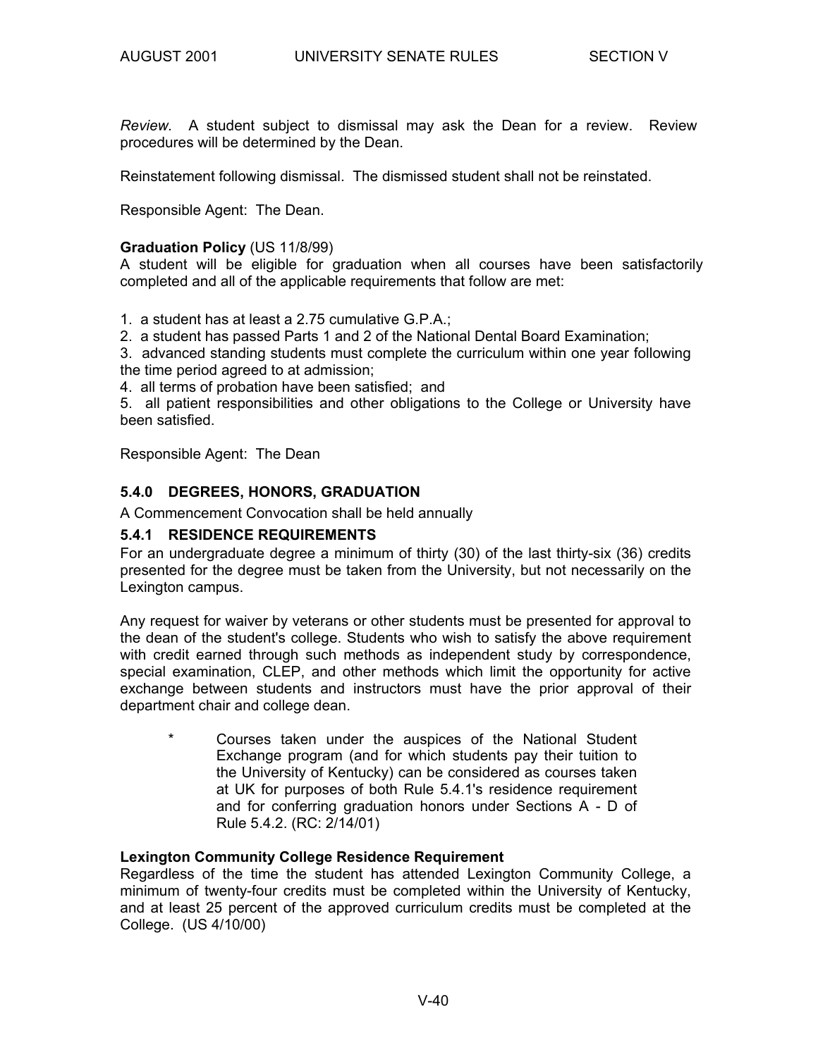*Review.* A student subject to dismissal may ask the Dean for a review. Review procedures will be determined by the Dean.

Reinstatement following dismissal. The dismissed student shall not be reinstated.

Responsible Agent: The Dean.

**Graduation Policy** (US 11/8/99)
A student will be eligible for graduation when all courses have been satisfactorily completed and all of the applicable requirements that follow are met:

1. a student has at least a 2.75 cumulative G.P.A.;
2. a student has passed Parts 1 and 2 of the National Dental Board Examination;
3. advanced standing students must complete the curriculum within one year following the time period agreed to at admission;
4. all terms of probation have been satisfied; and
5. all patient responsibilities and other obligations to the College or University have been satisfied.

Responsible Agent: The Dean

### 5.4.0 DEGREES, HONORS, GRADUATION

A Commencement Convocation shall be held annually

### 5.4.1 RESIDENCE REQUIREMENTS

For an undergraduate degree a minimum of thirty (30) of the last thirty-six (36) credits presented for the degree must be taken from the University, but not necessarily on the Lexington campus.

Any request for waiver by veterans or other students must be presented for approval to the dean of the student's college. Students who wish to satisfy the above requirement with credit earned through such methods as independent study by correspondence, special examination, CLEP, and other methods which limit the opportunity for active exchange between students and instructors must have the prior approval of their department chair and college dean.

> \* Courses taken under the auspices of the National Student Exchange program (and for which students pay their tuition to the University of Kentucky) can be considered as courses taken at UK for purposes of both Rule 5.4.1's residence requirement and for conferring graduation honors under Sections A - D of Rule 5.4.2. (RC: 2/14/01)

**Lexington Community College Residence Requirement**
Regardless of the time the student has attended Lexington Community College, a minimum of twenty-four credits must be completed within the University of Kentucky, and at least 25 percent of the approved curriculum credits must be completed at the College. (US 4/10/00)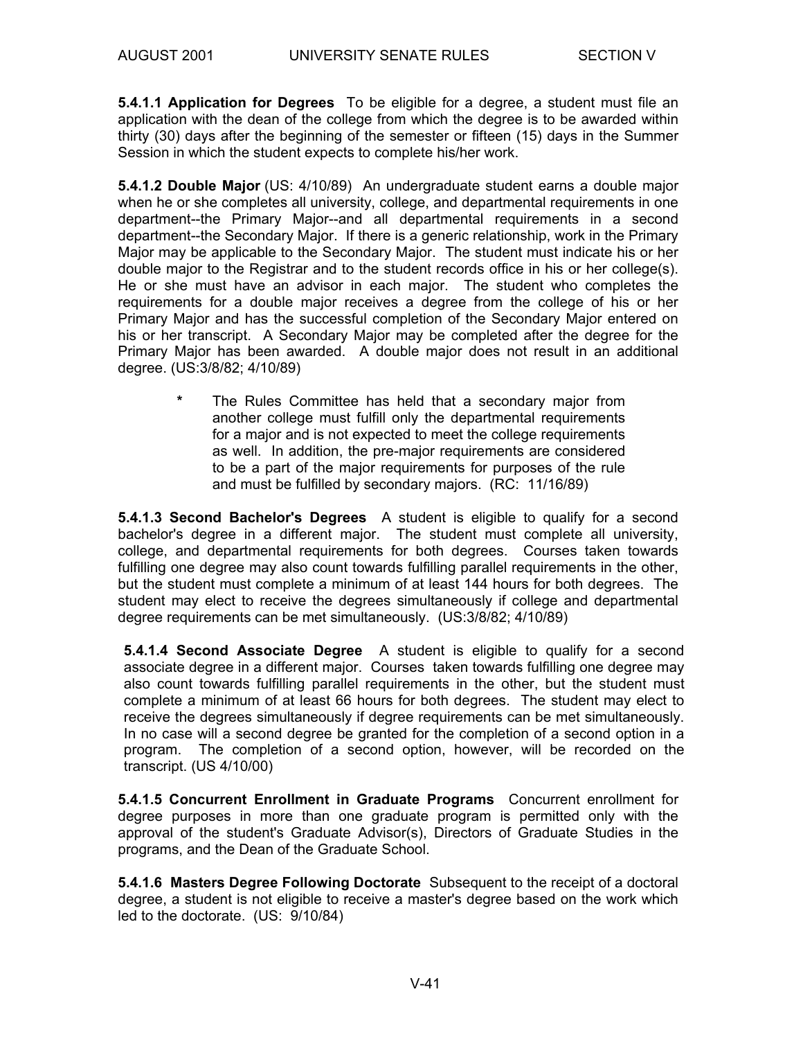**5.4.1.1 Application for Degrees** To be eligible for a degree, a student must file an application with the dean of the college from which the degree is to be awarded within thirty (30) days after the beginning of the semester or fifteen (15) days in the Summer Session in which the student expects to complete his/her work.

**5.4.1.2 Double Major** (US: 4/10/89) An undergraduate student earns a double major when he or she completes all university, college, and departmental requirements in one department--the Primary Major--and all departmental requirements in a second department--the Secondary Major. If there is a generic relationship, work in the Primary Major may be applicable to the Secondary Major. The student must indicate his or her double major to the Registrar and to the student records office in his or her college(s). He or she must have an advisor in each major. The student who completes the requirements for a double major receives a degree from the college of his or her Primary Major and has the successful completion of the Secondary Major entered on his or her transcript. A Secondary Major may be completed after the degree for the Primary Major has been awarded. A double major does not result in an additional degree. (US:3/8/82; 4/10/89)

> **\*** The Rules Committee has held that a secondary major from another college must fulfill only the departmental requirements for a major and is not expected to meet the college requirements as well. In addition, the pre-major requirements are considered to be a part of the major requirements for purposes of the rule and must be fulfilled by secondary majors. (RC: 11/16/89)

**5.4.1.3 Second Bachelor's Degrees** A student is eligible to qualify for a second bachelor's degree in a different major. The student must complete all university, college, and departmental requirements for both degrees. Courses taken towards fulfilling one degree may also count towards fulfilling parallel requirements in the other, but the student must complete a minimum of at least 144 hours for both degrees. The student may elect to receive the degrees simultaneously if college and departmental degree requirements can be met simultaneously. (US:3/8/82; 4/10/89)

**5.4.1.4 Second Associate Degree** A student is eligible to qualify for a second associate degree in a different major. Courses taken towards fulfilling one degree may also count towards fulfilling parallel requirements in the other, but the student must complete a minimum of at least 66 hours for both degrees. The student may elect to receive the degrees simultaneously if degree requirements can be met simultaneously. In no case will a second degree be granted for the completion of a second option in a program. The completion of a second option, however, will be recorded on the transcript. (US 4/10/00)

**5.4.1.5 Concurrent Enrollment in Graduate Programs** Concurrent enrollment for degree purposes in more than one graduate program is permitted only with the approval of the student's Graduate Advisor(s), Directors of Graduate Studies in the programs, and the Dean of the Graduate School.

**5.4.1.6 Masters Degree Following Doctorate** Subsequent to the receipt of a doctoral degree, a student is not eligible to receive a master's degree based on the work which led to the doctorate. (US: 9/10/84)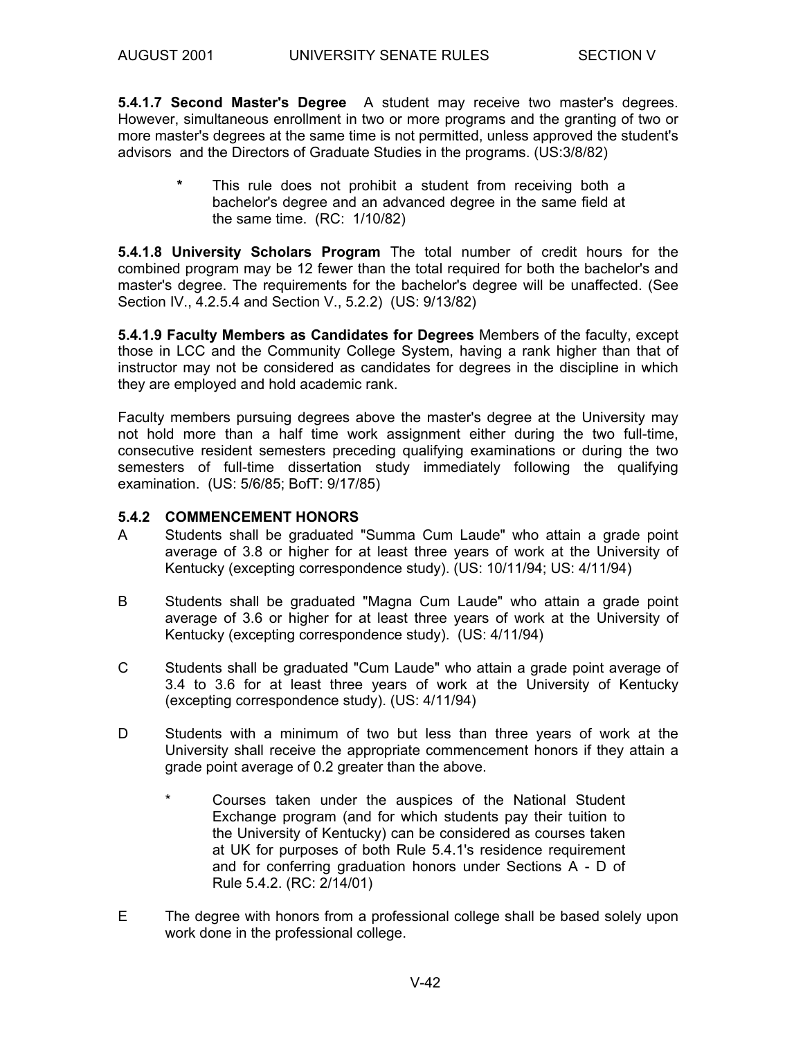**5.4.1.7 Second Master's Degree** A student may receive two master's degrees. However, simultaneous enrollment in two or more programs and the granting of two or more master's degrees at the same time is not permitted, unless approved the student's advisors and the Directors of Graduate Studies in the programs. (US:3/8/82)

> **\*** This rule does not prohibit a student from receiving both a bachelor's degree and an advanced degree in the same field at the same time. (RC: 1/10/82)

**5.4.1.8 University Scholars Program** The total number of credit hours for the combined program may be 12 fewer than the total required for both the bachelor's and master's degree. The requirements for the bachelor's degree will be unaffected. (See Section IV., 4.2.5.4 and Section V., 5.2.2) (US: 9/13/82)

**5.4.1.9 Faculty Members as Candidates for Degrees** Members of the faculty, except those in LCC and the Community College System, having a rank higher than that of instructor may not be considered as candidates for degrees in the discipline in which they are employed and hold academic rank.

Faculty members pursuing degrees above the master's degree at the University may not hold more than a half time work assignment either during the two full-time, consecutive resident semesters preceding qualifying examinations or during the two semesters of full-time dissertation study immediately following the qualifying examination. (US: 5/6/85; BofT: 9/17/85)

### 5.4.2 COMMENCEMENT HONORS

A Students shall be graduated "Summa Cum Laude" who attain a grade point average of 3.8 or higher for at least three years of work at the University of Kentucky (excepting correspondence study). (US: 10/11/94; US: 4/11/94)

B Students shall be graduated "Magna Cum Laude" who attain a grade point average of 3.6 or higher for at least three years of work at the University of Kentucky (excepting correspondence study). (US: 4/11/94)

C Students shall be graduated "Cum Laude" who attain a grade point average of 3.4 to 3.6 for at least three years of work at the University of Kentucky (excepting correspondence study). (US: 4/11/94)

D Students with a minimum of two but less than three years of work at the University shall receive the appropriate commencement honors if they attain a grade point average of 0.2 greater than the above.

> \* Courses taken under the auspices of the National Student Exchange program (and for which students pay their tuition to the University of Kentucky) can be considered as courses taken at UK for purposes of both Rule 5.4.1's residence requirement and for conferring graduation honors under Sections A - D of Rule 5.4.2. (RC: 2/14/01)

E The degree with honors from a professional college shall be based solely upon work done in the professional college.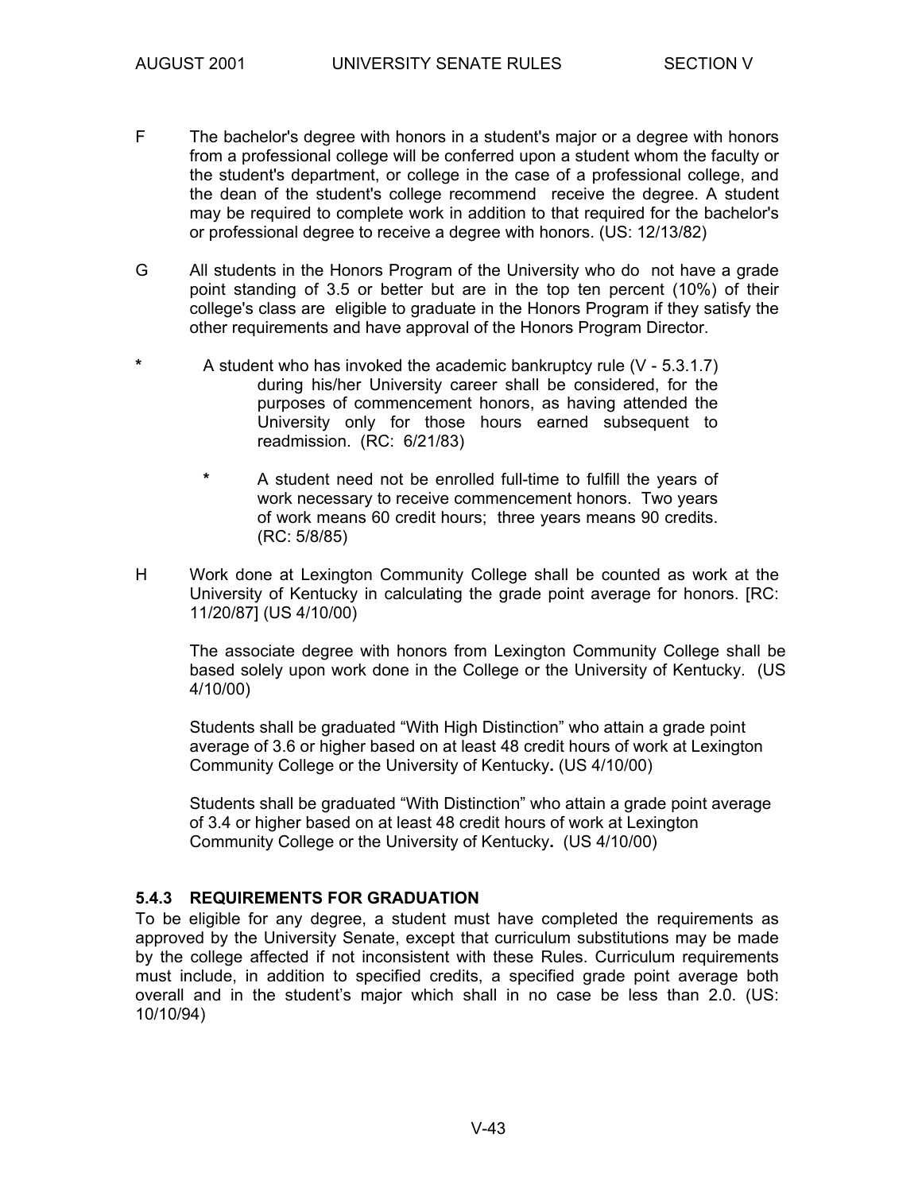F The bachelor's degree with honors in a student's major or a degree with honors from a professional college will be conferred upon a student whom the faculty or the student's department, or college in the case of a professional college, and the dean of the student's college recommend receive the degree. A student may be required to complete work in addition to that required for the bachelor's or professional degree to receive a degree with honors. (US: 12/13/82)

G All students in the Honors Program of the University who do not have a grade point standing of 3.5 or better but are in the top ten percent (10%) of their college's class are eligible to graduate in the Honors Program if they satisfy the other requirements and have approval of the Honors Program Director.

\* A student who has invoked the academic bankruptcy rule (V - 5.3.1.7) during his/her University career shall be considered, for the purposes of commencement honors, as having attended the University only for those hours earned subsequent to readmission. (RC: 6/21/83)

\* A student need not be enrolled full-time to fulfill the years of work necessary to receive commencement honors. Two years of work means 60 credit hours; three years means 90 credits. (RC: 5/8/85)

H Work done at Lexington Community College shall be counted as work at the University of Kentucky in calculating the grade point average for honors. [RC: 11/20/87] (US 4/10/00)

The associate degree with honors from Lexington Community College shall be based solely upon work done in the College or the University of Kentucky. (US 4/10/00)

Students shall be graduated "With High Distinction" who attain a grade point average of 3.6 or higher based on at least 48 credit hours of work at Lexington Community College or the University of Kentucky**.** (US 4/10/00)

Students shall be graduated "With Distinction" who attain a grade point average of 3.4 or higher based on at least 48 credit hours of work at Lexington Community College or the University of Kentucky**.** (US 4/10/00)

### 5.4.3 REQUIREMENTS FOR GRADUATION

To be eligible for any degree, a student must have completed the requirements as approved by the University Senate, except that curriculum substitutions may be made by the college affected if not inconsistent with these Rules. Curriculum requirements must include, in addition to specified credits, a specified grade point average both overall and in the student's major which shall in no case be less than 2.0. (US: 10/10/94)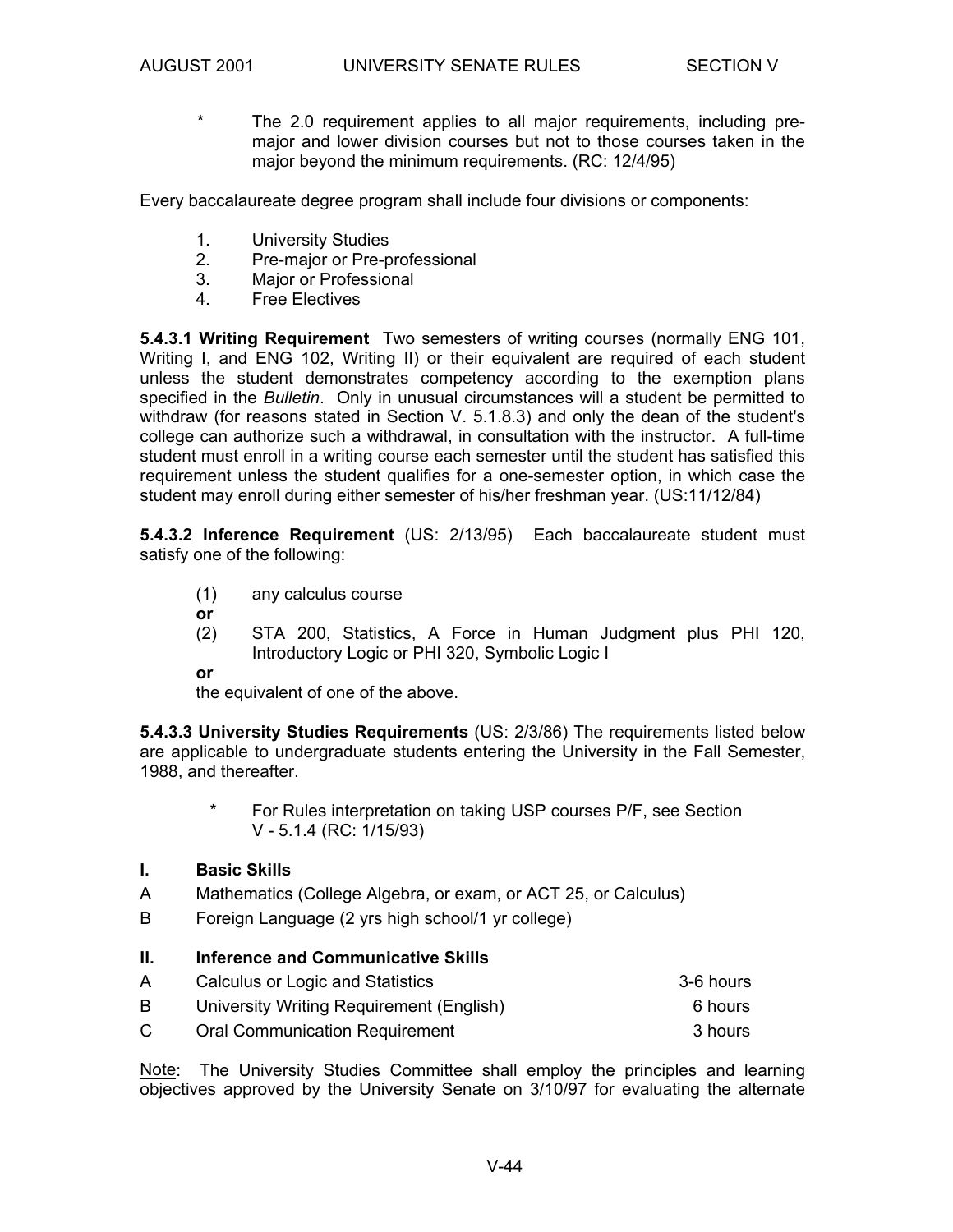\* The 2.0 requirement applies to all major requirements, including pre-major and lower division courses but not to those courses taken in the major beyond the minimum requirements. (RC: 12/4/95)

Every baccalaureate degree program shall include four divisions or components:

1. University Studies
2. Pre-major or Pre-professional
3. Major or Professional
4. Free Electives

**5.4.3.1 Writing Requirement** Two semesters of writing courses (normally ENG 101, Writing I, and ENG 102, Writing II) or their equivalent are required of each student unless the student demonstrates competency according to the exemption plans specified in the *Bulletin*. Only in unusual circumstances will a student be permitted to withdraw (for reasons stated in Section V. 5.1.8.3) and only the dean of the student's college can authorize such a withdrawal, in consultation with the instructor. A full-time student must enroll in a writing course each semester until the student has satisfied this requirement unless the student qualifies for a one-semester option, in which case the student may enroll during either semester of his/her freshman year. (US:11/12/84)

**5.4.3.2 Inference Requirement** (US: 2/13/95) Each baccalaureate student must satisfy one of the following:

(1) any calculus course

**or**

(2) STA 200, Statistics, A Force in Human Judgment plus PHI 120, Introductory Logic or PHI 320, Symbolic Logic I

**or**

the equivalent of one of the above.

**5.4.3.3 University Studies Requirements** (US: 2/3/86) The requirements listed below are applicable to undergraduate students entering the University in the Fall Semester, 1988, and thereafter.

\* For Rules interpretation on taking USP courses P/F, see Section V - 5.1.4 (RC: 1/15/93)

**I. Basic Skills**

A Mathematics (College Algebra, or exam, or ACT 25, or Calculus)

B Foreign Language (2 yrs high school/1 yr college)

**II. Inference and Communicative Skills**

| | | |
|---|---|---|
| A | Calculus or Logic and Statistics | 3-6 hours |
| B | University Writing Requirement (English) | 6 hours |
| C | Oral Communication Requirement | 3 hours |

<u>Note</u>: The University Studies Committee shall employ the principles and learning objectives approved by the University Senate on 3/10/97 for evaluating the alternate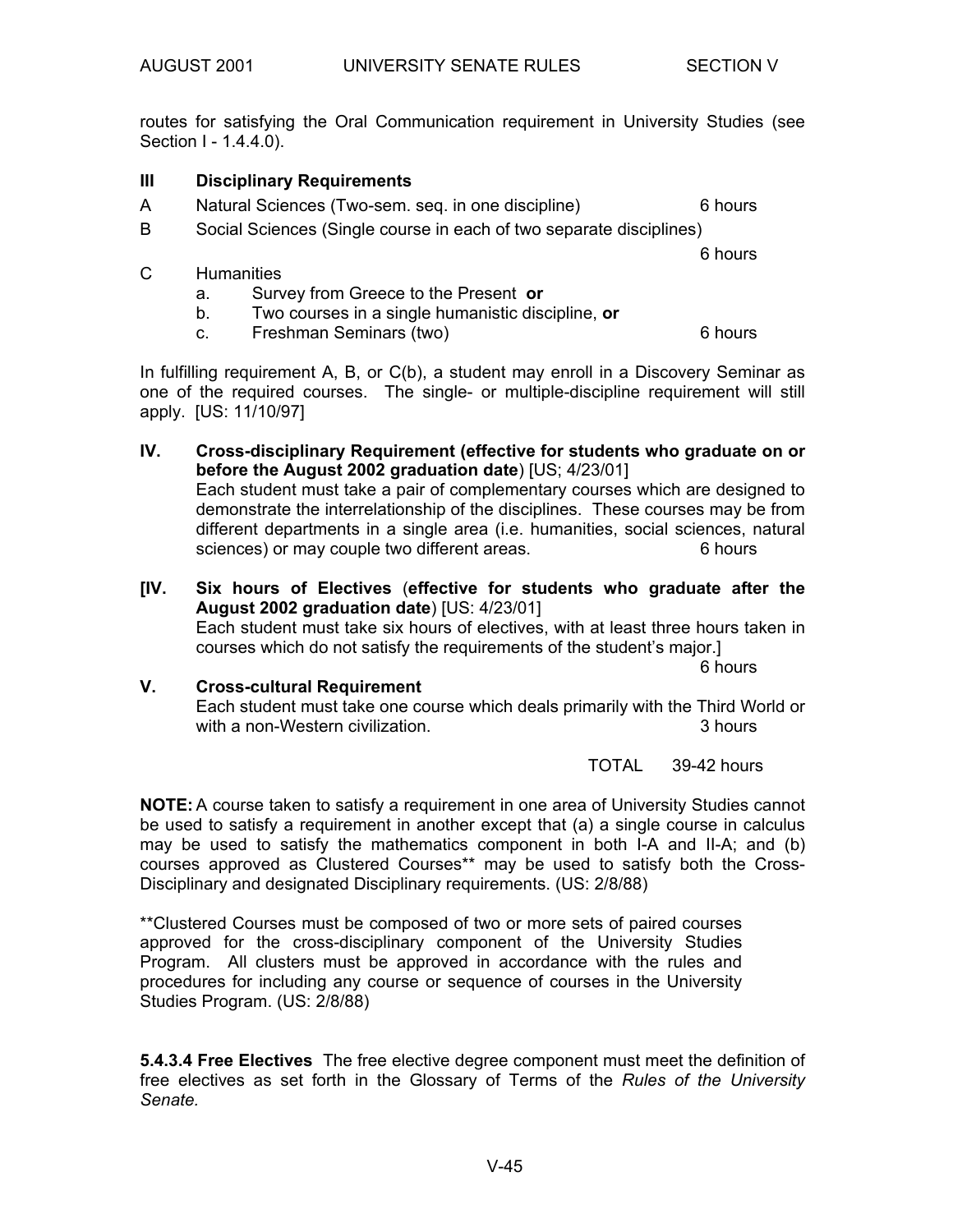routes for satisfying the Oral Communication requirement in University Studies (see Section I - 1.4.4.0).

**III Disciplinary Requirements**

A Natural Sciences (Two-sem. seq. in one discipline) 6 hours

B Social Sciences (Single course in each of two separate disciplines) 6 hours

C Humanities

- a. Survey from Greece to the Present **or**
- b. Two courses in a single humanistic discipline, **or**
- c. Freshman Seminars (two) 6 hours

In fulfilling requirement A, B, or C(b), a student may enroll in a Discovery Seminar as one of the required courses. The single- or multiple-discipline requirement will still apply. [US: 11/10/97]

**IV. Cross-disciplinary Requirement (effective for students who graduate on or before the August 2002 graduation date**) [US; 4/23/01]
Each student must take a pair of complementary courses which are designed to demonstrate the interrelationship of the disciplines. These courses may be from different departments in a single area (i.e. humanities, social sciences, natural sciences) or may couple two different areas. 6 hours

**[IV. Six hours of Electives** (**effective for students who graduate after the August 2002 graduation date**) [US: 4/23/01]
Each student must take six hours of electives, with at least three hours taken in courses which do not satisfy the requirements of the student's major.] 6 hours

**V. Cross-cultural Requirement**
Each student must take one course which deals primarily with the Third World or with a non-Western civilization. 3 hours

TOTAL 39-42 hours

**NOTE:** A course taken to satisfy a requirement in one area of University Studies cannot be used to satisfy a requirement in another except that (a) a single course in calculus may be used to satisfy the mathematics component in both I-A and II-A; and (b) courses approved as Clustered Courses** may be used to satisfy both the Cross-Disciplinary and designated Disciplinary requirements. (US: 2/8/88)

**Clustered Courses must be composed of two or more sets of paired courses approved for the cross-disciplinary component of the University Studies Program. All clusters must be approved in accordance with the rules and procedures for including any course or sequence of courses in the University Studies Program. (US: 2/8/88)

**5.4.3.4 Free Electives** The free elective degree component must meet the definition of free electives as set forth in the Glossary of Terms of the *Rules of the University Senate.*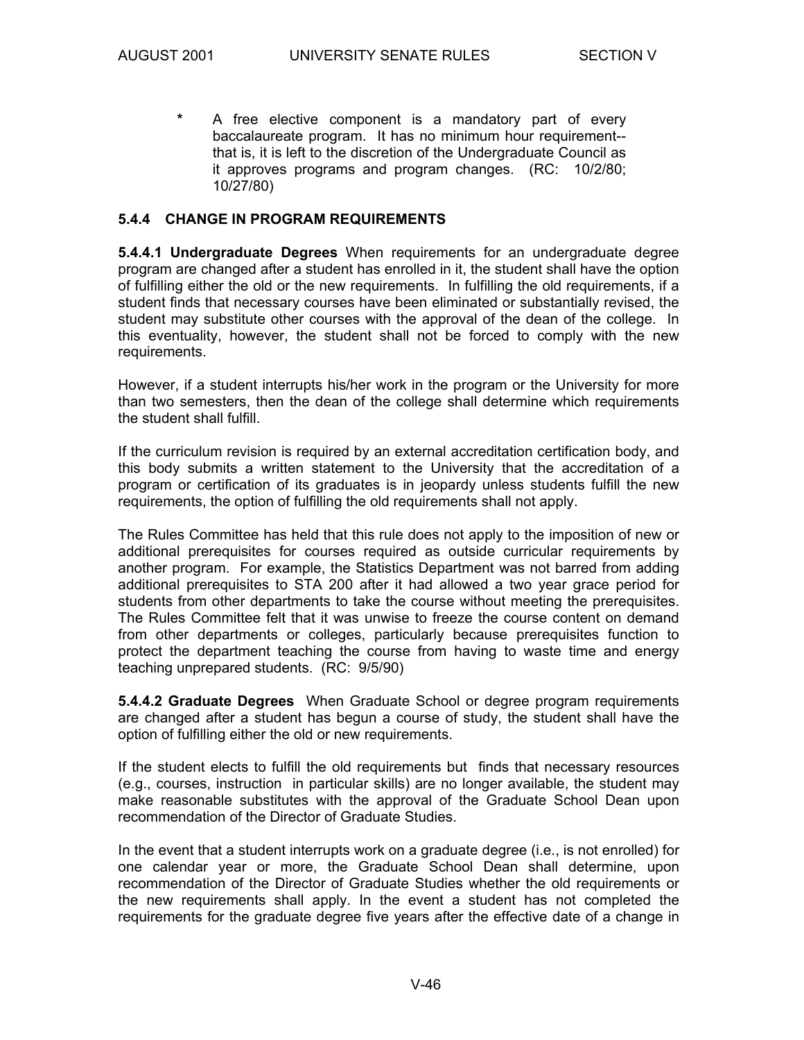* A free elective component is a mandatory part of every baccalaureate program. It has no minimum hour requirement--that is, it is left to the discretion of the Undergraduate Council as it approves programs and program changes. (RC: 10/2/80; 10/27/80)

### 5.4.4 CHANGE IN PROGRAM REQUIREMENTS

**5.4.4.1 Undergraduate Degrees** When requirements for an undergraduate degree program are changed after a student has enrolled in it, the student shall have the option of fulfilling either the old or the new requirements. In fulfilling the old requirements, if a student finds that necessary courses have been eliminated or substantially revised, the student may substitute other courses with the approval of the dean of the college. In this eventuality, however, the student shall not be forced to comply with the new requirements.

However, if a student interrupts his/her work in the program or the University for more than two semesters, then the dean of the college shall determine which requirements the student shall fulfill.

If the curriculum revision is required by an external accreditation certification body, and this body submits a written statement to the University that the accreditation of a program or certification of its graduates is in jeopardy unless students fulfill the new requirements, the option of fulfilling the old requirements shall not apply.

The Rules Committee has held that this rule does not apply to the imposition of new or additional prerequisites for courses required as outside curricular requirements by another program. For example, the Statistics Department was not barred from adding additional prerequisites to STA 200 after it had allowed a two year grace period for students from other departments to take the course without meeting the prerequisites. The Rules Committee felt that it was unwise to freeze the course content on demand from other departments or colleges, particularly because prerequisites function to protect the department teaching the course from having to waste time and energy teaching unprepared students. (RC: 9/5/90)

**5.4.4.2 Graduate Degrees** When Graduate School or degree program requirements are changed after a student has begun a course of study, the student shall have the option of fulfilling either the old or new requirements.

If the student elects to fulfill the old requirements but finds that necessary resources (e.g., courses, instruction in particular skills) are no longer available, the student may make reasonable substitutes with the approval of the Graduate School Dean upon recommendation of the Director of Graduate Studies.

In the event that a student interrupts work on a graduate degree (i.e., is not enrolled) for one calendar year or more, the Graduate School Dean shall determine, upon recommendation of the Director of Graduate Studies whether the old requirements or the new requirements shall apply. In the event a student has not completed the requirements for the graduate degree five years after the effective date of a change in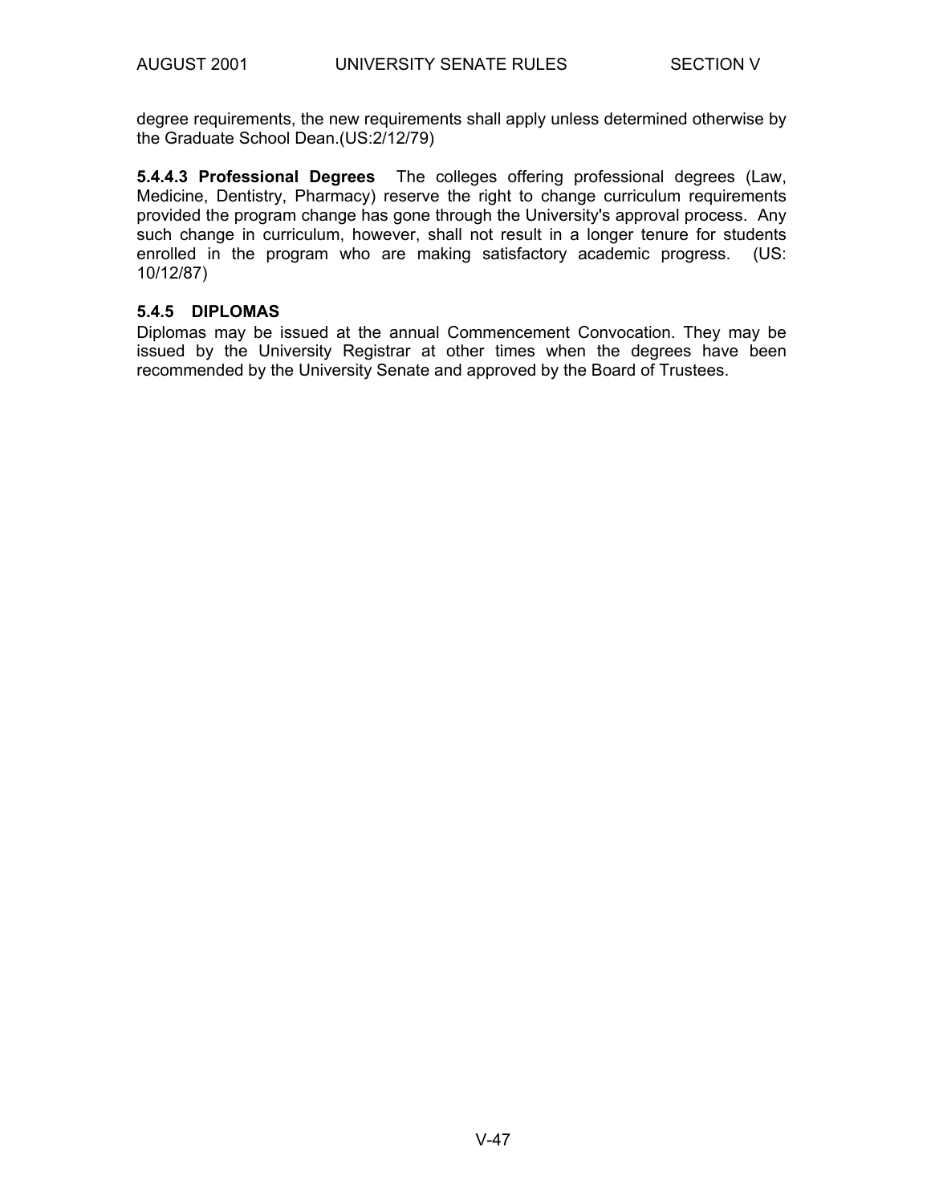degree requirements, the new requirements shall apply unless determined otherwise by the Graduate School Dean.(US:2/12/79)

**5.4.4.3 Professional Degrees** The colleges offering professional degrees (Law, Medicine, Dentistry, Pharmacy) reserve the right to change curriculum requirements provided the program change has gone through the University's approval process. Any such change in curriculum, however, shall not result in a longer tenure for students enrolled in the program who are making satisfactory academic progress. (US: 10/12/87)

### 5.4.5 DIPLOMAS

Diplomas may be issued at the annual Commencement Convocation. They may be issued by the University Registrar at other times when the degrees have been recommended by the University Senate and approved by the Board of Trustees.